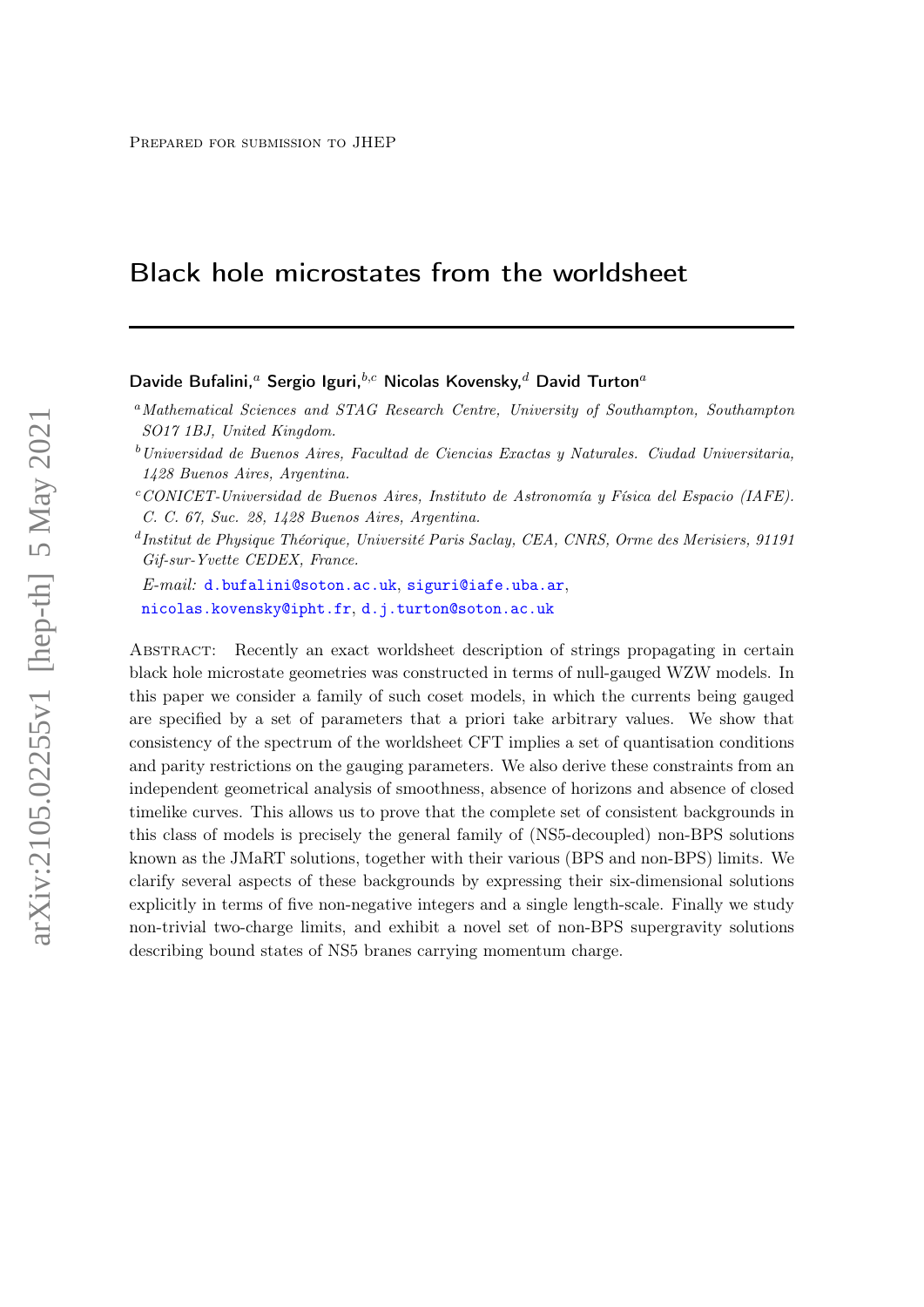Prepared for submission to JHEP

# Black hole microstates from the worldsheet

**Davide Bufalini,**[a] **Sergio Iguri,**[b,c] **Nicolas Kovensky,**[d] **David Turton**[a]

[a] *Mathematical Sciences and STAG Research Centre, University of Southampton, Southampton SO17 1BJ, United Kingdom.*

[b] *Universidad de Buenos Aires, Facultad de Ciencias Exactas y Naturales. Ciudad Universitaria, 1428 Buenos Aires, Argentina.*

[c] *CONICET-Universidad de Buenos Aires, Instituto de Astronomía y Física del Espacio (IAFE). C. C. 67, Suc. 28, 1428 Buenos Aires, Argentina.*

[d] *Institut de Physique Théorique, Université Paris Saclay, CEA, CNRS, Orme des Merisiers, 91191 Gif-sur-Yvette CEDEX, France.*

*E-mail:* d.bufalini@soton.ac.uk, siguri@iafe.uba.ar, nicolas.kovensky@ipht.fr, d.j.turton@soton.ac.uk

Abstract: Recently an exact worldsheet description of strings propagating in certain black hole microstate geometries was constructed in terms of null-gauged WZW models. In this paper we consider a family of such coset models, in which the currents being gauged are specified by a set of parameters that a priori take arbitrary values. We show that consistency of the spectrum of the worldsheet CFT implies a set of quantisation conditions and parity restrictions on the gauging parameters. We also derive these constraints from an independent geometrical analysis of smoothness, absence of horizons and absence of closed timelike curves. This allows us to prove that the complete set of consistent backgrounds in this class of models is precisely the general family of (NS5-decoupled) non-BPS solutions known as the JMaRT solutions, together with their various (BPS and non-BPS) limits. We clarify several aspects of these backgrounds by expressing their six-dimensional solutions explicitly in terms of five non-negative integers and a single length-scale. Finally we study non-trivial two-charge limits, and exhibit a novel set of non-BPS supergravity solutions describing bound states of NS5 branes carrying momentum charge.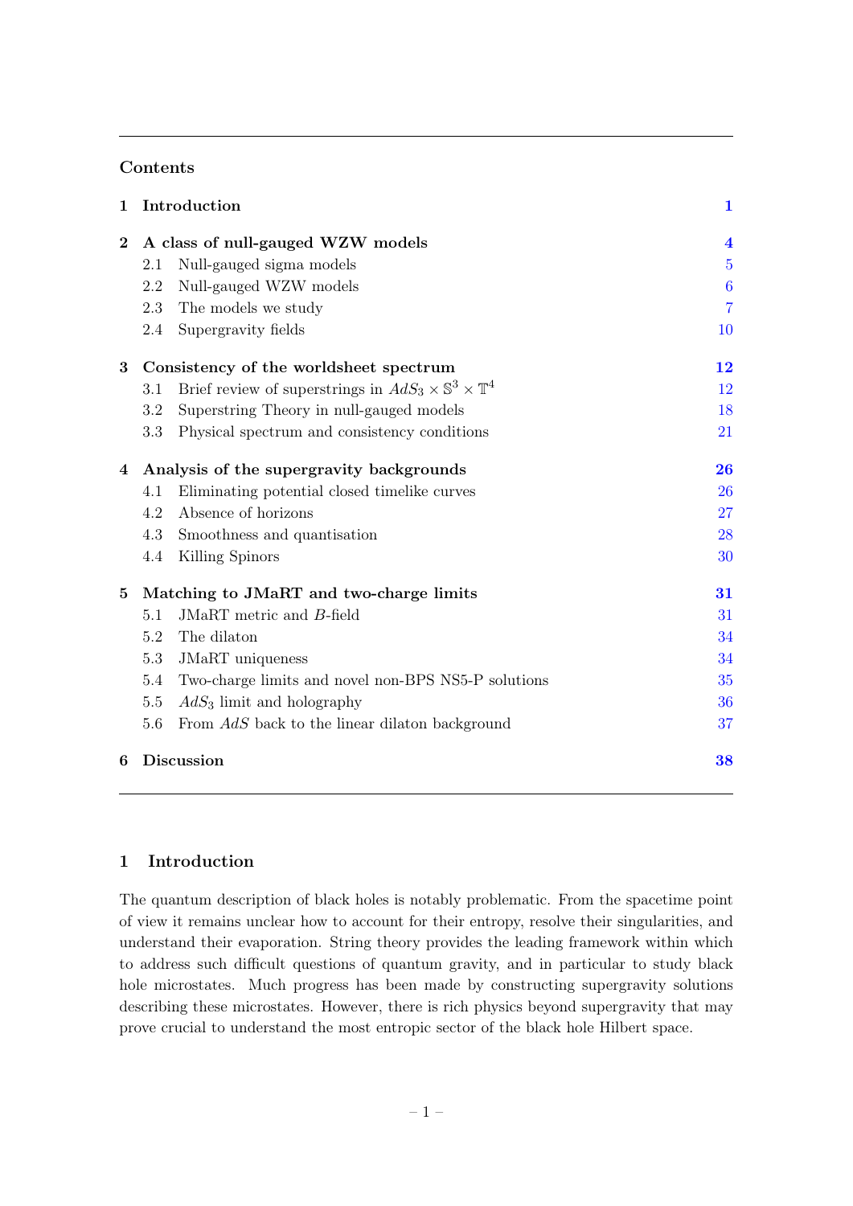## Contents

| | | |
|---|---|---|
| **1** | **Introduction** | **1** |
| **2** | **A class of null-gauged WZW models** | **4** |
| 2.1 | Null-gauged sigma models | 5 |
| 2.2 | Null-gauged WZW models | 6 |
| 2.3 | The models we study | 7 |
| 2.4 | Supergravity fields | 10 |
| **3** | **Consistency of the worldsheet spectrum** | **12** |
| 3.1 | Brief review of superstrings in $AdS_3 \times \mathbb{S}^3 \times \mathbb{T}^4$ | 12 |
| 3.2 | Superstring Theory in null-gauged models | 18 |
| 3.3 | Physical spectrum and consistency conditions | 21 |
| **4** | **Analysis of the supergravity backgrounds** | **26** |
| 4.1 | Eliminating potential closed timelike curves | 26 |
| 4.2 | Absence of horizons | 27 |
| 4.3 | Smoothness and quantisation | 28 |
| 4.4 | Killing Spinors | 30 |
| **5** | **Matching to JMaRT and two-charge limits** | **31** |
| 5.1 | JMaRT metric and $B$-field | 31 |
| 5.2 | The dilaton | 34 |
| 5.3 | JMaRT uniqueness | 34 |
| 5.4 | Two-charge limits and novel non-BPS NS5-P solutions | 35 |
| 5.5 | $AdS_3$ limit and holography | 36 |
| 5.6 | From $AdS$ back to the linear dilaton background | 37 |
| **6** | **Discussion** | **38** |

## 1 Introduction

The quantum description of black holes is notably problematic. From the spacetime point of view it remains unclear how to account for their entropy, resolve their singularities, and understand their evaporation. String theory provides the leading framework within which to address such difficult questions of quantum gravity, and in particular to study black hole microstates. Much progress has been made by constructing supergravity solutions describing these microstates. However, there is rich physics beyond supergravity that may prove crucial to understand the most entropic sector of the black hole Hilbert space.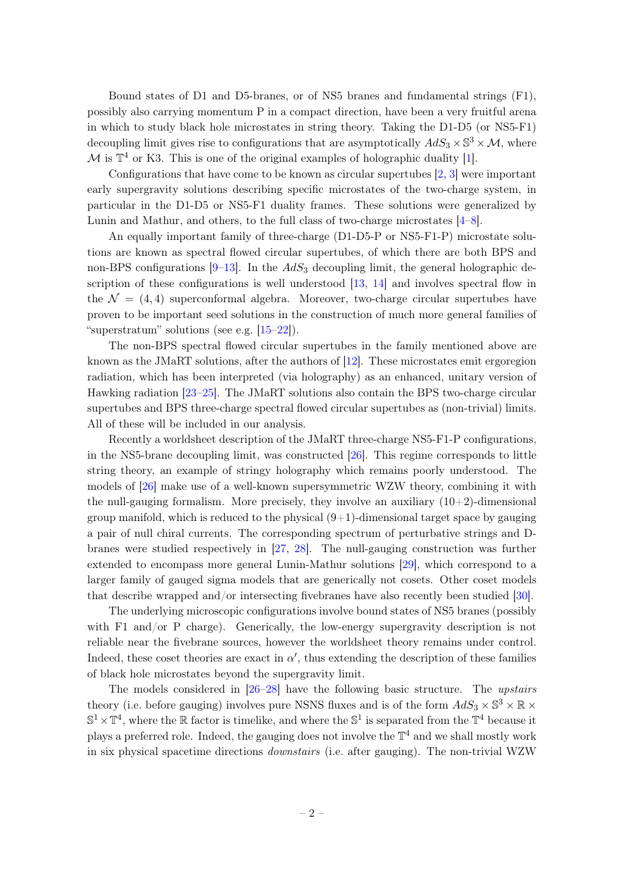Bound states of D1 and D5-branes, or of NS5 branes and fundamental strings (F1), possibly also carrying momentum P in a compact direction, have been a very fruitful arena in which to study black hole microstates in string theory. Taking the D1-D5 (or NS5-F1) decoupling limit gives rise to configurations that are asymptotically $AdS_3 \times \mathbb{S}^3 \times \mathcal{M}$, where $\mathcal{M}$ is $\mathbb{T}^4$ or K3. This is one of the original examples of holographic duality [1].

Configurations that have come to be known as circular supertubes [2, 3] were important early supergravity solutions describing specific microstates of the two-charge system, in particular in the D1-D5 or NS5-F1 duality frames. These solutions were generalized by Lunin and Mathur, and others, to the full class of two-charge microstates [4–8].

An equally important family of three-charge (D1-D5-P or NS5-F1-P) microstate solutions are known as spectral flowed circular supertubes, of which there are both BPS and non-BPS configurations [9–13]. In the $AdS_3$ decoupling limit, the general holographic description of these configurations is well understood [13, 14] and involves spectral flow in the $\mathcal{N} = (4, 4)$ superconformal algebra. Moreover, two-charge circular supertubes have proven to be important seed solutions in the construction of much more general families of "superstratum" solutions (see e.g. [15–22]).

The non-BPS spectral flowed circular supertubes in the family mentioned above are known as the JMaRT solutions, after the authors of [12]. These microstates emit ergoregion radiation, which has been interpreted (via holography) as an enhanced, unitary version of Hawking radiation [23–25]. The JMaRT solutions also contain the BPS two-charge circular supertubes and BPS three-charge spectral flowed circular supertubes as (non-trivial) limits. All of these will be included in our analysis.

Recently a worldsheet description of the JMaRT three-charge NS5-F1-P configurations, in the NS5-brane decoupling limit, was constructed [26]. This regime corresponds to little string theory, an example of stringy holography which remains poorly understood. The models of [26] make use of a well-known supersymmetric WZW theory, combining it with the null-gauging formalism. More precisely, they involve an auxiliary (10+2)-dimensional group manifold, which is reduced to the physical (9+1)-dimensional target space by gauging a pair of null chiral currents. The corresponding spectrum of perturbative strings and D-branes were studied respectively in [27, 28]. The null-gauging construction was further extended to encompass more general Lunin-Mathur solutions [29], which correspond to a larger family of gauged sigma models that are generically not cosets. Other coset models that describe wrapped and/or intersecting fivebranes have also recently been studied [30].

The underlying microscopic configurations involve bound states of NS5 branes (possibly with F1 and/or P charge). Generically, the low-energy supergravity description is not reliable near the fivebrane sources, however the worldsheet theory remains under control. Indeed, these coset theories are exact in $\alpha'$, thus extending the description of these families of black hole microstates beyond the supergravity limit.

The models considered in [26–28] have the following basic structure. The *upstairs* theory (i.e. before gauging) involves pure NSNS fluxes and is of the form $AdS_3 \times \mathbb{S}^3 \times \mathbb{R} \times \mathbb{S}^1 \times \mathbb{T}^4$, where the $\mathbb{R}$ factor is timelike, and where the $\mathbb{S}^1$ is separated from the $\mathbb{T}^4$ because it plays a preferred role. Indeed, the gauging does not involve the $\mathbb{T}^4$ and we shall mostly work in six physical spacetime directions *downstairs* (i.e. after gauging). The non-trivial WZW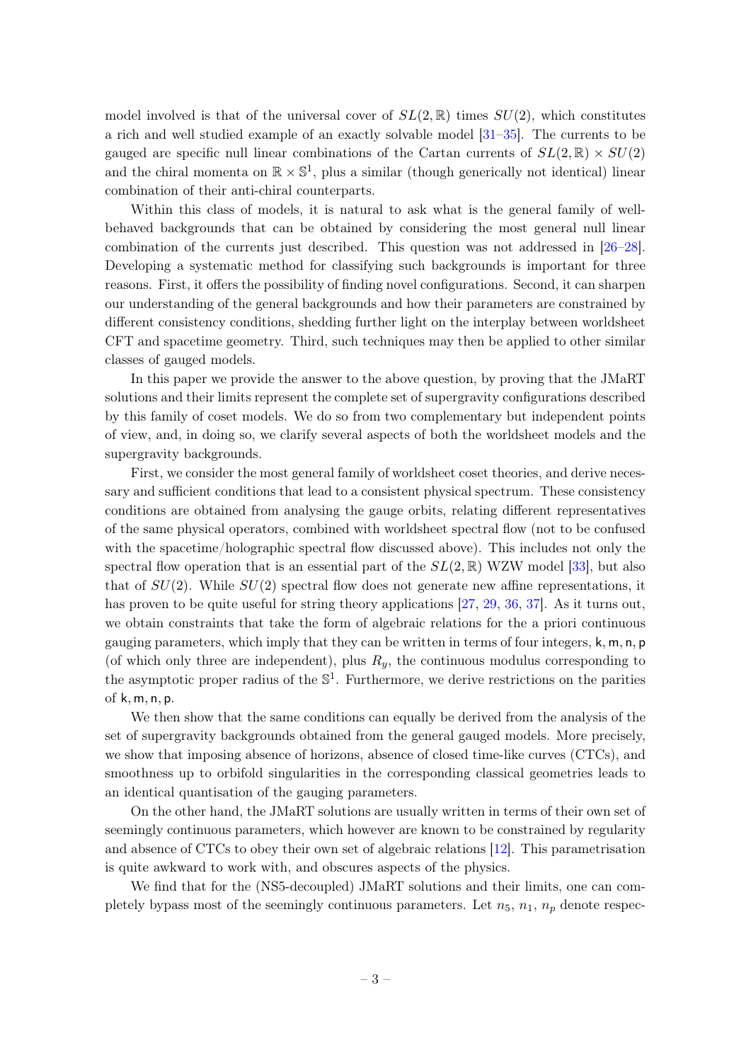model involved is that of the universal cover of $SL(2,\mathbb{R})$ times $SU(2)$, which constitutes a rich and well studied example of an exactly solvable model [31–35]. The currents to be gauged are specific null linear combinations of the Cartan currents of $SL(2,\mathbb{R}) \times SU(2)$ and the chiral momenta on $\mathbb{R} \times \mathbb{S}^1$, plus a similar (though generically not identical) linear combination of their anti-chiral counterparts.

Within this class of models, it is natural to ask what is the general family of well-behaved backgrounds that can be obtained by considering the most general null linear combination of the currents just described. This question was not addressed in [26–28]. Developing a systematic method for classifying such backgrounds is important for three reasons. First, it offers the possibility of finding novel configurations. Second, it can sharpen our understanding of the general backgrounds and how their parameters are constrained by different consistency conditions, shedding further light on the interplay between worldsheet CFT and spacetime geometry. Third, such techniques may then be applied to other similar classes of gauged models.

In this paper we provide the answer to the above question, by proving that the JMaRT solutions and their limits represent the complete set of supergravity configurations described by this family of coset models. We do so from two complementary but independent points of view, and, in doing so, we clarify several aspects of both the worldsheet models and the supergravity backgrounds.

First, we consider the most general family of worldsheet coset theories, and derive necessary and sufficient conditions that lead to a consistent physical spectrum. These consistency conditions are obtained from analysing the gauge orbits, relating different representatives of the same physical operators, combined with worldsheet spectral flow (not to be confused with the spacetime/holographic spectral flow discussed above). This includes not only the spectral flow operation that is an essential part of the $SL(2,\mathbb{R})$ WZW model [33], but also that of $SU(2)$. While $SU(2)$ spectral flow does not generate new affine representations, it has proven to be quite useful for string theory applications [27, 29, 36, 37]. As it turns out, we obtain constraints that take the form of algebraic relations for the a priori continuous gauging parameters, which imply that they can be written in terms of four integers, $\mathsf{k}, \mathsf{m}, \mathsf{n}, \mathsf{p}$ (of which only three are independent), plus $R_y$, the continuous modulus corresponding to the asymptotic proper radius of the $\mathbb{S}^1$. Furthermore, we derive restrictions on the parities of $\mathsf{k}, \mathsf{m}, \mathsf{n}, \mathsf{p}$.

We then show that the same conditions can equally be derived from the analysis of the set of supergravity backgrounds obtained from the general gauged models. More precisely, we show that imposing absence of horizons, absence of closed time-like curves (CTCs), and smoothness up to orbifold singularities in the corresponding classical geometries leads to an identical quantisation of the gauging parameters.

On the other hand, the JMaRT solutions are usually written in terms of their own set of seemingly continuous parameters, which however are known to be constrained by regularity and absence of CTCs to obey their own set of algebraic relations [12]. This parametrisation is quite awkward to work with, and obscures aspects of the physics.

We find that for the (NS5-decoupled) JMaRT solutions and their limits, one can completely bypass most of the seemingly continuous parameters. Let $n_5$, $n_1$, $n_p$ denote respec-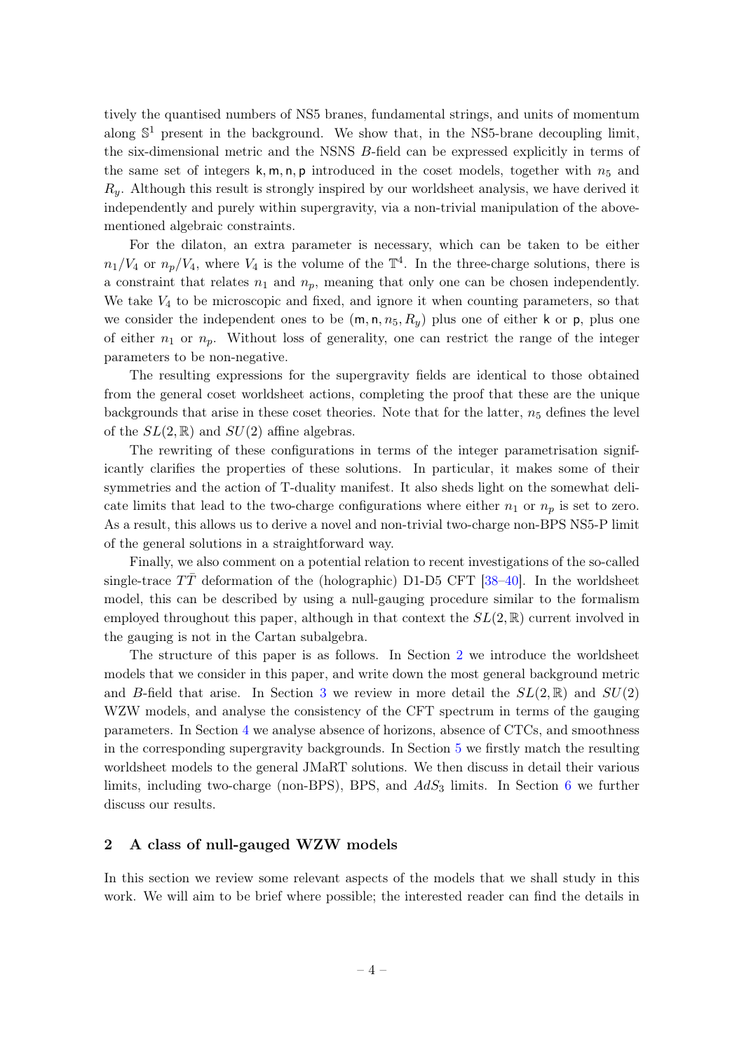tively the quantised numbers of NS5 branes, fundamental strings, and units of momentum along $\mathbb{S}^1$ present in the background. We show that, in the NS5-brane decoupling limit, the six-dimensional metric and the NSNS $B$-field can be expressed explicitly in terms of the same set of integers $\mathsf{k}, \mathsf{m}, \mathsf{n}, \mathsf{p}$ introduced in the coset models, together with $n_5$ and $R_y$. Although this result is strongly inspired by our worldsheet analysis, we have derived it independently and purely within supergravity, via a non-trivial manipulation of the above-mentioned algebraic constraints.

For the dilaton, an extra parameter is necessary, which can be taken to be either $n_1/V_4$ or $n_p/V_4$, where $V_4$ is the volume of the $\mathbb{T}^4$. In the three-charge solutions, there is a constraint that relates $n_1$ and $n_p$, meaning that only one can be chosen independently. We take $V_4$ to be microscopic and fixed, and ignore it when counting parameters, so that we consider the independent ones to be $(\mathsf{m}, \mathsf{n}, n_5, R_y)$ plus one of either $\mathsf{k}$ or $\mathsf{p}$, plus one of either $n_1$ or $n_p$. Without loss of generality, one can restrict the range of the integer parameters to be non-negative.

The resulting expressions for the supergravity fields are identical to those obtained from the general coset worldsheet actions, completing the proof that these are the unique backgrounds that arise in these coset theories. Note that for the latter, $n_5$ defines the level of the $SL(2,\mathbb{R})$ and $SU(2)$ affine algebras.

The rewriting of these configurations in terms of the integer parametrisation significantly clarifies the properties of these solutions. In particular, it makes some of their symmetries and the action of T-duality manifest. It also sheds light on the somewhat delicate limits that lead to the two-charge configurations where either $n_1$ or $n_p$ is set to zero. As a result, this allows us to derive a novel and non-trivial two-charge non-BPS NS5-P limit of the general solutions in a straightforward way.

Finally, we also comment on a potential relation to recent investigations of the so-called single-trace $T\bar{T}$ deformation of the (holographic) D1-D5 CFT [38–40]. In the worldsheet model, this can be described by using a null-gauging procedure similar to the formalism employed throughout this paper, although in that context the $SL(2,\mathbb{R})$ current involved in the gauging is not in the Cartan subalgebra.

The structure of this paper is as follows. In Section 2 we introduce the worldsheet models that we consider in this paper, and write down the most general background metric and $B$-field that arise. In Section 3 we review in more detail the $SL(2,\mathbb{R})$ and $SU(2)$ WZW models, and analyse the consistency of the CFT spectrum in terms of the gauging parameters. In Section 4 we analyse absence of horizons, absence of CTCs, and smoothness in the corresponding supergravity backgrounds. In Section 5 we firstly match the resulting worldsheet models to the general JMaRT solutions. We then discuss in detail their various limits, including two-charge (non-BPS), BPS, and $AdS_3$ limits. In Section 6 we further discuss our results.

## 2 A class of null-gauged WZW models

In this section we review some relevant aspects of the models that we shall study in this work. We will aim to be brief where possible; the interested reader can find the details in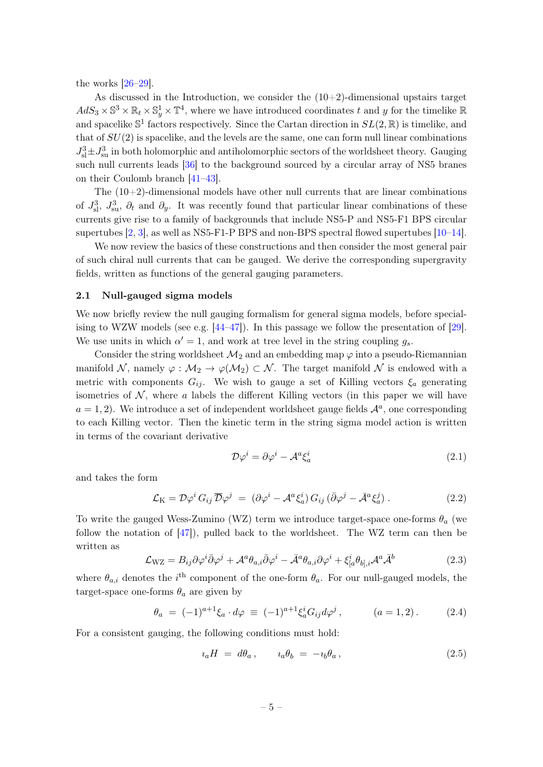the works [26–29].

As discussed in the Introduction, we consider the (10+2)-dimensional upstairs target $AdS_3 \times \mathbb{S}^3 \times \mathbb{R}_t \times \mathbb{S}^1_y \times \mathbb{T}^4$, where we have introduced coordinates $t$ and $y$ for the timelike $\mathbb{R}$ and spacelike $\mathbb{S}^1$ factors respectively. Since the Cartan direction in $SL(2,\mathbb{R})$ is timelike, and that of $SU(2)$ is spacelike, and the levels are the same, one can form null linear combinations $J^3_{\rm sl} \pm J^3_{\rm su}$ in both holomorphic and antiholomorphic sectors of the worldsheet theory. Gauging such null currents leads [36] to the background sourced by a circular array of NS5 branes on their Coulomb branch [41–43].

The (10+2)-dimensional models have other null currents that are linear combinations of $J^3_{\rm sl}$, $J^3_{\rm su}$, $\partial_t$ and $\partial_y$. It was recently found that particular linear combinations of these currents give rise to a family of backgrounds that include NS5-P and NS5-F1 BPS circular supertubes [2, 3], as well as NS5-F1-P BPS and non-BPS spectral flowed supertubes [10–14].

We now review the basics of these constructions and then consider the most general pair of such chiral null currents that can be gauged. We derive the corresponding supergravity fields, written as functions of the general gauging parameters.

## 2.1 Null-gauged sigma models

We now briefly review the null gauging formalism for general sigma models, before specialising to WZW models (see e.g. [44–47]). In this passage we follow the presentation of [29]. We use units in which $\alpha' = 1$, and work at tree level in the string coupling $g_s$.

Consider the string worldsheet $\mathcal{M}_2$ and an embedding map $\varphi$ into a pseudo-Riemannian manifold $\mathcal{N}$, namely $\varphi : \mathcal{M}_2 \to \varphi(\mathcal{M}_2) \subset \mathcal{N}$. The target manifold $\mathcal{N}$ is endowed with a metric with components $G_{ij}$. We wish to gauge a set of Killing vectors $\xi_a$ generating isometries of $\mathcal{N}$, where $a$ labels the different Killing vectors (in this paper we will have $a = 1, 2$). We introduce a set of independent worldsheet gauge fields $\mathcal{A}^a$, one corresponding to each Killing vector. Then the kinetic term in the string sigma model action is written in terms of the covariant derivative

$$
\mathcal{D}\varphi^i = \partial\varphi^i - \mathcal{A}^a \xi^i_a \tag{2.1}
$$

and takes the form

$$
\mathcal{L}_{\rm K} = \mathcal{D}\varphi^i \, G_{ij} \, \overline{\mathcal{D}}\varphi^j \;=\; (\partial\varphi^i - \mathcal{A}^a \xi^i_a) \, G_{ij} \, (\bar{\partial}\varphi^j - \bar{\mathcal{A}}^a \xi^j_a) \,. \tag{2.2}
$$

To write the gauged Wess-Zumino (WZ) term we introduce target-space one-forms $\theta_a$ (we follow the notation of [47]), pulled back to the worldsheet. The WZ term can then be written as

$$
\mathcal{L}_{\rm WZ} = B_{ij}\partial\varphi^i\bar{\partial}\varphi^j + \mathcal{A}^a\theta_{a,i}\bar{\partial}\varphi^i - \bar{\mathcal{A}}^a\theta_{a,i}\partial\varphi^i + \xi^i_{[a}\theta_{b],i}\mathcal{A}^a\bar{\mathcal{A}}^b \tag{2.3}
$$

where $\theta_{a,i}$ denotes the $i^{\rm th}$ component of the one-form $\theta_a$. For our null-gauged models, the target-space one-forms $\theta_a$ are given by

$$
\theta_a \;=\; (-1)^{a+1}\xi_a \cdot d\varphi \;\equiv\; (-1)^{a+1}\xi^i_a G_{ij} d\varphi^j \,, \qquad\qquad (a = 1, 2) \,. \tag{2.4}
$$

For a consistent gauging, the following conditions must hold:

$$
\imath_a H \;=\; d\theta_a \,, \qquad \imath_a\theta_b \;=\; -\imath_b\theta_a \,, \tag{2.5}
$$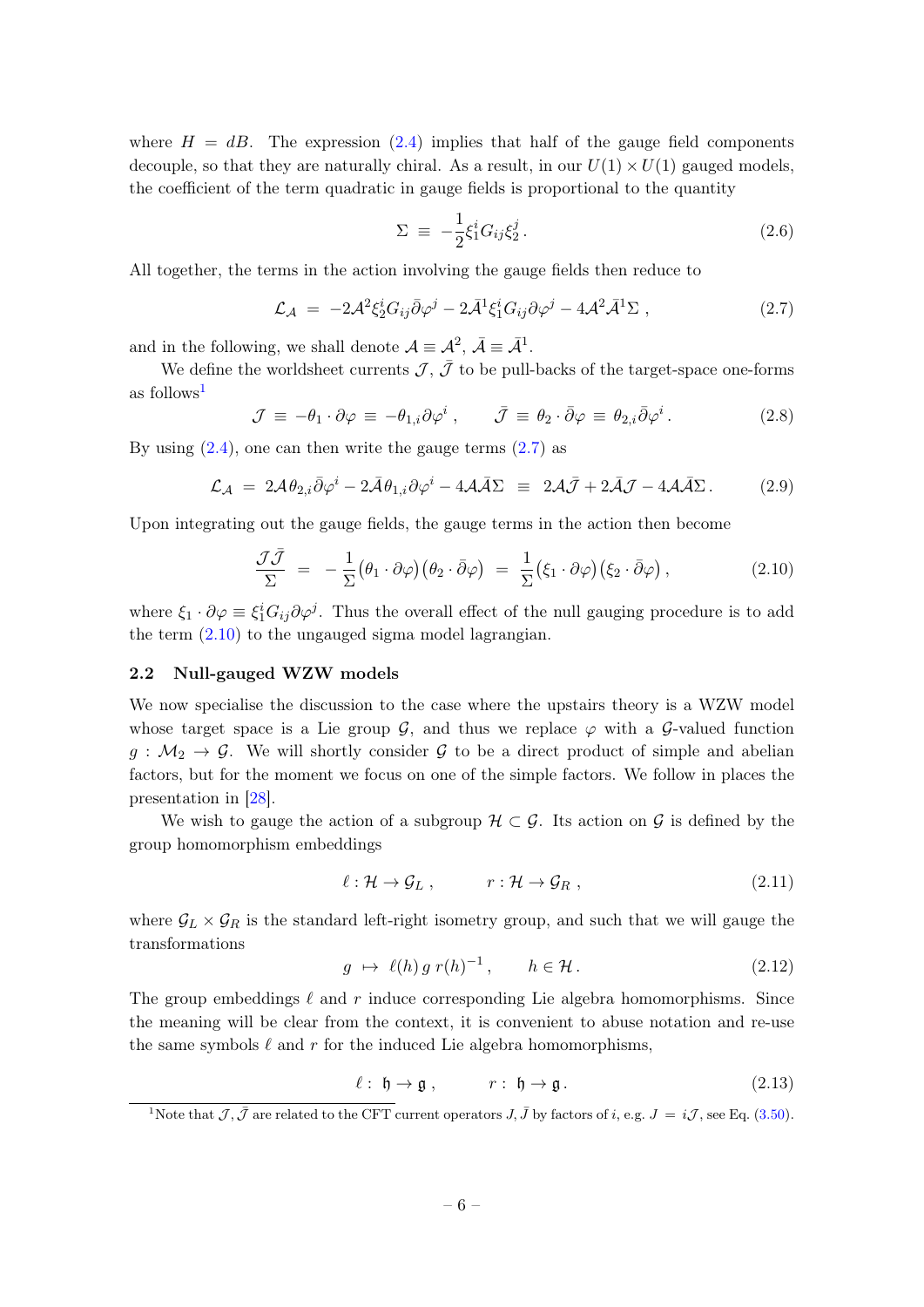where $H = dB$. The expression (2.4) implies that half of the gauge field components decouple, so that they are naturally chiral. As a result, in our $U(1) \times U(1)$ gauged models, the coefficient of the term quadratic in gauge fields is proportional to the quantity

$$\Sigma \;\equiv\; -\frac{1}{2}\xi_1^i G_{ij} \xi_2^j \,. \tag{2.6}$$

All together, the terms in the action involving the gauge fields then reduce to

$$\mathcal{L}_{\mathcal{A}} \;=\; -2\mathcal{A}^2 \xi_2^i G_{ij} \bar{\partial}\varphi^j - 2\bar{\mathcal{A}}^1 \xi_1^i G_{ij} \partial\varphi^j - 4\mathcal{A}^2 \bar{\mathcal{A}}^1 \Sigma \;, \tag{2.7}$$

and in the following, we shall denote $\mathcal{A} \equiv \mathcal{A}^2$, $\bar{\mathcal{A}} \equiv \bar{\mathcal{A}}^1$.

We define the worldsheet currents $\mathcal{J}$, $\bar{\mathcal{J}}$ to be pull-backs of the target-space one-forms as follows[1]

$$\mathcal{J} \;\equiv\; -\theta_1 \cdot \partial\varphi \;\equiv\; -\theta_{1,i}\partial\varphi^i \;, \qquad \bar{\mathcal{J}} \;\equiv\; \theta_2 \cdot \bar{\partial}\varphi \;\equiv\; \theta_{2,i}\bar{\partial}\varphi^i \,. \tag{2.8}$$

By using (2.4), one can then write the gauge terms (2.7) as

$$\mathcal{L}_{\mathcal{A}} \;=\; 2\mathcal{A}\theta_{2,i}\bar{\partial}\varphi^i - 2\bar{\mathcal{A}}\theta_{1,i}\partial\varphi^i - 4\mathcal{A}\bar{\mathcal{A}}\Sigma \;\equiv\; 2\mathcal{A}\bar{\mathcal{J}} + 2\bar{\mathcal{A}}\mathcal{J} - 4\mathcal{A}\bar{\mathcal{A}}\Sigma \,. \tag{2.9}$$

Upon integrating out the gauge fields, the gauge terms in the action then become

$$\frac{\mathcal{J}\bar{\mathcal{J}}}{\Sigma} \;=\; -\frac{1}{\Sigma}\big(\theta_1 \cdot \partial\varphi\big)\big(\theta_2 \cdot \bar{\partial}\varphi\big) \;=\; \frac{1}{\Sigma}\big(\xi_1 \cdot \partial\varphi\big)\big(\xi_2 \cdot \bar{\partial}\varphi\big) \,, \tag{2.10}$$

where $\xi_1 \cdot \partial\varphi \equiv \xi_1^i G_{ij}\partial\varphi^j$. Thus the overall effect of the null gauging procedure is to add the term (2.10) to the ungauged sigma model lagrangian.

### 2.2 Null-gauged WZW models

We now specialise the discussion to the case where the upstairs theory is a WZW model whose target space is a Lie group $\mathcal{G}$, and thus we replace $\varphi$ with a $\mathcal{G}$-valued function $g : \mathcal{M}_2 \to \mathcal{G}$. We will shortly consider $\mathcal{G}$ to be a direct product of simple and abelian factors, but for the moment we focus on one of the simple factors. We follow in places the presentation in [28].

We wish to gauge the action of a subgroup $\mathcal{H} \subset \mathcal{G}$. Its action on $\mathcal{G}$ is defined by the group homomorphism embeddings

$$\ell : \mathcal{H} \to \mathcal{G}_L \;, \qquad\quad r : \mathcal{H} \to \mathcal{G}_R \;, \tag{2.11}$$

where $\mathcal{G}_L \times \mathcal{G}_R$ is the standard left-right isometry group, and such that we will gauge the transformations

$$g \;\mapsto\; \ell(h)\, g\, r(h)^{-1} \,, \qquad h \in \mathcal{H} \,. \tag{2.12}$$

The group embeddings $\ell$ and $r$ induce corresponding Lie algebra homomorphisms. Since the meaning will be clear from the context, it is convenient to abuse notation and re-use the same symbols $\ell$ and $r$ for the induced Lie algebra homomorphisms,

$$\ell :\; \mathfrak{h} \to \mathfrak{g} \,, \qquad\quad r :\; \mathfrak{h} \to \mathfrak{g} \,. \tag{2.13}$$

[1] Note that $\mathcal{J}, \bar{\mathcal{J}}$ are related to the CFT current operators $J, \bar{J}$ by factors of $i$, e.g. $J = i\mathcal{J}$, see Eq. (3.50).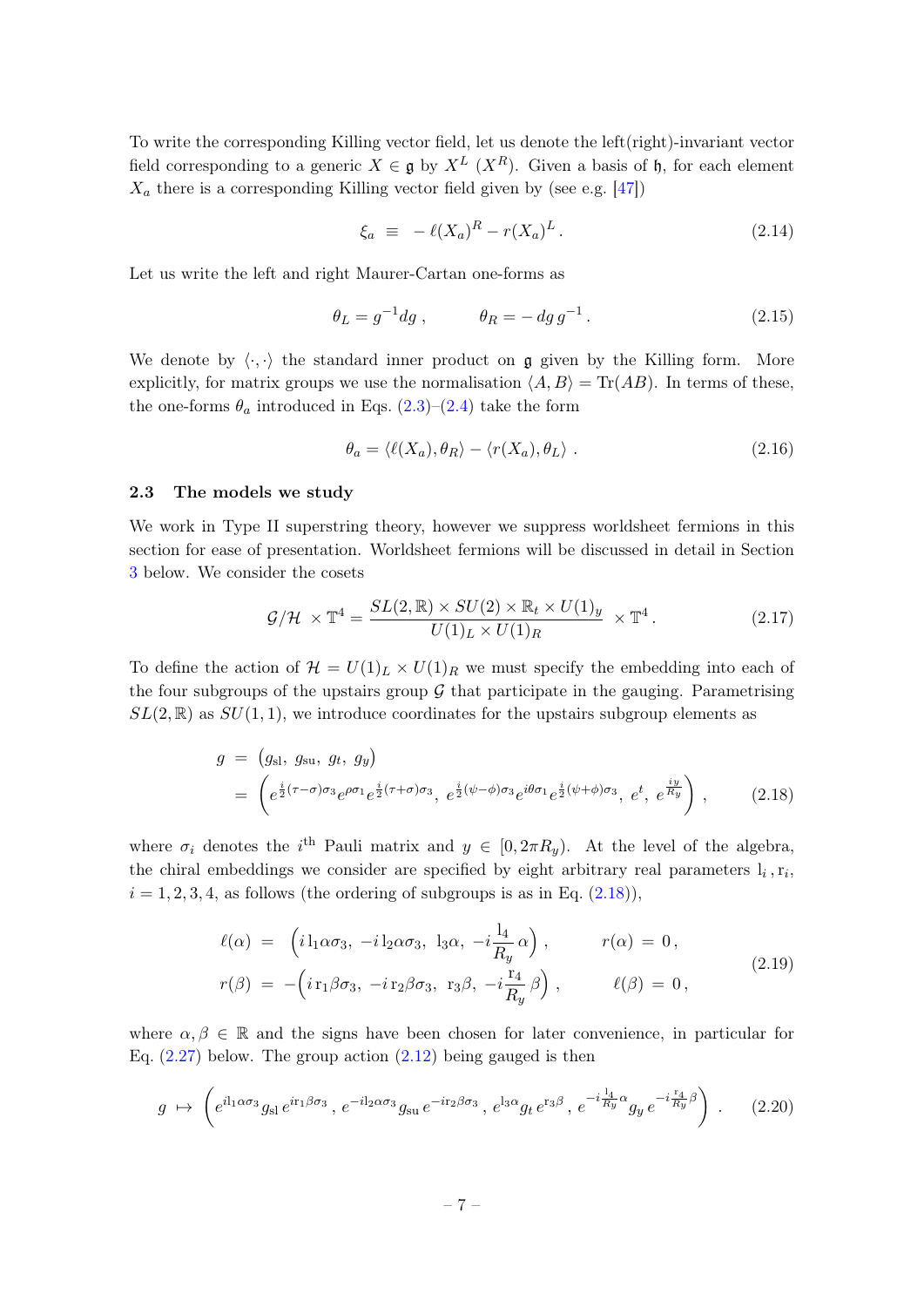To write the corresponding Killing vector field, let us denote the left(right)-invariant vector field corresponding to a generic $X \in \mathfrak{g}$ by $X^L$ ($X^R$). Given a basis of $\mathfrak{h}$, for each element $X_a$ there is a corresponding Killing vector field given by (see e.g. [47])

$$\xi_a \;\equiv\; -\,\ell(X_a)^R - r(X_a)^L\,. \tag{2.14}$$

Let us write the left and right Maurer-Cartan one-forms as

$$\theta_L = g^{-1}dg\;, \qquad\quad \theta_R = -\,dg\,g^{-1}\,. \tag{2.15}$$

We denote by $\langle\cdot,\cdot\rangle$ the standard inner product on $\mathfrak{g}$ given by the Killing form. More explicitly, for matrix groups we use the normalisation $\langle A, B\rangle = \mathrm{Tr}(AB)$. In terms of these, the one-forms $\theta_a$ introduced in Eqs. (2.3)–(2.4) take the form

$$\theta_a = \langle \ell(X_a), \theta_R\rangle - \langle r(X_a), \theta_L\rangle \;. \tag{2.16}$$

### 2.3 The models we study

We work in Type II superstring theory, however we suppress worldsheet fermions in this section for ease of presentation. Worldsheet fermions will be discussed in detail in Section 3 below. We consider the cosets

$$\mathcal{G}/\mathcal{H}\;\times\mathbb{T}^4 = \frac{SL(2,\mathbb{R})\times SU(2)\times \mathbb{R}_t\times U(1)_y}{U(1)_L\times U(1)_R}\;\times\mathbb{T}^4\,. \tag{2.17}$$

To define the action of $\mathcal{H} = U(1)_L\times U(1)_R$ we must specify the embedding into each of the four subgroups of the upstairs group $\mathcal{G}$ that participate in the gauging. Parametrising $SL(2,\mathbb{R})$ as $SU(1,1)$, we introduce coordinates for the upstairs subgroup elements as

$$\begin{aligned} g \;&=\; \big(g_{\rm sl},\; g_{\rm su},\; g_t,\; g_y\big) \\ &=\; \Big(e^{\frac{i}{2}(\tau-\sigma)\sigma_3}e^{\rho\sigma_1}e^{\frac{i}{2}(\tau+\sigma)\sigma_3},\; e^{\frac{i}{2}(\psi-\phi)\sigma_3}e^{i\theta\sigma_1}e^{\frac{i}{2}(\psi+\phi)\sigma_3},\; e^{t},\; e^{\frac{iy}{R_y}}\Big)\,, \end{aligned} \tag{2.18}$$

where $\sigma_i$ denotes the $i^{\rm th}$ Pauli matrix and $y \in [0, 2\pi R_y)$. At the level of the algebra, the chiral embeddings we consider are specified by eight arbitrary real parameters $\mathrm{l}_i\,,\mathrm{r}_i$, $i = 1,2,3,4$, as follows (the ordering of subgroups is as in Eq. (2.18)),

$$\begin{aligned} \ell(\alpha) \;&=\; \Big(i\,\mathrm{l}_1\alpha\sigma_3,\; -i\,\mathrm{l}_2\alpha\sigma_3,\; \mathrm{l}_3\alpha,\; -i\frac{\mathrm{l}_4}{R_y}\,\alpha\Big)\,, \qquad\quad r(\alpha) \;=\; 0\,, \\ r(\beta) \;&=\; -\Big(i\,\mathrm{r}_1\beta\sigma_3,\; -i\,\mathrm{r}_2\beta\sigma_3,\; \mathrm{r}_3\beta,\; -i\frac{\mathrm{r}_4}{R_y}\,\beta\Big)\,, \qquad\quad \ell(\beta) \;=\; 0\,, \end{aligned} \tag{2.19}$$

where $\alpha,\beta\in\mathbb{R}$ and the signs have been chosen for later convenience, in particular for Eq. (2.27) below. The group action (2.12) being gauged is then

$$g \;\mapsto\; \Big(e^{i\mathrm{l}_1\alpha\sigma_3}g_{\rm sl}\,e^{i\mathrm{r}_1\beta\sigma_3}\,,\; e^{-i\mathrm{l}_2\alpha\sigma_3}g_{\rm su}\,e^{-i\mathrm{r}_2\beta\sigma_3}\,,\; e^{\mathrm{l}_3\alpha}g_t\,e^{\mathrm{r}_3\beta}\,,\; e^{-i\frac{\mathrm{l}_4}{R_y}\alpha}g_y\,e^{-i\frac{\mathrm{r}_4}{R_y}\beta}\Big)\;. \tag{2.20}$$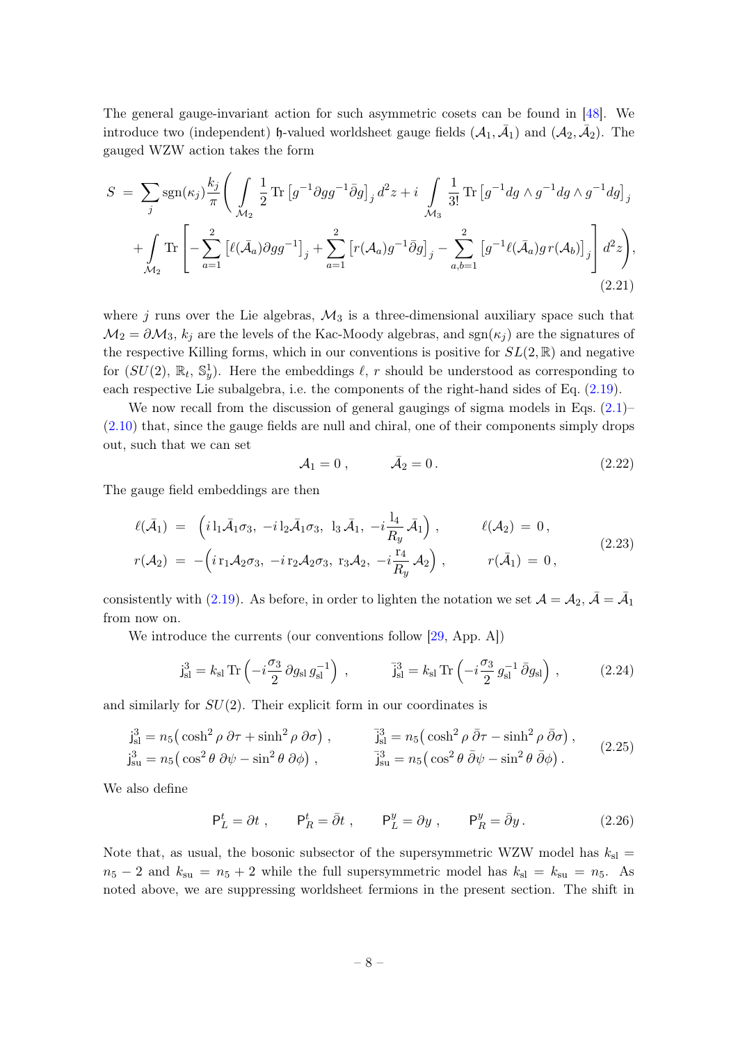The general gauge-invariant action for such asymmetric cosets can be found in [48]. We introduce two (independent) $\mathfrak{h}$-valued worldsheet gauge fields $(\mathcal{A}_1, \bar{\mathcal{A}}_1)$ and $(\mathcal{A}_2, \bar{\mathcal{A}}_2)$. The gauged WZW action takes the form

$$
\begin{aligned}
S \;=\; \sum_j \operatorname{sgn}(\kappa_j)\frac{k_j}{\pi}\Bigg( & \int\limits_{\mathcal{M}_2} \frac{1}{2}\operatorname{Tr}\left[g^{-1}\partial g g^{-1}\bar{\partial} g\right]_j d^2 z + i \int\limits_{\mathcal{M}_3} \frac{1}{3!}\operatorname{Tr}\left[g^{-1}dg\wedge g^{-1}dg\wedge g^{-1}dg\right]_j \\
&+ \int\limits_{\mathcal{M}_2} \operatorname{Tr}\left[-\sum_{a=1}^{2}\left[\ell(\bar{\mathcal{A}}_a)\partial g g^{-1}\right]_j + \sum_{a=1}^{2}\left[r(\mathcal{A}_a) g^{-1}\bar{\partial} g\right]_j - \sum_{a,b=1}^{2}\left[g^{-1}\ell(\bar{\mathcal{A}}_a) g\, r(\mathcal{A}_b)\right]_j\right] d^2 z\Bigg),
\end{aligned}
\tag{2.21}
$$

where $j$ runs over the Lie algebras, $\mathcal{M}_3$ is a three-dimensional auxiliary space such that $\mathcal{M}_2 = \partial\mathcal{M}_3$, $k_j$ are the levels of the Kac-Moody algebras, and $\operatorname{sgn}(\kappa_j)$ are the signatures of the respective Killing forms, which in our conventions is positive for $SL(2,\mathbb{R})$ and negative for $(SU(2),\, \mathbb{R}_t,\, \mathbb{S}^1_y)$. Here the embeddings $\ell$, $r$ should be understood as corresponding to each respective Lie subalgebra, i.e. the components of the right-hand sides of Eq. (2.19).

We now recall from the discussion of general gaugings of sigma models in Eqs. (2.1)–(2.10) that, since the gauge fields are null and chiral, one of their components simply drops out, such that we can set

$$
\mathcal{A}_1 = 0\,, \qquad \bar{\mathcal{A}}_2 = 0\,. \tag{2.22}
$$

The gauge field embeddings are then

$$
\begin{aligned}
\ell(\bar{\mathcal{A}}_1) \;&=\; \Big(i\,\mathrm{l}_1\bar{\mathcal{A}}_1\sigma_3,\; -i\,\mathrm{l}_2\bar{\mathcal{A}}_1\sigma_3,\; \mathrm{l}_3\,\bar{\mathcal{A}}_1,\; -i\frac{\mathrm{l}_4}{R_y}\,\bar{\mathcal{A}}_1\Big)\,, \qquad & \ell(\mathcal{A}_2) \;=\; 0\,, \\
r(\mathcal{A}_2) \;&=\; -\Big(i\,\mathrm{r}_1\mathcal{A}_2\sigma_3,\; -i\,\mathrm{r}_2\mathcal{A}_2\sigma_3,\; \mathrm{r}_3\mathcal{A}_2,\; -i\frac{\mathrm{r}_4}{R_y}\,\mathcal{A}_2\Big)\,, \qquad & r(\bar{\mathcal{A}}_1) \;=\; 0\,,
\end{aligned}
\tag{2.23}
$$

consistently with (2.19). As before, in order to lighten the notation we set $\mathcal{A} = \mathcal{A}_2$, $\bar{\mathcal{A}} = \bar{\mathcal{A}}_1$ from now on.

We introduce the currents (our conventions follow [29, App. A])

$$
\mathrm{j}^3_{\mathrm{sl}} = k_{\mathrm{sl}}\operatorname{Tr}\left(-i\frac{\sigma_3}{2}\,\partial g_{\mathrm{sl}}\, g_{\mathrm{sl}}^{-1}\right)\,, \qquad \bar{\mathrm{j}}^3_{\mathrm{sl}} = k_{\mathrm{sl}}\operatorname{Tr}\left(-i\frac{\sigma_3}{2}\, g_{\mathrm{sl}}^{-1}\,\bar{\partial} g_{\mathrm{sl}}\right)\,, \tag{2.24}
$$

and similarly for $SU(2)$. Their explicit form in our coordinates is

$$
\begin{aligned}
\mathrm{j}^3_{\mathrm{sl}} &= n_5\big(\cosh^2\rho\,\partial\tau + \sinh^2\rho\,\partial\sigma\big)\,, \qquad & \bar{\mathrm{j}}^3_{\mathrm{sl}} &= n_5\big(\cosh^2\rho\,\bar{\partial}\tau - \sinh^2\rho\,\bar{\partial}\sigma\big)\,, \\
\mathrm{j}^3_{\mathrm{su}} &= n_5\big(\cos^2\theta\,\partial\psi - \sin^2\theta\,\partial\phi\big)\,, \qquad & \bar{\mathrm{j}}^3_{\mathrm{su}} &= n_5\big(\cos^2\theta\,\bar{\partial}\psi - \sin^2\theta\,\bar{\partial}\phi\big)\,.
\end{aligned}
\tag{2.25}
$$

We also define

$$
\mathsf{P}^t_L = \partial t\,, \qquad \mathsf{P}^t_R = \bar{\partial} t\,, \qquad \mathsf{P}^y_L = \partial y\,, \qquad \mathsf{P}^y_R = \bar{\partial} y\,. \tag{2.26}
$$

Note that, as usual, the bosonic subsector of the supersymmetric WZW model has $k_{\mathrm{sl}} = n_5 - 2$ and $k_{\mathrm{su}} = n_5 + 2$ while the full supersymmetric model has $k_{\mathrm{sl}} = k_{\mathrm{su}} = n_5$. As noted above, we are suppressing worldsheet fermions in the present section. The shift in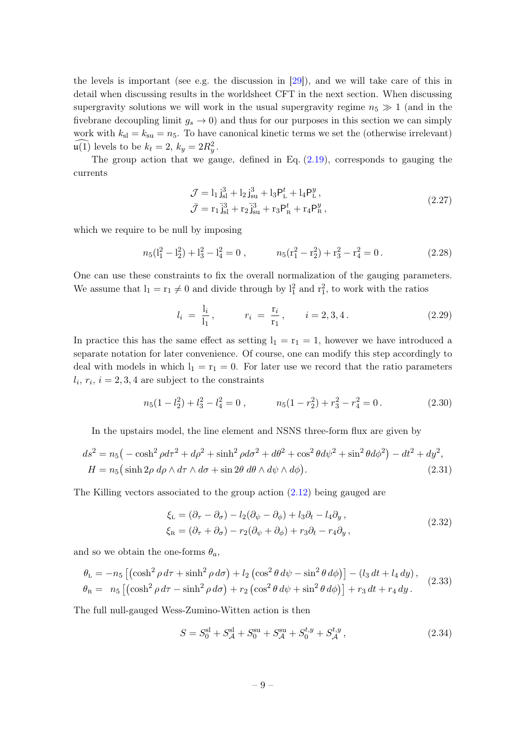the levels is important (see e.g. the discussion in [29]), and we will take care of this in detail when discussing results in the worldsheet CFT in the next section. When discussing supergravity solutions we will work in the usual supergravity regime $n_5 \gg 1$ (and in the fivebrane decoupling limit $g_s \to 0$) and thus for our purposes in this section we can simply work with $k_{\rm sl} = k_{\rm su} = n_5$. To have canonical kinetic terms we set the (otherwise irrelevant) $\widehat{\mathfrak{u}(1)}$ levels to be $k_t = 2$, $k_y = 2R_y^2$.

The group action that we gauge, defined in Eq. (2.19), corresponds to gauging the currents

$$
\begin{aligned}
\mathcal{J} &= \mathrm{l}_1\, \mathrm{j}^3_{\rm sl} + \mathrm{l}_2\, \mathrm{j}^3_{\rm su} + \mathrm{l}_3 \mathsf{P}^t_{\rm L} + \mathrm{l}_4 \mathsf{P}^y_{\rm L}\,, \\
\bar{\mathcal{J}} &= \mathrm{r}_1\, \bar{\mathrm{j}}^3_{\rm sl} + \mathrm{r}_2\, \bar{\mathrm{j}}^3_{\rm su} + \mathrm{r}_3 \mathsf{P}^t_{\rm R} + \mathrm{r}_4 \mathsf{P}^y_{\rm R}\,,
\end{aligned}
\tag{2.27}
$$

which we require to be null by imposing

$$
n_5(\mathrm{l}_1^2 - \mathrm{l}_2^2) + \mathrm{l}_3^2 - \mathrm{l}_4^2 = 0\,, \qquad n_5(\mathrm{r}_1^2 - \mathrm{r}_2^2) + \mathrm{r}_3^2 - \mathrm{r}_4^2 = 0\,. \tag{2.28}
$$

One can use these constraints to fix the overall normalization of the gauging parameters. We assume that $\mathrm{l}_1 = \mathrm{r}_1 \neq 0$ and divide through by $\mathrm{l}_1^2$ and $\mathrm{r}_1^2$, to work with the ratios

$$
l_i \;=\; \frac{\mathrm{l}_i}{\mathrm{l}_1}\,, \qquad r_i \;=\; \frac{\mathrm{r}_i}{\mathrm{r}_1}\,, \qquad i = 2,3,4\,. \tag{2.29}
$$

In practice this has the same effect as setting $\mathrm{l}_1 = \mathrm{r}_1 = 1$, however we have introduced a separate notation for later convenience. Of course, one can modify this step accordingly to deal with models in which $\mathrm{l}_1 = \mathrm{r}_1 = 0$. For later use we record that the ratio parameters $l_i$, $r_i$, $i = 2,3,4$ are subject to the constraints

$$
n_5(1 - l_2^2) + l_3^2 - l_4^2 = 0\,, \qquad n_5(1 - r_2^2) + r_3^2 - r_4^2 = 0\,. \tag{2.30}
$$

In the upstairs model, the line element and NSNS three-form flux are given by

$$
\begin{aligned}
ds^2 &= n_5\big( -\cosh^2\rho d\tau^2 + d\rho^2 + \sinh^2\rho d\sigma^2 + d\theta^2 + \cos^2\theta d\psi^2 + \sin^2\theta d\phi^2 \big) - dt^2 + dy^2, \\
H &= n_5\big( \sinh 2\rho \; d\rho \wedge d\tau \wedge d\sigma + \sin 2\theta \; d\theta \wedge d\psi \wedge d\phi \big).
\end{aligned}
\tag{2.31}
$$

The Killing vectors associated to the group action (2.12) being gauged are

$$
\begin{aligned}
\xi_{\rm L} &= (\partial_\tau - \partial_\sigma) - l_2(\partial_\psi - \partial_\phi) + l_3 \partial_t - l_4 \partial_y\,, \\
\xi_{\rm R} &= (\partial_\tau + \partial_\sigma) - r_2(\partial_\psi + \partial_\phi) + r_3 \partial_t - r_4 \partial_y\,,
\end{aligned}
\tag{2.32}
$$

and so we obtain the one-forms $\theta_a$,

$$
\begin{aligned}
\theta_{\rm L} &= -n_5\left[ \left(\cosh^2\rho \, d\tau + \sinh^2\rho \, d\sigma\right) + l_2\left(\cos^2\theta \, d\psi - \sin^2\theta \, d\phi\right)\right] - (l_3\, dt + l_4\, dy)\,, \\
\theta_{\rm R} &= \;\; n_5\left[ \left(\cosh^2\rho \, d\tau - \sinh^2\rho \, d\sigma\right) + r_2\left(\cos^2\theta \, d\psi + \sin^2\theta \, d\phi\right)\right] + r_3\, dt + r_4\, dy\,.
\end{aligned}
\tag{2.33}
$$

The full null-gauged Wess-Zumino-Witten action is then

$$
S = S_0^{\rm sl} + S_{\mathcal{A}}^{\rm sl} + S_0^{\rm su} + S_{\mathcal{A}}^{\rm su} + S_0^{t,y} + S_{\mathcal{A}}^{t,y}\,, \tag{2.34}
$$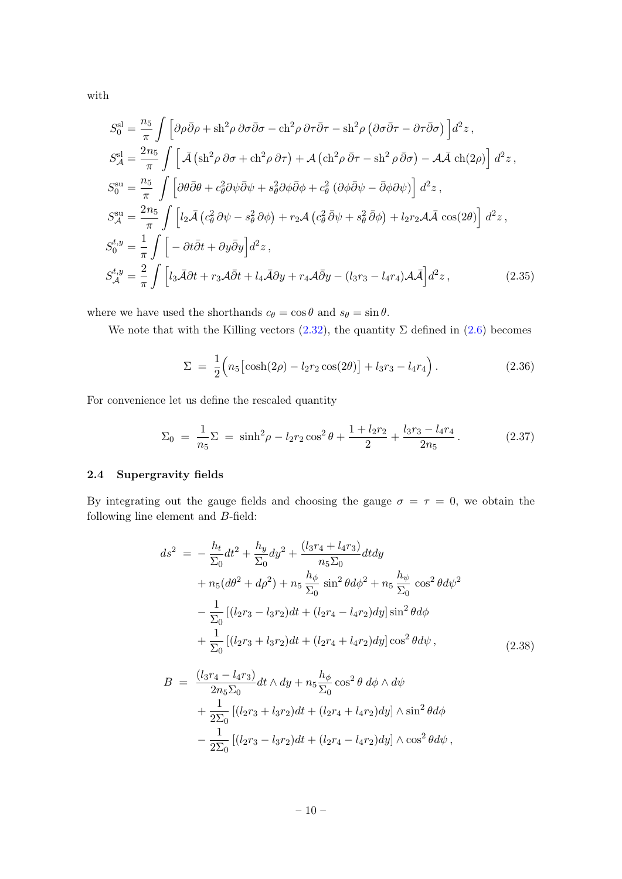with

$$
\begin{aligned}
S_0^{\rm sl} &= \frac{n_5}{\pi}\int \Big[\partial\rho\bar\partial\rho + {\rm sh}^2\rho\,\partial\sigma\bar\partial\sigma - {\rm ch}^2\rho\,\partial\tau\bar\partial\tau - {\rm sh}^2\rho\left(\partial\sigma\bar\partial\tau - \partial\tau\bar\partial\sigma\right)\Big]d^2z\,,\\
S_{\mathcal{A}}^{\rm sl} &= \frac{2n_5}{\pi}\int \Big[\,\bar{\mathcal{A}}\left({\rm sh}^2\rho\,\partial\sigma + {\rm ch}^2\rho\,\partial\tau\right) + \mathcal{A}\left({\rm ch}^2\rho\,\bar\partial\tau - {\rm sh}^2\rho\,\bar\partial\sigma\right) - \mathcal{A}\bar{\mathcal{A}}\,{\rm ch}(2\rho)\Big]\,d^2z\,,\\
S_0^{\rm su} &= \frac{n_5}{\pi}\int\Big[\partial\theta\bar\partial\theta + c_\theta^2\partial\psi\bar\partial\psi + s_\theta^2\partial\phi\bar\partial\phi + c_\theta^2\left(\partial\phi\bar\partial\psi - \bar\partial\phi\partial\psi\right)\Big]\,d^2z\,,\\
S_{\mathcal{A}}^{\rm su} &= \frac{2n_5}{\pi}\int\Big[l_2\bar{\mathcal{A}}\left(c_\theta^2\,\partial\psi - s_\theta^2\,\partial\phi\right) + r_2\mathcal{A}\left(c_\theta^2\,\bar\partial\psi + s_\theta^2\,\bar\partial\phi\right) + l_2r_2\mathcal{A}\bar{\mathcal{A}}\,\cos(2\theta)\Big]\,d^2z\,,\\
S_0^{t,y} &= \frac{1}{\pi}\int\Big[-\partial t\bar\partial t + \partial y\bar\partial y\Big]d^2z\,,\\
S_{\mathcal{A}}^{t,y} &= \frac{2}{\pi}\int\Big[l_3\bar{\mathcal{A}}\partial t + r_3\mathcal{A}\bar\partial t + l_4\bar{\mathcal{A}}\partial y + r_4\mathcal{A}\bar\partial y - (l_3r_3 - l_4r_4)\mathcal{A}\bar{\mathcal{A}}\Big]d^2z\,,
\end{aligned}
\tag{2.35}
$$

where we have used the shorthands $c_\theta = \cos\theta$ and $s_\theta = \sin\theta$.

We note that with the Killing vectors (2.32), the quantity $\Sigma$ defined in (2.6) becomes

$$
\Sigma \;=\; \frac{1}{2}\Big(n_5\big[\cosh(2\rho) - l_2r_2\cos(2\theta)\big] + l_3r_3 - l_4r_4\Big)\,. \tag{2.36}
$$

For convenience let us define the rescaled quantity

$$
\Sigma_0 \;=\; \frac{1}{n_5}\Sigma \;=\; \sinh^2\!\rho - l_2r_2\cos^2\theta + \frac{1+l_2r_2}{2} + \frac{l_3r_3 - l_4r_4}{2n_5}\,. \tag{2.37}
$$

### 2.4 Supergravity fields

By integrating out the gauge fields and choosing the gauge $\sigma = \tau = 0$, we obtain the following line element and $B$-field:

$$
\begin{aligned}
ds^2 \;=\;& -\frac{h_t}{\Sigma_0}dt^2 + \frac{h_y}{\Sigma_0}dy^2 + \frac{(l_3r_4 + l_4r_3)}{n_5\Sigma_0}dtdy\\
&+ n_5(d\theta^2 + d\rho^2) + n_5\,\frac{h_\phi}{\Sigma_0}\,\sin^2\theta d\phi^2 + n_5\,\frac{h_\psi}{\Sigma_0}\,\cos^2\theta d\psi^2\\
&- \frac{1}{\Sigma_0}\left[(l_2r_3 - l_3r_2)dt + (l_2r_4 - l_4r_2)dy\right]\sin^2\theta d\phi\\
&+ \frac{1}{\Sigma_0}\left[(l_2r_3 + l_3r_2)dt + (l_2r_4 + l_4r_2)dy\right]\cos^2\theta d\psi\,,
\end{aligned}
\tag{2.38}
$$

$$
\begin{aligned}
B \;=\;& \frac{(l_3r_4 - l_4r_3)}{2n_5\Sigma_0}dt\wedge dy + n_5\frac{h_\phi}{\Sigma_0}\cos^2\theta\;d\phi\wedge d\psi\\
&+ \frac{1}{2\Sigma_0}\left[(l_2r_3 + l_3r_2)dt + (l_2r_4 + l_4r_2)dy\right]\wedge\sin^2\theta d\phi\\
&- \frac{1}{2\Sigma_0}\left[(l_2r_3 - l_3r_2)dt + (l_2r_4 - l_4r_2)dy\right]\wedge\cos^2\theta d\psi\,,
\end{aligned}
$$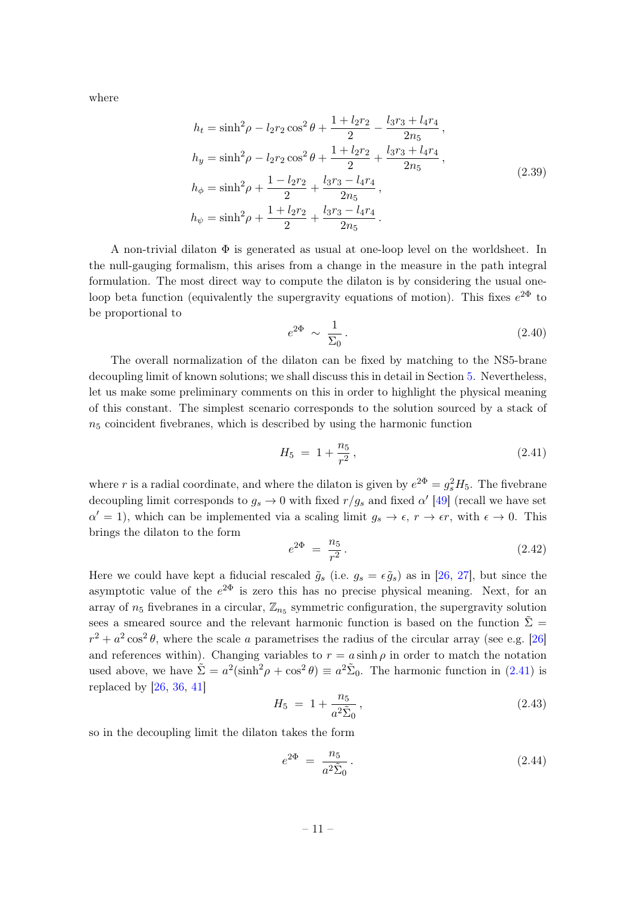where

$$
\begin{aligned}
h_t &= \sinh^2\!\rho - l_2 r_2 \cos^2\theta + \frac{1 + l_2 r_2}{2} - \frac{l_3 r_3 + l_4 r_4}{2n_5}\,, \\
h_y &= \sinh^2\!\rho - l_2 r_2 \cos^2\theta + \frac{1 + l_2 r_2}{2} + \frac{l_3 r_3 + l_4 r_4}{2n_5}\,, \\
h_\phi &= \sinh^2\!\rho + \frac{1 - l_2 r_2}{2} + \frac{l_3 r_3 - l_4 r_4}{2n_5}\,, \\
h_\psi &= \sinh^2\!\rho + \frac{1 + l_2 r_2}{2} + \frac{l_3 r_3 - l_4 r_4}{2n_5}\,.
\end{aligned}
\tag{2.39}
$$

A non-trivial dilaton $\Phi$ is generated as usual at one-loop level on the worldsheet. In the null-gauging formalism, this arises from a change in the measure in the path integral formulation. The most direct way to compute the dilaton is by considering the usual one-loop beta function (equivalently the supergravity equations of motion). This fixes $e^{2\Phi}$ to be proportional to

$$
e^{2\Phi} \;\sim\; \frac{1}{\Sigma_0}\,. \tag{2.40}
$$

The overall normalization of the dilaton can be fixed by matching to the NS5-brane decoupling limit of known solutions; we shall discuss this in detail in Section 5. Nevertheless, let us make some preliminary comments on this in order to highlight the physical meaning of this constant. The simplest scenario corresponds to the solution sourced by a stack of $n_5$ coincident fivebranes, which is described by using the harmonic function

$$
H_5 \;=\; 1 + \frac{n_5}{r^2}\,, \tag{2.41}
$$

where $r$ is a radial coordinate, and where the dilaton is given by $e^{2\Phi} = g_s^2 H_5$. The fivebrane decoupling limit corresponds to $g_s \to 0$ with fixed $r/g_s$ and fixed $\alpha'$ [49] (recall we have set $\alpha' = 1$), which can be implemented via a scaling limit $g_s \to \epsilon$, $r \to \epsilon r$, with $\epsilon \to 0$. This brings the dilaton to the form

$$
e^{2\Phi} \;=\; \frac{n_5}{r^2}\,. \tag{2.42}
$$

Here we could have kept a fiducial rescaled $\tilde{g}_s$ (i.e. $g_s = \epsilon \tilde{g}_s$) as in [26, 27], but since the asymptotic value of the $e^{2\Phi}$ is zero this has no precise physical meaning. Next, for an array of $n_5$ fivebranes in a circular, $\mathbb{Z}_{n_5}$ symmetric configuration, the supergravity solution sees a smeared source and the relevant harmonic function is based on the function $\tilde{\Sigma} = r^2 + a^2\cos^2\theta$, where the scale $a$ parametrises the radius of the circular array (see e.g. [26] and references within). Changing variables to $r = a\sinh\rho$ in order to match the notation used above, we have $\tilde{\Sigma} = a^2(\sinh^2\!\rho + \cos^2\theta) \equiv a^2\tilde{\Sigma}_0$. The harmonic function in (2.41) is replaced by [26, 36, 41]

$$
H_5 \;=\; 1 + \frac{n_5}{a^2\tilde{\Sigma}_0}\,, \tag{2.43}
$$

so in the decoupling limit the dilaton takes the form

$$
e^{2\Phi} \;=\; \frac{n_5}{a^2\tilde{\Sigma}_0}\,. \tag{2.44}
$$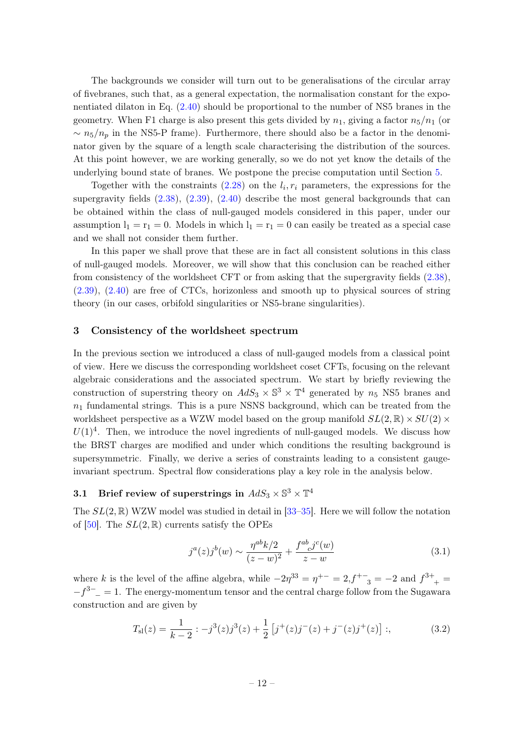The backgrounds we consider will turn out to be generalisations of the circular array of fivebranes, such that, as a general expectation, the normalisation constant for the exponentiated dilaton in Eq. (2.40) should be proportional to the number of NS5 branes in the geometry. When F1 charge is also present this gets divided by $n_1$, giving a factor $n_5/n_1$ (or $\sim n_5/n_p$ in the NS5-P frame). Furthermore, there should also be a factor in the denominator given by the square of a length scale characterising the distribution of the sources. At this point however, we are working generally, so we do not yet know the details of the underlying bound state of branes. We postpone the precise computation until Section 5.

Together with the constraints (2.28) on the $l_i, r_i$ parameters, the expressions for the supergravity fields (2.38), (2.39), (2.40) describe the most general backgrounds that can be obtained within the class of null-gauged models considered in this paper, under our assumption $\mathrm{l}_1 = \mathrm{r}_1 = 0$. Models in which $\mathrm{l}_1 = \mathrm{r}_1 = 0$ can easily be treated as a special case and we shall not consider them further.

In this paper we shall prove that these are in fact all consistent solutions in this class of null-gauged models. Moreover, we will show that this conclusion can be reached either from consistency of the worldsheet CFT or from asking that the supergravity fields (2.38), (2.39), (2.40) are free of CTCs, horizonless and smooth up to physical sources of string theory (in our cases, orbifold singularities or NS5-brane singularities).

## 3 Consistency of the worldsheet spectrum

In the previous section we introduced a class of null-gauged models from a classical point of view. Here we discuss the corresponding worldsheet coset CFTs, focusing on the relevant algebraic considerations and the associated spectrum. We start by briefly reviewing the construction of superstring theory on $AdS_3 \times \mathbb{S}^3 \times \mathbb{T}^4$ generated by $n_5$ NS5 branes and $n_1$ fundamental strings. This is a pure NSNS background, which can be treated from the worldsheet perspective as a WZW model based on the group manifold $SL(2,\mathbb{R}) \times SU(2) \times U(1)^4$. Then, we introduce the novel ingredients of null-gauged models. We discuss how the BRST charges are modified and under which conditions the resulting background is supersymmetric. Finally, we derive a series of constraints leading to a consistent gauge-invariant spectrum. Spectral flow considerations play a key role in the analysis below.

### 3.1 Brief review of superstrings in $AdS_3 \times \mathbb{S}^3 \times \mathbb{T}^4$

The $SL(2,\mathbb{R})$ WZW model was studied in detail in [33–35]. Here we will follow the notation of [50]. The $SL(2,\mathbb{R})$ currents satisfy the OPEs

$$
j^a(z) j^b(w) \sim \frac{\eta^{ab} k/2}{(z-w)^2} + \frac{f^{ab}{}_c j^c(w)}{z-w} \tag{3.1}
$$

where $k$ is the level of the affine algebra, while $-2\eta^{33} = \eta^{+-} = 2, f^{+-}{}_3 = -2$ and $f^{3+}{}_+ = -f^{3-}{}_- = 1$. The energy-momentum tensor and the central charge follow from the Sugawara construction and are given by

$$
T_{\mathrm{sl}}(z) = \frac{1}{k-2} : -j^3(z) j^3(z) + \frac{1}{2}\left[ j^+(z) j^-(z) + j^-(z) j^+(z) \right] :, \tag{3.2}
$$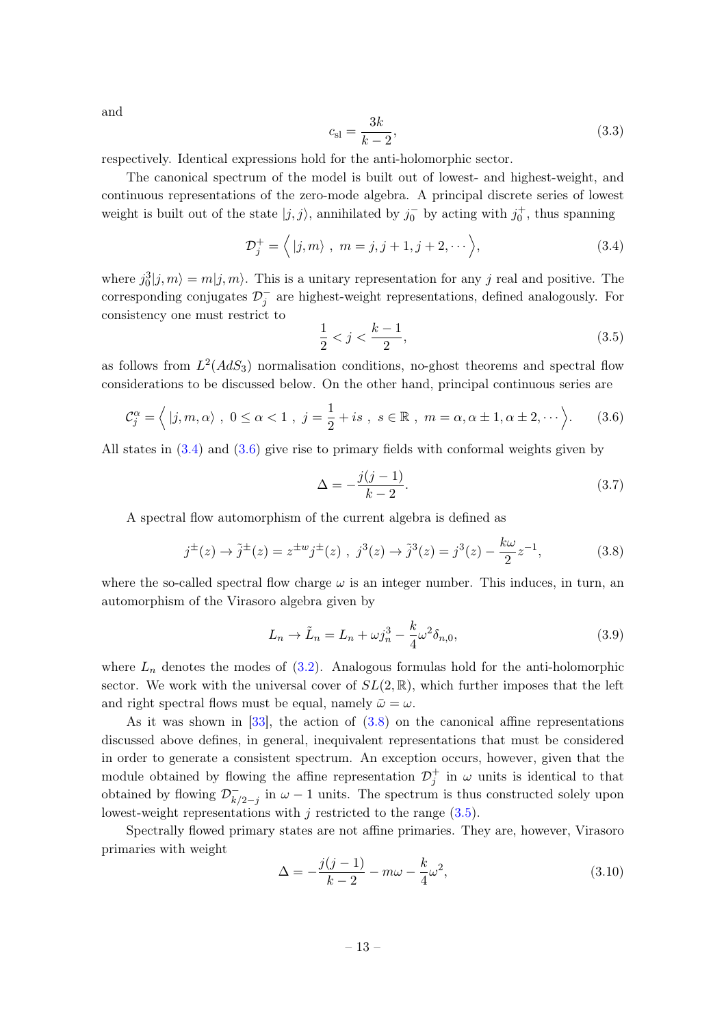and

$$c_{\rm sl} = \frac{3k}{k-2}, \tag{3.3}$$

respectively. Identical expressions hold for the anti-holomorphic sector.

The canonical spectrum of the model is built out of lowest- and highest-weight, and continuous representations of the zero-mode algebra. A principal discrete series of lowest weight is built out of the state $|j,j\rangle$, annihilated by $j_0^-$ by acting with $j_0^+$, thus spanning

$$\mathcal{D}_j^+ = \Big\langle \, |j,m\rangle \ , \ m = j, j+1, j+2, \cdots \Big\rangle, \tag{3.4}$$

where $j_0^3|j,m\rangle = m|j,m\rangle$. This is a unitary representation for any $j$ real and positive. The corresponding conjugates $\mathcal{D}_j^-$ are highest-weight representations, defined analogously. For consistency one must restrict to

$$\frac{1}{2} < j < \frac{k-1}{2}, \tag{3.5}$$

as follows from $L^2(AdS_3)$ normalisation conditions, no-ghost theorems and spectral flow considerations to be discussed below. On the other hand, principal continuous series are

$$\mathcal{C}_j^\alpha = \Big\langle \, |j,m,\alpha\rangle \ , \ 0 \le \alpha < 1 \ , \ j = \frac{1}{2} + is \ , \ s \in \mathbb{R} \ , \ m = \alpha, \alpha \pm 1, \alpha \pm 2, \cdots \Big\rangle. \tag{3.6}$$

All states in (3.4) and (3.6) give rise to primary fields with conformal weights given by

$$\Delta = -\frac{j(j-1)}{k-2}. \tag{3.7}$$

A spectral flow automorphism of the current algebra is defined as

$$j^\pm(z) \to \tilde{j}^\pm(z) = z^{\pm w} j^\pm(z) \ , \ j^3(z) \to \tilde{j}^3(z) = j^3(z) - \frac{k\omega}{2} z^{-1}, \tag{3.8}$$

where the so-called spectral flow charge $\omega$ is an integer number. This induces, in turn, an automorphism of the Virasoro algebra given by

$$L_n \to \tilde{L}_n = L_n + \omega j_n^3 - \frac{k}{4}\omega^2 \delta_{n,0}, \tag{3.9}$$

where $L_n$ denotes the modes of (3.2). Analogous formulas hold for the anti-holomorphic sector. We work with the universal cover of $SL(2,\mathbb{R})$, which further imposes that the left and right spectral flows must be equal, namely $\bar{\omega} = \omega$.

As it was shown in [33], the action of (3.8) on the canonical affine representations discussed above defines, in general, inequivalent representations that must be considered in order to generate a consistent spectrum. An exception occurs, however, given that the module obtained by flowing the affine representation $\mathcal{D}_j^+$ in $\omega$ units is identical to that obtained by flowing $\mathcal{D}_{k/2-j}^-$ in $\omega - 1$ units. The spectrum is thus constructed solely upon lowest-weight representations with $j$ restricted to the range (3.5).

Spectrally flowed primary states are not affine primaries. They are, however, Virasoro primaries with weight

$$\Delta = -\frac{j(j-1)}{k-2} - m\omega - \frac{k}{4}\omega^2, \tag{3.10}$$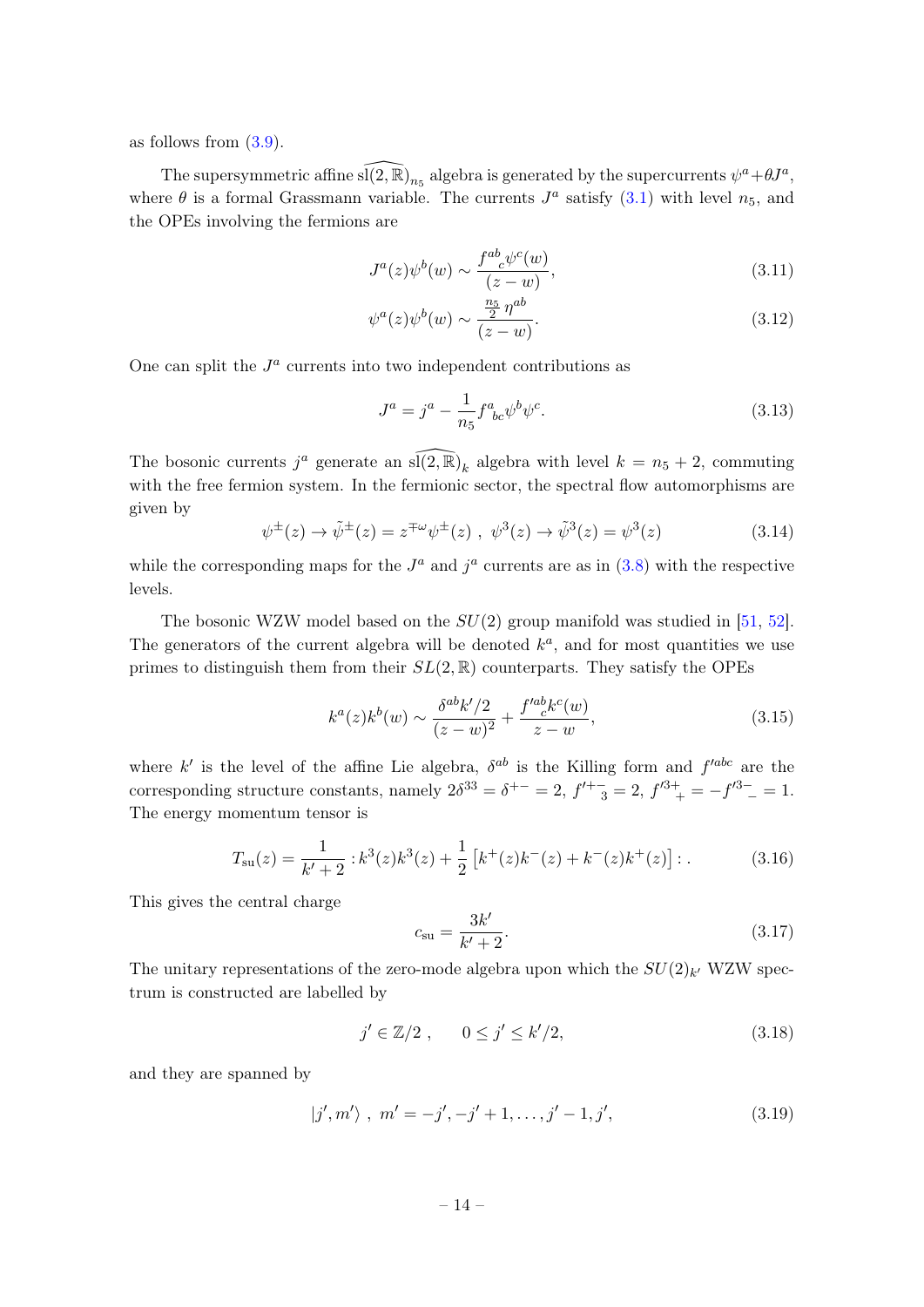as follows from (3.9).

The supersymmetric affine $\widehat{\mathrm{sl}(2,\mathbb{R})}_{n_5}$ algebra is generated by the supercurrents $\psi^a + \theta J^a$, where $\theta$ is a formal Grassmann variable. The currents $J^a$ satisfy (3.1) with level $n_5$, and the OPEs involving the fermions are

$$J^a(z)\psi^b(w) \sim \frac{f^{ab}{}_c \psi^c(w)}{(z-w)}, \tag{3.11}$$

$$\psi^a(z)\psi^b(w) \sim \frac{\frac{n_5}{2}\,\eta^{ab}}{(z-w)}. \tag{3.12}$$

One can split the $J^a$ currents into two independent contributions as

$$J^a = j^a - \frac{1}{n_5} f^a{}_{bc}\psi^b\psi^c. \tag{3.13}$$

The bosonic currents $j^a$ generate an $\widehat{\mathrm{sl}(2,\mathbb{R})}_k$ algebra with level $k = n_5 + 2$, commuting with the free fermion system. In the fermionic sector, the spectral flow automorphisms are given by

$$\psi^\pm(z) \to \tilde{\psi}^\pm(z) = z^{\mp\omega}\psi^\pm(z)\ ,\ \ \psi^3(z) \to \tilde{\psi}^3(z) = \psi^3(z) \tag{3.14}$$

while the corresponding maps for the $J^a$ and $j^a$ currents are as in (3.8) with the respective levels.

The bosonic WZW model based on the $SU(2)$ group manifold was studied in [51, 52]. The generators of the current algebra will be denoted $k^a$, and for most quantities we use primes to distinguish them from their $SL(2,\mathbb{R})$ counterparts. They satisfy the OPEs

$$k^a(z)k^b(w) \sim \frac{\delta^{ab}k'/2}{(z-w)^2} + \frac{f'^{ab}{}_c k^c(w)}{z-w}, \tag{3.15}$$

where $k'$ is the level of the affine Lie algebra, $\delta^{ab}$ is the Killing form and $f'^{abc}$ are the corresponding structure constants, namely $2\delta^{33} = \delta^{+-} = 2$, $f'^{+-}{}_3 = 2$, $f'^{3+}{}_+ = -f'^{3-}{}_- = 1$. The energy momentum tensor is

$$T_{\mathrm{su}}(z) = \frac{1}{k'+2} : k^3(z)k^3(z) + \frac{1}{2}\left[k^+(z)k^-(z) + k^-(z)k^+(z)\right] : . \tag{3.16}$$

This gives the central charge

$$c_{\mathrm{su}} = \frac{3k'}{k'+2}. \tag{3.17}$$

The unitary representations of the zero-mode algebra upon which the $SU(2)_{k'}$ WZW spectrum is constructed are labelled by

$$j' \in \mathbb{Z}/2\ , \qquad 0 \leq j' \leq k'/2, \tag{3.18}$$

and they are spanned by

$$|j', m'\rangle\ ,\ m' = -j', -j'+1, \ldots, j'-1, j', \tag{3.19}$$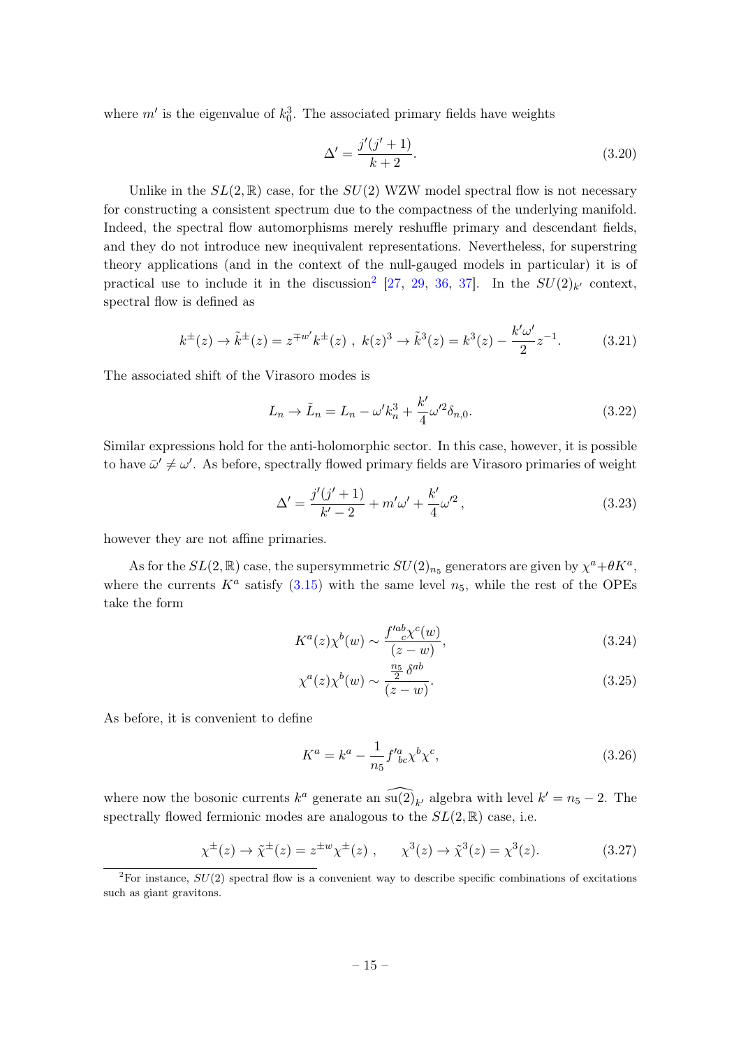where $m'$ is the eigenvalue of $k_0^3$. The associated primary fields have weights

$$\Delta' = \frac{j'(j'+1)}{k+2}. \tag{3.20}$$

Unlike in the $SL(2,\mathbb{R})$ case, for the $SU(2)$ WZW model spectral flow is not necessary for constructing a consistent spectrum due to the compactness of the underlying manifold. Indeed, the spectral flow automorphisms merely reshuffle primary and descendant fields, and they do not introduce new inequivalent representations. Nevertheless, for superstring theory applications (and in the context of the null-gauged models in particular) it is of practical use to include it in the discussion[2] [27, 29, 36, 37]. In the $SU(2)_{k'}$ context, spectral flow is defined as

$$k^{\pm}(z) \to \tilde{k}^{\pm}(z) = z^{\mp w'} k^{\pm}(z) \ , \ k(z)^3 \to \tilde{k}^3(z) = k^3(z) - \frac{k'\omega'}{2} z^{-1}. \tag{3.21}$$

The associated shift of the Virasoro modes is

$$L_n \to \tilde{L}_n = L_n - \omega' k_n^3 + \frac{k'}{4}\omega'^2 \delta_{n,0}. \tag{3.22}$$

Similar expressions hold for the anti-holomorphic sector. In this case, however, it is possible to have $\bar{\omega}' \neq \omega'$. As before, spectrally flowed primary fields are Virasoro primaries of weight

$$\Delta' = \frac{j'(j'+1)}{k'-2} + m'\omega' + \frac{k'}{4}\omega'^2 \,, \tag{3.23}$$

however they are not affine primaries.

As for the $SL(2,\mathbb{R})$ case, the supersymmetric $SU(2)_{n_5}$ generators are given by $\chi^a + \theta K^a$, where the currents $K^a$ satisfy (3.15) with the same level $n_5$, while the rest of the OPEs take the form

$$K^a(z)\chi^b(w) \sim \frac{f'^{ab}_{\ \ c}\chi^c(w)}{(z-w)}, \tag{3.24}$$

$$\chi^a(z)\chi^b(w) \sim \frac{\frac{n_5}{2}\,\delta^{ab}}{(z-w)}. \tag{3.25}$$

As before, it is convenient to define

$$K^a = k^a - \frac{1}{n_5} f'^a_{\ bc}\chi^b\chi^c, \tag{3.26}$$

where now the bosonic currents $k^a$ generate an $\widehat{\mathrm{su}(2)}_{k'}$ algebra with level $k' = n_5 - 2$. The spectrally flowed fermionic modes are analogous to the $SL(2,\mathbb{R})$ case, i.e.

$$\chi^{\pm}(z) \to \tilde{\chi}^{\pm}(z) = z^{\pm w}\chi^{\pm}(z) \ , \qquad \chi^3(z) \to \tilde{\chi}^3(z) = \chi^3(z). \tag{3.27}$$

[2] For instance, $SU(2)$ spectral flow is a convenient way to describe specific combinations of excitations such as giant gravitons.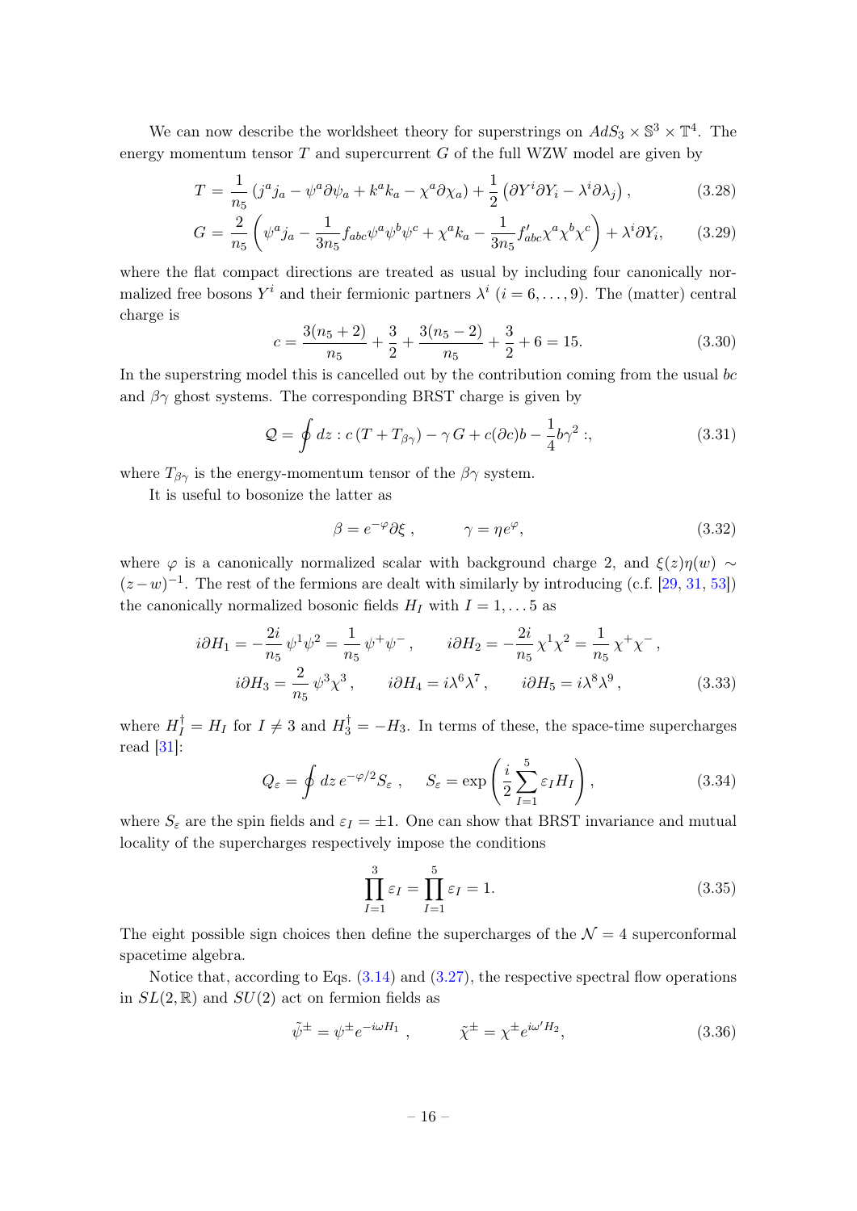We can now describe the worldsheet theory for superstrings on $AdS_3 \times \mathbb{S}^3 \times \mathbb{T}^4$. The energy momentum tensor $T$ and supercurrent $G$ of the full WZW model are given by

$$
T = \frac{1}{n_5}\left(j^a j_a - \psi^a \partial \psi_a + k^a k_a - \chi^a \partial \chi_a\right) + \frac{1}{2}\left(\partial Y^i \partial Y_i - \lambda^i \partial \lambda_j\right), \tag{3.28}
$$

$$
G = \frac{2}{n_5}\left(\psi^a j_a - \frac{1}{3n_5} f_{abc}\psi^a\psi^b\psi^c + \chi^a k_a - \frac{1}{3n_5} f'_{abc}\chi^a\chi^b\chi^c\right) + \lambda^i \partial Y_i, \tag{3.29}
$$

where the flat compact directions are treated as usual by including four canonically normalized free bosons $Y^i$ and their fermionic partners $\lambda^i$ ($i = 6, \ldots, 9$). The (matter) central charge is

$$
c = \frac{3(n_5+2)}{n_5} + \frac{3}{2} + \frac{3(n_5-2)}{n_5} + \frac{3}{2} + 6 = 15. \tag{3.30}
$$

In the superstring model this is cancelled out by the contribution coming from the usual $bc$ and $\beta\gamma$ ghost systems. The corresponding BRST charge is given by

$$
\mathcal{Q} = \oint dz : c\left(T + T_{\beta\gamma}\right) - \gamma\, G + c(\partial c) b - \frac{1}{4} b \gamma^2 :, \tag{3.31}
$$

where $T_{\beta\gamma}$ is the energy-momentum tensor of the $\beta\gamma$ system.

It is useful to bosonize the latter as

$$
\beta = e^{-\varphi}\partial\xi\,, \qquad \gamma = \eta e^{\varphi}, \tag{3.32}
$$

where $\varphi$ is a canonically normalized scalar with background charge 2, and $\xi(z)\eta(w) \sim (z-w)^{-1}$. The rest of the fermions are dealt with similarly by introducing (c.f. [29, 31, 53]) the canonically normalized bosonic fields $H_I$ with $I = 1, \ldots 5$ as

$$
\begin{aligned}
i\partial H_1 &= -\frac{2i}{n_5}\,\psi^1\psi^2 = \frac{1}{n_5}\,\psi^+\psi^-\,, \qquad i\partial H_2 = -\frac{2i}{n_5}\,\chi^1\chi^2 = \frac{1}{n_5}\,\chi^+\chi^-\,, \\
i\partial H_3 &= \frac{2}{n_5}\,\psi^3\chi^3\,, \qquad i\partial H_4 = i\lambda^6\lambda^7\,, \qquad i\partial H_5 = i\lambda^8\lambda^9\,,
\end{aligned} \tag{3.33}
$$

where $H_I^\dagger = H_I$ for $I \neq 3$ and $H_3^\dagger = -H_3$. In terms of these, the space-time supercharges read [31]:

$$
Q_\varepsilon = \oint dz\, e^{-\varphi/2} S_\varepsilon\,, \qquad S_\varepsilon = \exp\left(\frac{i}{2}\sum_{I=1}^{5} \varepsilon_I H_I\right), \tag{3.34}
$$

where $S_\varepsilon$ are the spin fields and $\varepsilon_I = \pm 1$. One can show that BRST invariance and mutual locality of the supercharges respectively impose the conditions

$$
\prod_{I=1}^{3} \varepsilon_I = \prod_{I=1}^{5} \varepsilon_I = 1. \tag{3.35}
$$

The eight possible sign choices then define the supercharges of the $\mathcal{N} = 4$ superconformal spacetime algebra.

Notice that, according to Eqs. (3.14) and (3.27), the respective spectral flow operations in $SL(2,\mathbb{R})$ and $SU(2)$ act on fermion fields as

$$
\tilde{\psi}^\pm = \psi^\pm e^{-i\omega H_1}\,, \qquad \tilde{\chi}^\pm = \chi^\pm e^{i\omega' H_2}, \tag{3.36}
$$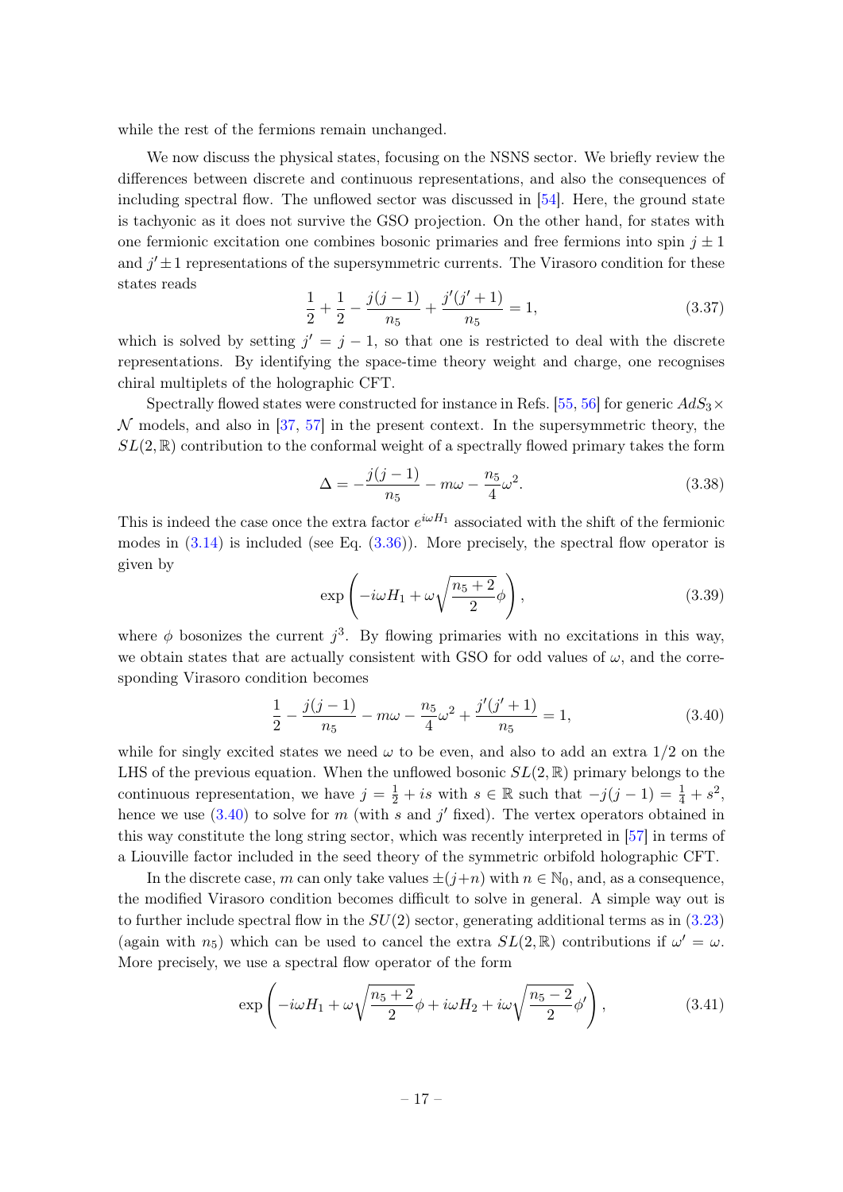while the rest of the fermions remain unchanged.

We now discuss the physical states, focusing on the NSNS sector. We briefly review the differences between discrete and continuous representations, and also the consequences of including spectral flow. The unflowed sector was discussed in [54]. Here, the ground state is tachyonic as it does not survive the GSO projection. On the other hand, for states with one fermionic excitation one combines bosonic primaries and free fermions into spin $j \pm 1$ and $j' \pm 1$ representations of the supersymmetric currents. The Virasoro condition for these states reads

$$
\frac{1}{2} + \frac{1}{2} - \frac{j(j-1)}{n_5} + \frac{j'(j'+1)}{n_5} = 1, \tag{3.37}
$$

which is solved by setting $j' = j - 1$, so that one is restricted to deal with the discrete representations. By identifying the space-time theory weight and charge, one recognises chiral multiplets of the holographic CFT.

Spectrally flowed states were constructed for instance in Refs. [55, 56] for generic $AdS_3 \times \mathcal{N}$ models, and also in [37, 57] in the present context. In the supersymmetric theory, the $SL(2,\mathbb{R})$ contribution to the conformal weight of a spectrally flowed primary takes the form

$$
\Delta = -\frac{j(j-1)}{n_5} - m\omega - \frac{n_5}{4}\omega^2. \tag{3.38}
$$

This is indeed the case once the extra factor $e^{i\omega H_1}$ associated with the shift of the fermionic modes in (3.14) is included (see Eq. (3.36)). More precisely, the spectral flow operator is given by

$$
\exp\left(-i\omega H_1 + \omega\sqrt{\frac{n_5+2}{2}}\phi\right), \tag{3.39}
$$

where $\phi$ bosonizes the current $j^3$. By flowing primaries with no excitations in this way, we obtain states that are actually consistent with GSO for odd values of $\omega$, and the corresponding Virasoro condition becomes

$$
\frac{1}{2} - \frac{j(j-1)}{n_5} - m\omega - \frac{n_5}{4}\omega^2 + \frac{j'(j'+1)}{n_5} = 1, \tag{3.40}
$$

while for singly excited states we need $\omega$ to be even, and also to add an extra $1/2$ on the LHS of the previous equation. When the unflowed bosonic $SL(2,\mathbb{R})$ primary belongs to the continuous representation, we have $j = \frac{1}{2} + is$ with $s \in \mathbb{R}$ such that $-j(j-1) = \frac{1}{4} + s^2$, hence we use (3.40) to solve for $m$ (with $s$ and $j'$ fixed). The vertex operators obtained in this way constitute the long string sector, which was recently interpreted in [57] in terms of a Liouville factor included in the seed theory of the symmetric orbifold holographic CFT.

In the discrete case, $m$ can only take values $\pm(j+n)$ with $n \in \mathbb{N}_0$, and, as a consequence, the modified Virasoro condition becomes difficult to solve in general. A simple way out is to further include spectral flow in the $SU(2)$ sector, generating additional terms as in (3.23) (again with $n_5$) which can be used to cancel the extra $SL(2,\mathbb{R})$ contributions if $\omega' = \omega$. More precisely, we use a spectral flow operator of the form

$$
\exp\left(-i\omega H_1 + \omega\sqrt{\frac{n_5+2}{2}}\phi + i\omega H_2 + i\omega\sqrt{\frac{n_5-2}{2}}\phi'\right), \tag{3.41}
$$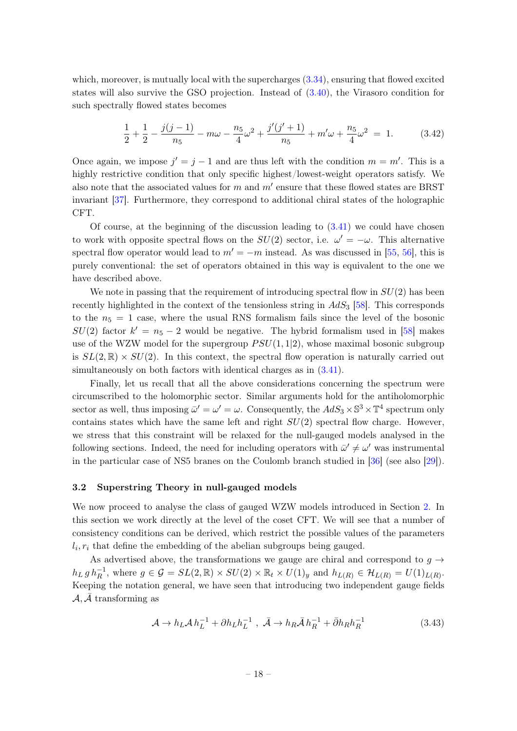which, moreover, is mutually local with the supercharges (3.34), ensuring that flowed excited states will also survive the GSO projection. Instead of (3.40), the Virasoro condition for such spectrally flowed states becomes

$$\frac{1}{2} + \frac{1}{2} - \frac{j(j-1)}{n_5} - m\omega - \frac{n_5}{4}\omega^2 + \frac{j'(j'+1)}{n_5} + m'\omega + \frac{n_5}{4}\omega^2 \;=\; 1. \tag{3.42}$$

Once again, we impose $j' = j - 1$ and are thus left with the condition $m = m'$. This is a highly restrictive condition that only specific highest/lowest-weight operators satisfy. We also note that the associated values for $m$ and $m'$ ensure that these flowed states are BRST invariant [37]. Furthermore, they correspond to additional chiral states of the holographic CFT.

Of course, at the beginning of the discussion leading to (3.41) we could have chosen to work with opposite spectral flows on the $SU(2)$ sector, i.e. $\omega' = -\omega$. This alternative spectral flow operator would lead to $m' = -m$ instead. As was discussed in [55, 56], this is purely conventional: the set of operators obtained in this way is equivalent to the one we have described above.

We note in passing that the requirement of introducing spectral flow in $SU(2)$ has been recently highlighted in the context of the tensionless string in $AdS_3$ [58]. This corresponds to the $n_5 = 1$ case, where the usual RNS formalism fails since the level of the bosonic $SU(2)$ factor $k' = n_5 - 2$ would be negative. The hybrid formalism used in [58] makes use of the WZW model for the supergroup $PSU(1,1|2)$, whose maximal bosonic subgroup is $SL(2,\mathbb{R}) \times SU(2)$. In this context, the spectral flow operation is naturally carried out simultaneously on both factors with identical charges as in (3.41).

Finally, let us recall that all the above considerations concerning the spectrum were circumscribed to the holomorphic sector. Similar arguments hold for the antiholomorphic sector as well, thus imposing $\bar{\omega}' = \omega' = \omega$. Consequently, the $AdS_3 \times \mathbb{S}^3 \times \mathbb{T}^4$ spectrum only contains states which have the same left and right $SU(2)$ spectral flow charge. However, we stress that this constraint will be relaxed for the null-gauged models analysed in the following sections. Indeed, the need for including operators with $\bar{\omega}' \neq \omega'$ was instrumental in the particular case of NS5 branes on the Coulomb branch studied in [36] (see also [29]).

### 3.2 Superstring Theory in null-gauged models

We now proceed to analyse the class of gauged WZW models introduced in Section 2. In this section we work directly at the level of the coset CFT. We will see that a number of consistency conditions can be derived, which restrict the possible values of the parameters $l_i, r_i$ that define the embedding of the abelian subgroups being gauged.

As advertised above, the transformations we gauge are chiral and correspond to $g \to h_L\, g\, h_R^{-1}$, where $g \in \mathcal{G} = SL(2,\mathbb{R}) \times SU(2) \times \mathbb{R}_t \times U(1)_y$ and $h_{L(R)} \in \mathcal{H}_{L(R)} = U(1)_{L(R)}$. Keeping the notation general, we have seen that introducing two independent gauge fields $\mathcal{A}, \bar{\mathcal{A}}$ transforming as

$$\mathcal{A} \to h_L \mathcal{A}\, h_L^{-1} + \partial h_L h_L^{-1} \;,\; \bar{\mathcal{A}} \to h_R \bar{\mathcal{A}}\, h_R^{-1} + \bar{\partial} h_R h_R^{-1} \tag{3.43}$$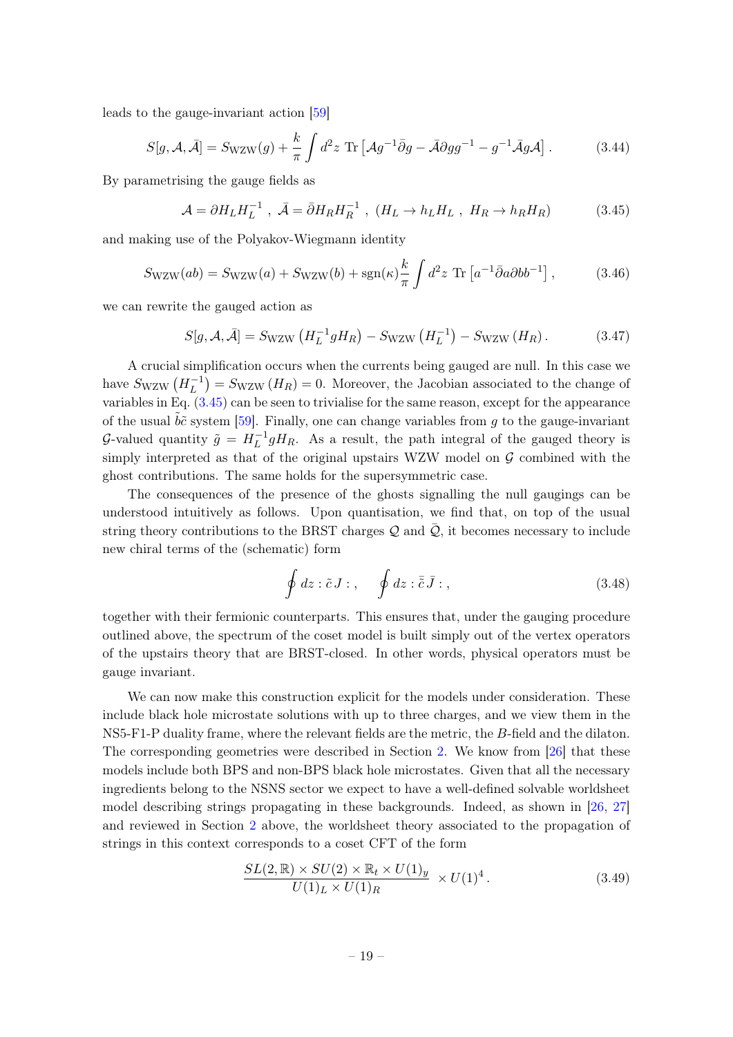leads to the gauge-invariant action [59]

$$S[g,\mathcal{A},\bar{\mathcal{A}}] = S_{\rm WZW}(g) + \frac{k}{\pi}\int d^2z \ {\rm Tr}\left[\mathcal{A}g^{-1}\bar{\partial}g - \bar{\mathcal{A}}\partial g g^{-1} - g^{-1}\bar{\mathcal{A}}g\mathcal{A}\right]. \tag{3.44}$$

By parametrising the gauge fields as

$$\mathcal{A} = \partial H_L H_L^{-1} \ , \ \bar{\mathcal{A}} = \bar{\partial} H_R H_R^{-1} \ , \ (H_L \to h_L H_L \ , \ H_R \to h_R H_R) \tag{3.45}$$

and making use of the Polyakov-Wiegmann identity

$$S_{\rm WZW}(ab) = S_{\rm WZW}(a) + S_{\rm WZW}(b) + {\rm sgn}(\kappa)\frac{k}{\pi}\int d^2z \ {\rm Tr}\left[a^{-1}\bar{\partial}a\partial b b^{-1}\right], \tag{3.46}$$

we can rewrite the gauged action as

$$S[g,\mathcal{A},\bar{\mathcal{A}}] = S_{\rm WZW}\left(H_L^{-1}gH_R\right) - S_{\rm WZW}\left(H_L^{-1}\right) - S_{\rm WZW}\left(H_R\right). \tag{3.47}$$

A crucial simplification occurs when the currents being gauged are null. In this case we have $S_{\rm WZW}\left(H_L^{-1}\right) = S_{\rm WZW}\left(H_R\right) = 0$. Moreover, the Jacobian associated to the change of variables in Eq. (3.45) can be seen to trivialise for the same reason, except for the appearance of the usual $\tilde{b}\tilde{c}$ system [59]. Finally, one can change variables from $g$ to the gauge-invariant $\mathcal{G}$-valued quantity $\tilde{g} = H_L^{-1}gH_R$. As a result, the path integral of the gauged theory is simply interpreted as that of the original upstairs WZW model on $\mathcal{G}$ combined with the ghost contributions. The same holds for the supersymmetric case.

The consequences of the presence of the ghosts signalling the null gaugings can be understood intuitively as follows. Upon quantisation, we find that, on top of the usual string theory contributions to the BRST charges $\mathcal{Q}$ and $\bar{\mathcal{Q}}$, it becomes necessary to include new chiral terms of the (schematic) form

$$\oint dz : \tilde{c}\, J : , \qquad \oint dz : \bar{\tilde{c}}\, \bar{J} : , \tag{3.48}$$

together with their fermionic counterparts. This ensures that, under the gauging procedure outlined above, the spectrum of the coset model is built simply out of the vertex operators of the upstairs theory that are BRST-closed. In other words, physical operators must be gauge invariant.

We can now make this construction explicit for the models under consideration. These include black hole microstate solutions with up to three charges, and we view them in the NS5-F1-P duality frame, where the relevant fields are the metric, the $B$-field and the dilaton. The corresponding geometries were described in Section 2. We know from [26] that these models include both BPS and non-BPS black hole microstates. Given that all the necessary ingredients belong to the NSNS sector we expect to have a well-defined solvable worldsheet model describing strings propagating in these backgrounds. Indeed, as shown in [26, 27] and reviewed in Section 2 above, the worldsheet theory associated to the propagation of strings in this context corresponds to a coset CFT of the form

$$\frac{SL(2,\mathbb{R}) \times SU(2) \times \mathbb{R}_t \times U(1)_y}{U(1)_L \times U(1)_R} \ \times U(1)^4 \,. \tag{3.49}$$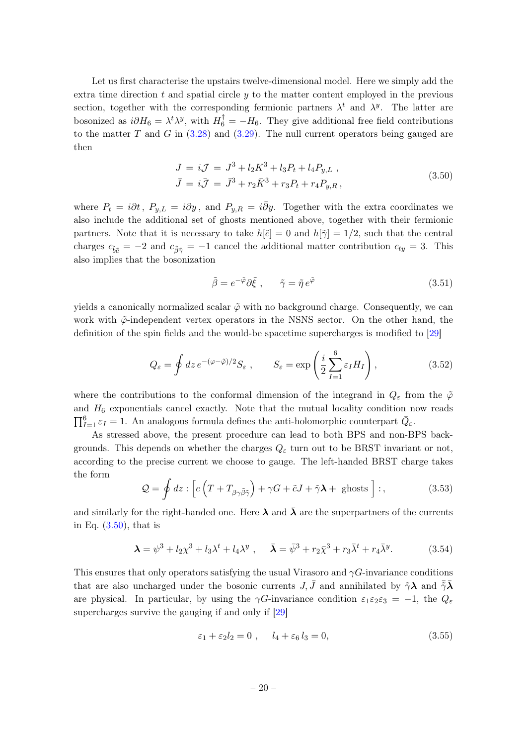Let us first characterise the upstairs twelve-dimensional model. Here we simply add the extra time direction $t$ and spatial circle $y$ to the matter content employed in the previous section, together with the corresponding fermionic partners $\lambda^t$ and $\lambda^y$. The latter are bosonized as $i\partial H_6 = \lambda^t \lambda^y$, with $H_6^\dagger = -H_6$. They give additional free field contributions to the matter $T$ and $G$ in (3.28) and (3.29). The null current operators being gauged are then

$$
\begin{aligned}
J &= i\mathcal{J} = J^3 + l_2 K^3 + l_3 P_t + l_4 P_{y,L} \, , \\
\bar{J} &= i\bar{\mathcal{J}} = \bar{J}^3 + r_2 \bar{K}^3 + r_3 P_t + r_4 P_{y,R} \, ,
\end{aligned}
\tag{3.50}
$$

where $P_t = i\partial t$, $P_{y,L} = i\partial y$, and $P_{y,R} = i\bar{\partial} y$. Together with the extra coordinates we also include the additional set of ghosts mentioned above, together with their fermionic partners. Note that it is necessary to take $h[\tilde{c}] = 0$ and $h[\tilde{\gamma}] = 1/2$, such that the central charges $c_{\tilde{b}\tilde{c}} = -2$ and $c_{\tilde{\beta}\tilde{\gamma}} = -1$ cancel the additional matter contribution $c_{ty} = 3$. This also implies that the bosonization

$$
\tilde{\beta} = e^{-\tilde{\varphi}} \partial \tilde{\xi} \, , \qquad \tilde{\gamma} = \tilde{\eta}\, e^{\tilde{\varphi}}
\tag{3.51}
$$

yields a canonically normalized scalar $\tilde{\varphi}$ with no background charge. Consequently, we can work with $\tilde{\varphi}$-independent vertex operators in the NSNS sector. On the other hand, the definition of the spin fields and the would-be spacetime supercharges is modified to [29]

$$
Q_\varepsilon = \oint dz \, e^{-(\varphi - \tilde{\varphi})/2} S_\varepsilon \, , \qquad S_\varepsilon = \exp\left( \frac{i}{2} \sum_{I=1}^{6} \varepsilon_I H_I \right),
\tag{3.52}
$$

where the contributions to the conformal dimension of the integrand in $Q_\varepsilon$ from the $\tilde{\varphi}$ and $H_6$ exponentials cancel exactly. Note that the mutual locality condition now reads $\prod_{I=1}^{6} \varepsilon_I = 1$. An analogous formula defines the anti-holomorphic counterpart $\bar{Q}_\varepsilon$.

As stressed above, the present procedure can lead to both BPS and non-BPS backgrounds. This depends on whether the charges $Q_\varepsilon$ turn out to be BRST invariant or not, according to the precise current we choose to gauge. The left-handed BRST charge takes the form

$$
\mathcal{Q} = \oint dz : \left[ c \left( T + T_{\beta\gamma\tilde{\beta}\tilde{\gamma}} \right) + \gamma G + \tilde{c} J + \tilde{\gamma} \boldsymbol{\lambda} + \text{ ghosts} \right] : ,
\tag{3.53}
$$

and similarly for the right-handed one. Here $\boldsymbol{\lambda}$ and $\bar{\boldsymbol{\lambda}}$ are the superpartners of the currents in Eq. (3.50), that is

$$
\boldsymbol{\lambda} = \psi^3 + l_2 \chi^3 + l_3 \lambda^t + l_4 \lambda^y \, , \qquad \bar{\boldsymbol{\lambda}} = \bar{\psi}^3 + r_2 \bar{\chi}^3 + r_3 \bar{\lambda}^t + r_4 \bar{\lambda}^y .
\tag{3.54}
$$

This ensures that only operators satisfying the usual Virasoro and $\gamma G$-invariance conditions that are also uncharged under the bosonic currents $J, \bar{J}$ and annihilated by $\tilde{\gamma}\boldsymbol{\lambda}$ and $\bar{\tilde{\gamma}}\bar{\boldsymbol{\lambda}}$ are physical. In particular, by using the $\gamma G$-invariance condition $\varepsilon_1 \varepsilon_2 \varepsilon_3 = -1$, the $Q_\varepsilon$ supercharges survive the gauging if and only if [29]

$$
\varepsilon_1 + \varepsilon_2 l_2 = 0 \, , \qquad l_4 + \varepsilon_6 \, l_3 = 0,
\tag{3.55}
$$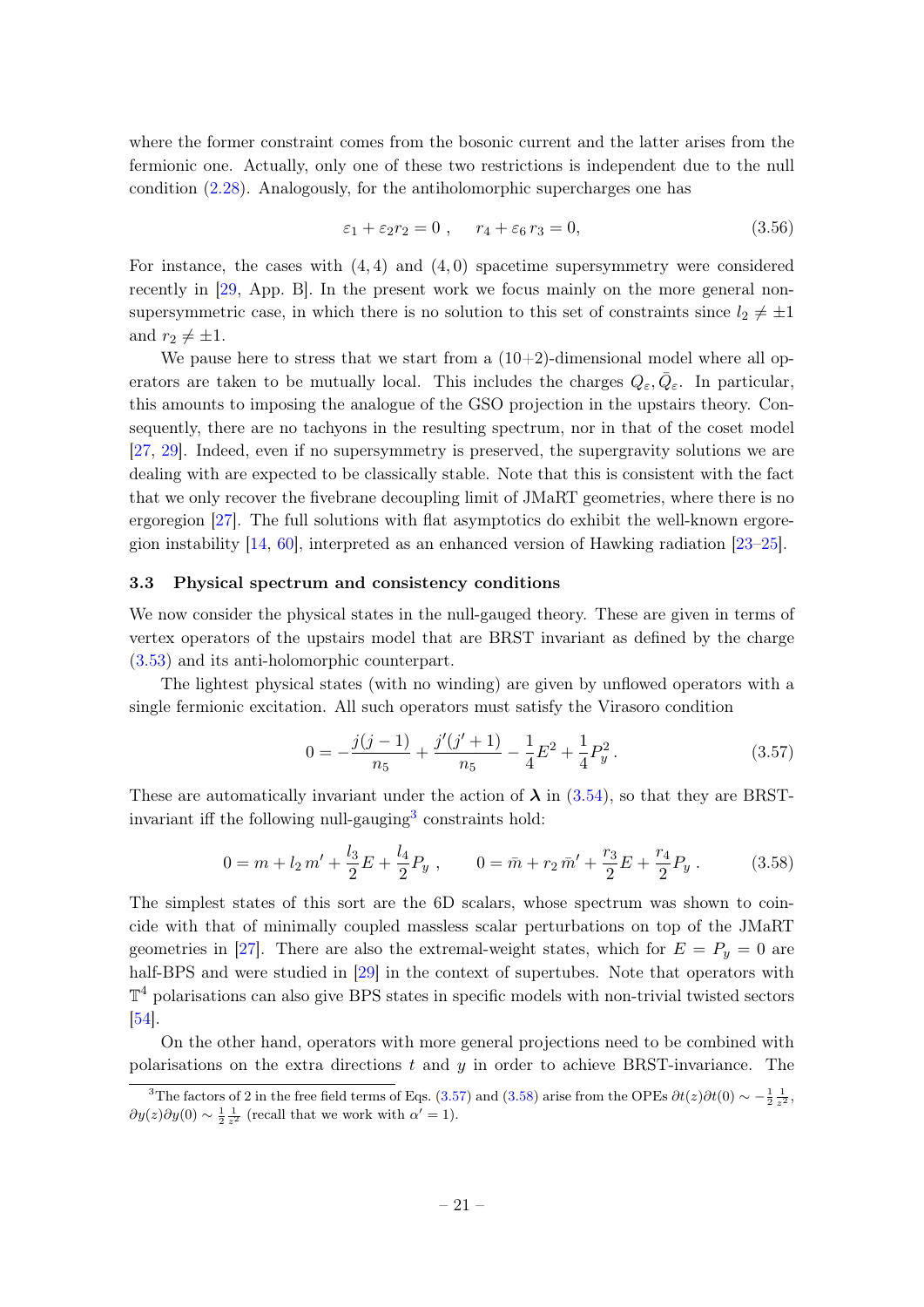where the former constraint comes from the bosonic current and the latter arises from the fermionic one. Actually, only one of these two restrictions is independent due to the null condition (2.28). Analogously, for the antiholomorphic supercharges one has

$$\varepsilon_1 + \varepsilon_2 r_2 = 0 \ , \qquad r_4 + \varepsilon_6 \, r_3 = 0, \tag{3.56}$$

For instance, the cases with $(4,4)$ and $(4,0)$ spacetime supersymmetry were considered recently in [29, App. B]. In the present work we focus mainly on the more general non-supersymmetric case, in which there is no solution to this set of constraints since $l_2 \neq \pm 1$ and $r_2 \neq \pm 1$.

We pause here to stress that we start from a (10+2)-dimensional model where all operators are taken to be mutually local. This includes the charges $Q_\varepsilon, \bar{Q}_\varepsilon$. In particular, this amounts to imposing the analogue of the GSO projection in the upstairs theory. Consequently, there are no tachyons in the resulting spectrum, nor in that of the coset model [27, 29]. Indeed, even if no supersymmetry is preserved, the supergravity solutions we are dealing with are expected to be classically stable. Note that this is consistent with the fact that we only recover the fivebrane decoupling limit of JMaRT geometries, where there is no ergoregion [27]. The full solutions with flat asymptotics do exhibit the well-known ergoregion instability [14, 60], interpreted as an enhanced version of Hawking radiation [23–25].

### 3.3 Physical spectrum and consistency conditions

We now consider the physical states in the null-gauged theory. These are given in terms of vertex operators of the upstairs model that are BRST invariant as defined by the charge (3.53) and its anti-holomorphic counterpart.

The lightest physical states (with no winding) are given by unflowed operators with a single fermionic excitation. All such operators must satisfy the Virasoro condition

$$0 = -\frac{j(j-1)}{n_5} + \frac{j'(j'+1)}{n_5} - \frac{1}{4}E^2 + \frac{1}{4}P_y^2 \, . \tag{3.57}$$

These are automatically invariant under the action of $\boldsymbol{\lambda}$ in (3.54), so that they are BRST-invariant iff the following null-gauging[3] constraints hold:

$$0 = m + l_2 \, m' + \frac{l_3}{2}E + \frac{l_4}{2}P_y \ , \qquad 0 = \bar{m} + r_2 \, \bar{m}' + \frac{r_3}{2}E + \frac{r_4}{2}P_y \, . \tag{3.58}$$

The simplest states of this sort are the 6D scalars, whose spectrum was shown to coincide with that of minimally coupled massless scalar perturbations on top of the JMaRT geometries in [27]. There are also the extremal-weight states, which for $E = P_y = 0$ are half-BPS and were studied in [29] in the context of supertubes. Note that operators with $\mathbb{T}^4$ polarisations can also give BPS states in specific models with non-trivial twisted sectors [54].

On the other hand, operators with more general projections need to be combined with polarisations on the extra directions $t$ and $y$ in order to achieve BRST-invariance. The

[3] The factors of 2 in the free field terms of Eqs. (3.57) and (3.58) arise from the OPEs $\partial t(z)\partial t(0) \sim -\frac{1}{2}\frac{1}{z^2}$, $\partial y(z)\partial y(0) \sim \frac{1}{2}\frac{1}{z^2}$ (recall that we work with $\alpha' = 1$).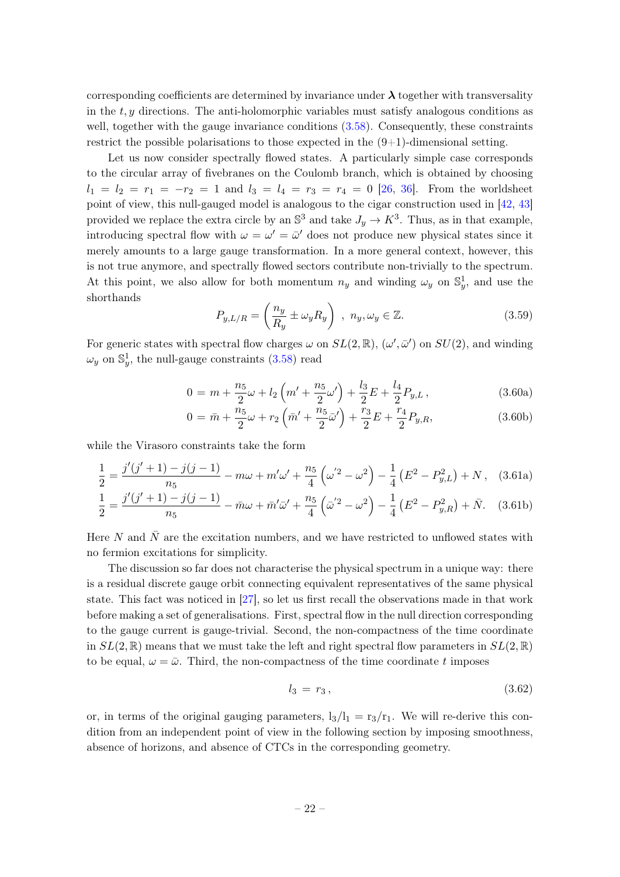corresponding coefficients are determined by invariance under $\boldsymbol{\lambda}$ together with transversality in the $t, y$ directions. The anti-holomorphic variables must satisfy analogous conditions as well, together with the gauge invariance conditions (3.58). Consequently, these constraints restrict the possible polarisations to those expected in the (9+1)-dimensional setting.

Let us now consider spectrally flowed states. A particularly simple case corresponds to the circular array of fivebranes on the Coulomb branch, which is obtained by choosing $l_1 = l_2 = r_1 = -r_2 = 1$ and $l_3 = l_4 = r_3 = r_4 = 0$ [26, 36]. From the worldsheet point of view, this null-gauged model is analogous to the cigar construction used in [42, 43] provided we replace the extra circle by an $\mathbb{S}^3$ and take $J_y \to K^3$. Thus, as in that example, introducing spectral flow with $\omega = \omega' = \bar{\omega}'$ does not produce new physical states since it merely amounts to a large gauge transformation. In a more general context, however, this is not true anymore, and spectrally flowed sectors contribute non-trivially to the spectrum. At this point, we also allow for both momentum $n_y$ and winding $\omega_y$ on $\mathbb{S}^1_y$, and use the shorthands

$$
P_{y,L/R} = \left( \frac{n_y}{R_y} \pm \omega_y R_y \right) \ , \ n_y, \omega_y \in \mathbb{Z}. \tag{3.59}
$$

For generic states with spectral flow charges $\omega$ on $SL(2,\mathbb{R})$, $(\omega', \bar{\omega}')$ on $SU(2)$, and winding $\omega_y$ on $\mathbb{S}^1_y$, the null-gauge constraints (3.58) read

$$
0 = m + \frac{n_5}{2}\omega + l_2 \left( m' + \frac{n_5}{2}\omega' \right) + \frac{l_3}{2} E + \frac{l_4}{2} P_{y,L} \, , \tag{3.60a}
$$

$$
0 = \bar{m} + \frac{n_5}{2}\omega + r_2 \left( \bar{m}' + \frac{n_5}{2}\bar{\omega}' \right) + \frac{r_3}{2} E + \frac{r_4}{2} P_{y,R}, \tag{3.60b}
$$

while the Virasoro constraints take the form

$$
\frac{1}{2} = \frac{j'(j'+1) - j(j-1)}{n_5} - m\omega + m'\omega' + \frac{n_5}{4}\left( \omega'^2 - \omega^2 \right) - \frac{1}{4}\left( E^2 - P_{y,L}^2 \right) + N \, , \tag{3.61a}
$$

$$
\frac{1}{2} = \frac{j'(j'+1) - j(j-1)}{n_5} - \bar{m}\omega + \bar{m}'\bar{\omega}' + \frac{n_5}{4}\left( \bar{\omega}'^2 - \omega^2 \right) - \frac{1}{4}\left( E^2 - P_{y,R}^2 \right) + \bar{N}. \tag{3.61b}
$$

Here $N$ and $\bar{N}$ are the excitation numbers, and we have restricted to unflowed states with no fermion excitations for simplicity.

The discussion so far does not characterise the physical spectrum in a unique way: there is a residual discrete gauge orbit connecting equivalent representatives of the same physical state. This fact was noticed in [27], so let us first recall the observations made in that work before making a set of generalisations. First, spectral flow in the null direction corresponding to the gauge current is gauge-trivial. Second, the non-compactness of the time coordinate in $SL(2,\mathbb{R})$ means that we must take the left and right spectral flow parameters in $SL(2,\mathbb{R})$ to be equal, $\omega = \bar{\omega}$. Third, the non-compactness of the time coordinate $t$ imposes

$$
l_3 = r_3 \, , \tag{3.62}
$$

or, in terms of the original gauging parameters, $\mathrm{l}_3/\mathrm{l}_1 = \mathrm{r}_3/\mathrm{r}_1$. We will re-derive this condition from an independent point of view in the following section by imposing smoothness, absence of horizons, and absence of CTCs in the corresponding geometry.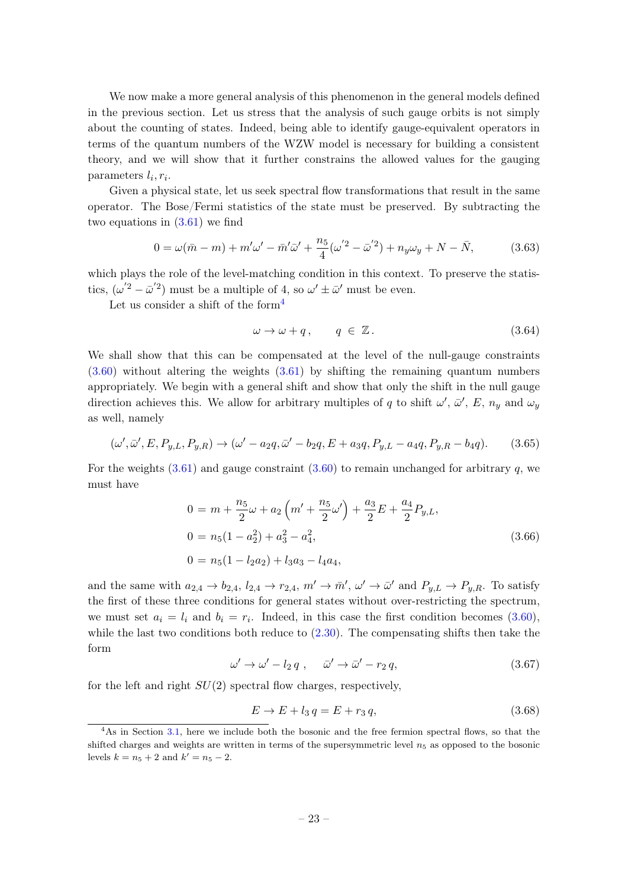We now make a more general analysis of this phenomenon in the general models defined in the previous section. Let us stress that the analysis of such gauge orbits is not simply about the counting of states. Indeed, being able to identify gauge-equivalent operators in terms of the quantum numbers of the WZW model is necessary for building a consistent theory, and we will show that it further constrains the allowed values for the gauging parameters $l_i, r_i$.

Given a physical state, let us seek spectral flow transformations that result in the same operator. The Bose/Fermi statistics of the state must be preserved. By subtracting the two equations in (3.61) we find

$$0 = \omega(\bar{m} - m) + m'\omega' - \bar{m}'\bar{\omega}' + \frac{n_5}{4}(\omega'^2 - \bar{\omega}'^2) + n_y\omega_y + N - \bar{N}, \tag{3.63}$$

which plays the role of the level-matching condition in this context. To preserve the statistics, $(\omega'^2 - \bar{\omega}'^2)$ must be a multiple of 4, so $\omega' \pm \bar{\omega}'$ must be even.

Let us consider a shift of the form[4]

$$\omega \to \omega + q\,, \qquad q \in \mathbb{Z}\,. \tag{3.64}$$

We shall show that this can be compensated at the level of the null-gauge constraints (3.60) without altering the weights (3.61) by shifting the remaining quantum numbers appropriately. We begin with a general shift and show that only the shift in the null gauge direction achieves this. We allow for arbitrary multiples of $q$ to shift $\omega'$, $\bar{\omega}'$, $E$, $n_y$ and $\omega_y$ as well, namely

$$(\omega', \bar{\omega}', E, P_{y,L}, P_{y,R}) \to (\omega' - a_2 q, \bar{\omega}' - b_2 q, E + a_3 q, P_{y,L} - a_4 q, P_{y,R} - b_4 q). \tag{3.65}$$

For the weights (3.61) and gauge constraint (3.60) to remain unchanged for arbitrary $q$, we must have

$$\begin{aligned} 0 &= m + \frac{n_5}{2}\omega + a_2\left(m' + \frac{n_5}{2}\omega'\right) + \frac{a_3}{2}E + \frac{a_4}{2}P_{y,L}, \\ 0 &= n_5(1 - a_2^2) + a_3^2 - a_4^2, \\ 0 &= n_5(1 - l_2 a_2) + l_3 a_3 - l_4 a_4, \end{aligned} \tag{3.66}$$

and the same with $a_{2,4} \to b_{2,4}$, $l_{2,4} \to r_{2,4}$, $m' \to \bar{m}'$, $\omega' \to \bar{\omega}'$ and $P_{y,L} \to P_{y,R}$. To satisfy the first of these three conditions for general states without over-restricting the spectrum, we must set $a_i = l_i$ and $b_i = r_i$. Indeed, in this case the first condition becomes (3.60), while the last two conditions both reduce to (2.30). The compensating shifts then take the form

$$\omega' \to \omega' - l_2\, q\,, \qquad \bar{\omega}' \to \bar{\omega}' - r_2\, q, \tag{3.67}$$

for the left and right $SU(2)$ spectral flow charges, respectively,

$$E \to E + l_3\, q = E + r_3\, q, \tag{3.68}$$

[4] As in Section 3.1, here we include both the bosonic and the free fermion spectral flows, so that the shifted charges and weights are written in terms of the supersymmetric level $n_5$ as opposed to the bosonic levels $k = n_5 + 2$ and $k' = n_5 - 2$.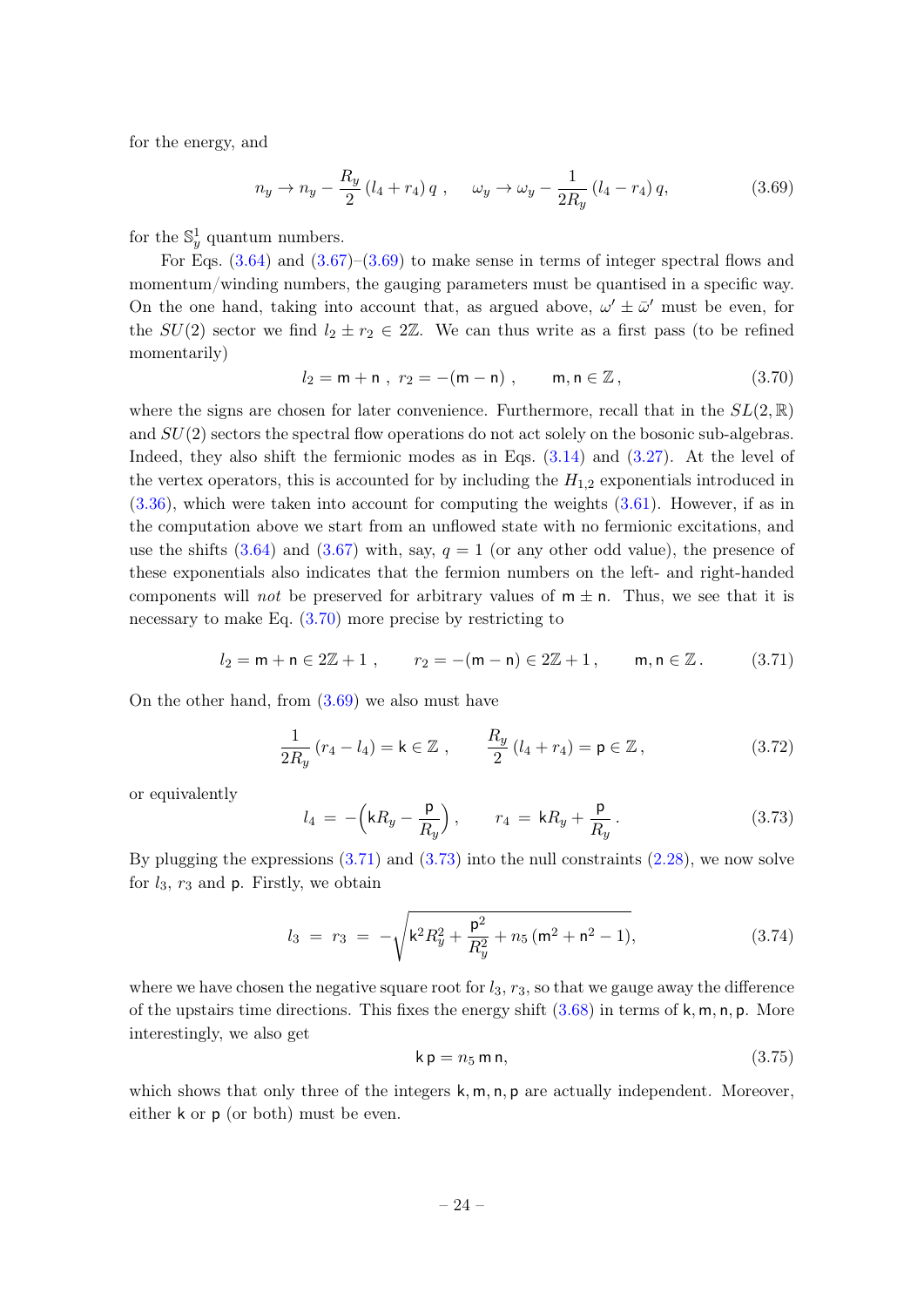for the energy, and

$$n_y \to n_y - \frac{R_y}{2}(l_4 + r_4)\, q \ , \quad \omega_y \to \omega_y - \frac{1}{2R_y}(l_4 - r_4)\, q, \tag{3.69}$$

for the $\mathbb{S}^1_y$ quantum numbers.

For Eqs. (3.64) and (3.67)–(3.69) to make sense in terms of integer spectral flows and momentum/winding numbers, the gauging parameters must be quantised in a specific way. On the one hand, taking into account that, as argued above, $\omega' \pm \bar{\omega}'$ must be even, for the $SU(2)$ sector we find $l_2 \pm r_2 \in 2\mathbb{Z}$. We can thus write as a first pass (to be refined momentarily)

$$l_2 = \mathsf{m} + \mathsf{n} \ , \ r_2 = -(\mathsf{m} - \mathsf{n}) \ , \qquad \mathsf{m}, \mathsf{n} \in \mathbb{Z} \, , \tag{3.70}$$

where the signs are chosen for later convenience. Furthermore, recall that in the $SL(2,\mathbb{R})$ and $SU(2)$ sectors the spectral flow operations do not act solely on the bosonic sub-algebras. Indeed, they also shift the fermionic modes as in Eqs. (3.14) and (3.27). At the level of the vertex operators, this is accounted for by including the $H_{1,2}$ exponentials introduced in (3.36), which were taken into account for computing the weights (3.61). However, if as in the computation above we start from an unflowed state with no fermionic excitations, and use the shifts (3.64) and (3.67) with, say, $q = 1$ (or any other odd value), the presence of these exponentials also indicates that the fermion numbers on the left- and right-handed components will *not* be preserved for arbitrary values of $\mathsf{m} \pm \mathsf{n}$. Thus, we see that it is necessary to make Eq. (3.70) more precise by restricting to

$$l_2 = \mathsf{m} + \mathsf{n} \in 2\mathbb{Z} + 1 \ , \qquad r_2 = -(\mathsf{m} - \mathsf{n}) \in 2\mathbb{Z} + 1 \, , \qquad \mathsf{m}, \mathsf{n} \in \mathbb{Z} \, . \tag{3.71}$$

On the other hand, from (3.69) we also must have

$$\frac{1}{2R_y}(r_4 - l_4) = \mathsf{k} \in \mathbb{Z} \ , \qquad \frac{R_y}{2}(l_4 + r_4) = \mathsf{p} \in \mathbb{Z} \, , \tag{3.72}$$

or equivalently

$$l_4 \ = \ -\Big(\mathsf{k} R_y - \frac{\mathsf{p}}{R_y}\Big) \ , \qquad r_4 \ = \ \mathsf{k} R_y + \frac{\mathsf{p}}{R_y} \, . \tag{3.73}$$

By plugging the expressions (3.71) and (3.73) into the null constraints (2.28), we now solve for $l_3$, $r_3$ and $\mathsf{p}$. Firstly, we obtain

$$l_3 \ = \ r_3 \ = \ -\sqrt{\mathsf{k}^2 R_y^2 + \frac{\mathsf{p}^2}{R_y^2} + n_5\,(\mathsf{m}^2 + \mathsf{n}^2 - 1)}, \tag{3.74}$$

where we have chosen the negative square root for $l_3$, $r_3$, so that we gauge away the difference of the upstairs time directions. This fixes the energy shift (3.68) in terms of $\mathsf{k}, \mathsf{m}, \mathsf{n}, \mathsf{p}$. More interestingly, we also get

$$\mathsf{k}\,\mathsf{p} = n_5\,\mathsf{m}\,\mathsf{n}, \tag{3.75}$$

which shows that only three of the integers $\mathsf{k}, \mathsf{m}, \mathsf{n}, \mathsf{p}$ are actually independent. Moreover, either $\mathsf{k}$ or $\mathsf{p}$ (or both) must be even.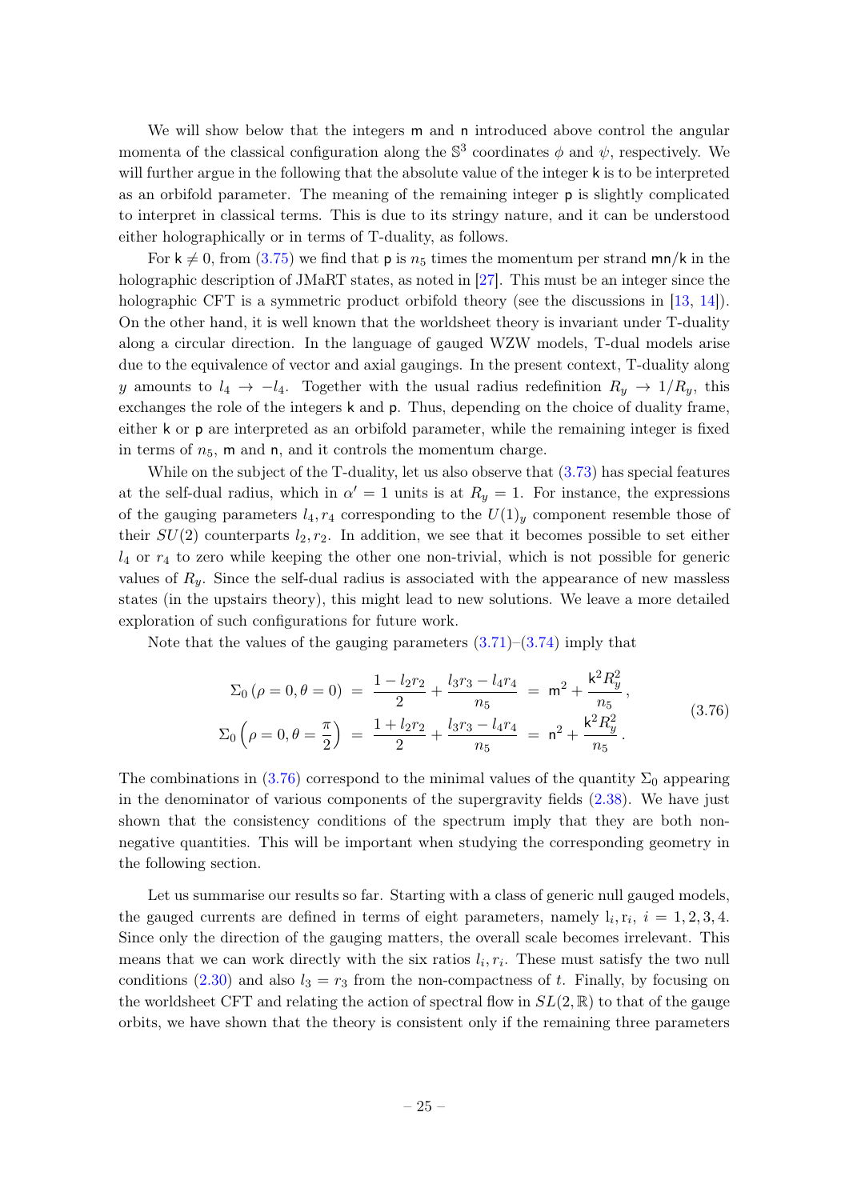We will show below that the integers $\mathsf{m}$ and $\mathsf{n}$ introduced above control the angular momenta of the classical configuration along the $\mathbb{S}^3$ coordinates $\phi$ and $\psi$, respectively. We will further argue in the following that the absolute value of the integer $\mathsf{k}$ is to be interpreted as an orbifold parameter. The meaning of the remaining integer $\mathsf{p}$ is slightly complicated to interpret in classical terms. This is due to its stringy nature, and it can be understood either holographically or in terms of T-duality, as follows.

For $\mathsf{k} \neq 0$, from (3.75) we find that $\mathsf{p}$ is $n_5$ times the momentum per strand $\mathsf{mn}/\mathsf{k}$ in the holographic description of JMaRT states, as noted in [27]. This must be an integer since the holographic CFT is a symmetric product orbifold theory (see the discussions in [13, 14]). On the other hand, it is well known that the worldsheet theory is invariant under T-duality along a circular direction. In the language of gauged WZW models, T-dual models arise due to the equivalence of vector and axial gaugings. In the present context, T-duality along $y$ amounts to $l_4 \to -l_4$. Together with the usual radius redefinition $R_y \to 1/R_y$, this exchanges the role of the integers $\mathsf{k}$ and $\mathsf{p}$. Thus, depending on the choice of duality frame, either $\mathsf{k}$ or $\mathsf{p}$ are interpreted as an orbifold parameter, while the remaining integer is fixed in terms of $n_5$, $\mathsf{m}$ and $\mathsf{n}$, and it controls the momentum charge.

While on the subject of the T-duality, let us also observe that (3.73) has special features at the self-dual radius, which in $\alpha' = 1$ units is at $R_y = 1$. For instance, the expressions of the gauging parameters $l_4, r_4$ corresponding to the $U(1)_y$ component resemble those of their $SU(2)$ counterparts $l_2, r_2$. In addition, we see that it becomes possible to set either $l_4$ or $r_4$ to zero while keeping the other one non-trivial, which is not possible for generic values of $R_y$. Since the self-dual radius is associated with the appearance of new massless states (in the upstairs theory), this might lead to new solutions. We leave a more detailed exploration of such configurations for future work.

Note that the values of the gauging parameters (3.71)–(3.74) imply that

$$
\begin{aligned}
\Sigma_0\left(\rho = 0, \theta = 0\right) &= \frac{1 - l_2 r_2}{2} + \frac{l_3 r_3 - l_4 r_4}{n_5} = \mathsf{m}^2 + \frac{\mathsf{k}^2 R_y^2}{n_5}\,, \\
\Sigma_0\left(\rho = 0, \theta = \frac{\pi}{2}\right) &= \frac{1 + l_2 r_2}{2} + \frac{l_3 r_3 - l_4 r_4}{n_5} = \mathsf{n}^2 + \frac{\mathsf{k}^2 R_y^2}{n_5}\,.
\end{aligned}
\tag{3.76}
$$

The combinations in (3.76) correspond to the minimal values of the quantity $\Sigma_0$ appearing in the denominator of various components of the supergravity fields (2.38). We have just shown that the consistency conditions of the spectrum imply that they are both non-negative quantities. This will be important when studying the corresponding geometry in the following section.

Let us summarise our results so far. Starting with a class of generic null gauged models, the gauged currents are defined in terms of eight parameters, namely $\mathrm{l}_i, \mathrm{r}_i$, $i = 1, 2, 3, 4$. Since only the direction of the gauging matters, the overall scale becomes irrelevant. This means that we can work directly with the six ratios $l_i, r_i$. These must satisfy the two null conditions (2.30) and also $l_3 = r_3$ from the non-compactness of $t$. Finally, by focusing on the worldsheet CFT and relating the action of spectral flow in $SL(2,\mathbb{R})$ to that of the gauge orbits, we have shown that the theory is consistent only if the remaining three parameters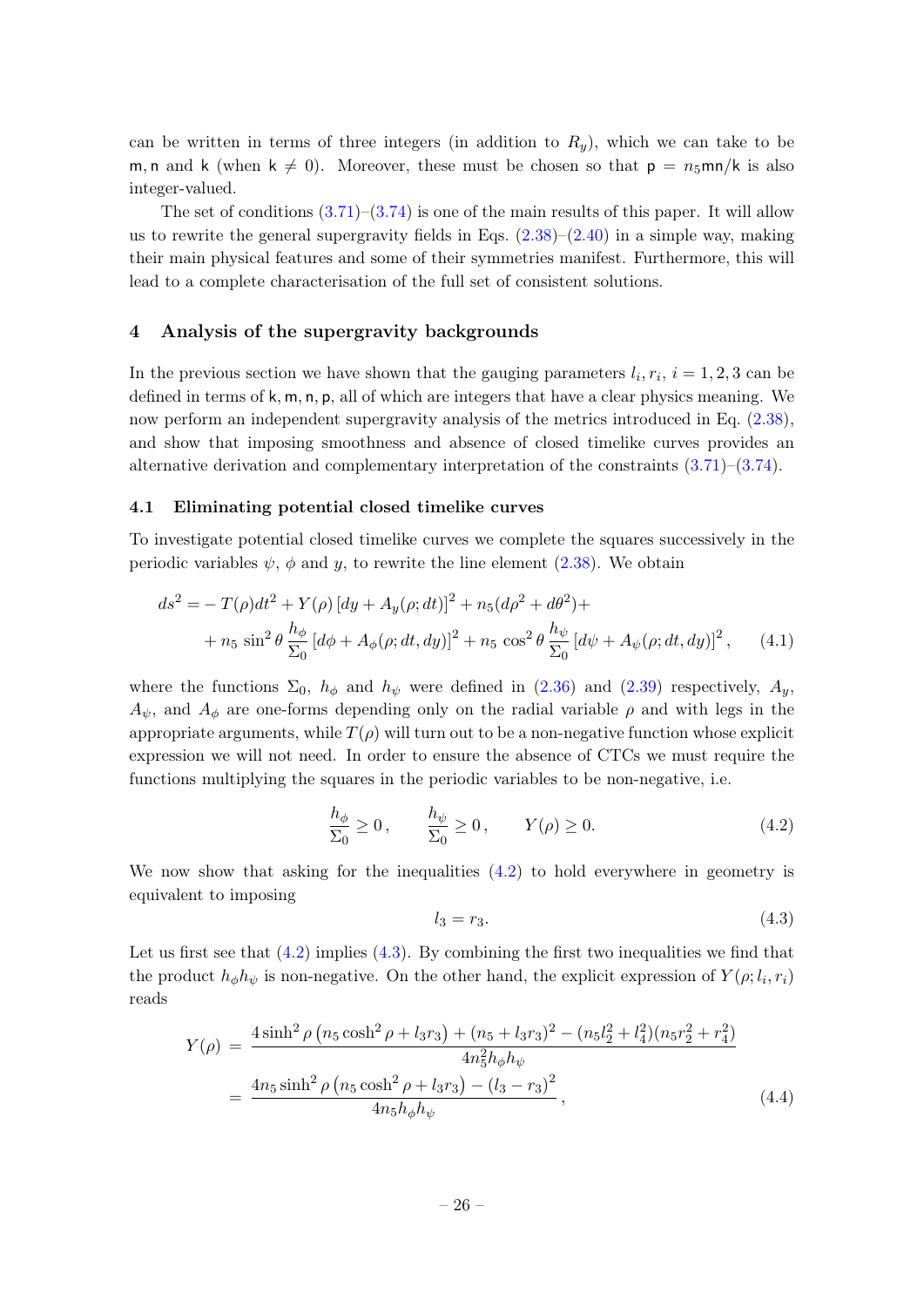can be written in terms of three integers (in addition to $R_y$), which we can take to be $\mathsf{m}, \mathsf{n}$ and $\mathsf{k}$ (when $\mathsf{k} \neq 0$). Moreover, these must be chosen so that $\mathsf{p} = n_5 \mathsf{m}\mathsf{n}/\mathsf{k}$ is also integer-valued.

The set of conditions (3.71)–(3.74) is one of the main results of this paper. It will allow us to rewrite the general supergravity fields in Eqs. (2.38)–(2.40) in a simple way, making their main physical features and some of their symmetries manifest. Furthermore, this will lead to a complete characterisation of the full set of consistent solutions.

## 4 Analysis of the supergravity backgrounds

In the previous section we have shown that the gauging parameters $l_i, r_i$, $i = 1, 2, 3$ can be defined in terms of $\mathsf{k}, \mathsf{m}, \mathsf{n}, \mathsf{p}$, all of which are integers that have a clear physics meaning. We now perform an independent supergravity analysis of the metrics introduced in Eq. (2.38), and show that imposing smoothness and absence of closed timelike curves provides an alternative derivation and complementary interpretation of the constraints (3.71)–(3.74).

### 4.1 Eliminating potential closed timelike curves

To investigate potential closed timelike curves we complete the squares successively in the periodic variables $\psi$, $\phi$ and $y$, to rewrite the line element (2.38). We obtain

$$
\begin{aligned}
ds^2 =& - T(\rho) dt^2 + Y(\rho) \left[dy + A_y(\rho; dt)\right]^2 + n_5 (d\rho^2 + d\theta^2) + \\
&+ n_5 \sin^2\theta \, \frac{h_\phi}{\Sigma_0} \left[d\phi + A_\phi(\rho; dt, dy)\right]^2 + n_5 \cos^2\theta \, \frac{h_\psi}{\Sigma_0} \left[d\psi + A_\psi(\rho; dt, dy)\right]^2 ,
\end{aligned}
\tag{4.1}
$$

where the functions $\Sigma_0$, $h_\phi$ and $h_\psi$ were defined in (2.36) and (2.39) respectively, $A_y$, $A_\psi$, and $A_\phi$ are one-forms depending only on the radial variable $\rho$ and with legs in the appropriate arguments, while $T(\rho)$ will turn out to be a non-negative function whose explicit expression we will not need. In order to ensure the absence of CTCs we must require the functions multiplying the squares in the periodic variables to be non-negative, i.e.

$$
\frac{h_\phi}{\Sigma_0} \geq 0 \,, \qquad \frac{h_\psi}{\Sigma_0} \geq 0 \,, \qquad Y(\rho) \geq 0. \tag{4.2}
$$

We now show that asking for the inequalities (4.2) to hold everywhere in geometry is equivalent to imposing

$$
l_3 = r_3. \tag{4.3}
$$

Let us first see that (4.2) implies (4.3). By combining the first two inequalities we find that the product $h_\phi h_\psi$ is non-negative. On the other hand, the explicit expression of $Y(\rho; l_i, r_i)$ reads

$$
\begin{aligned}
Y(\rho) \;&=\; \frac{4\sinh^2\rho \left(n_5 \cosh^2\rho + l_3 r_3\right) + (n_5 + l_3 r_3)^2 - (n_5 l_2^2 + l_4^2)(n_5 r_2^2 + r_4^2)}{4 n_5^2 h_\phi h_\psi} \\
&=\; \frac{4 n_5 \sinh^2\rho \left(n_5 \cosh^2\rho + l_3 r_3\right) - (l_3 - r_3)^2}{4 n_5 h_\phi h_\psi} \,,
\end{aligned}
\tag{4.4}
$$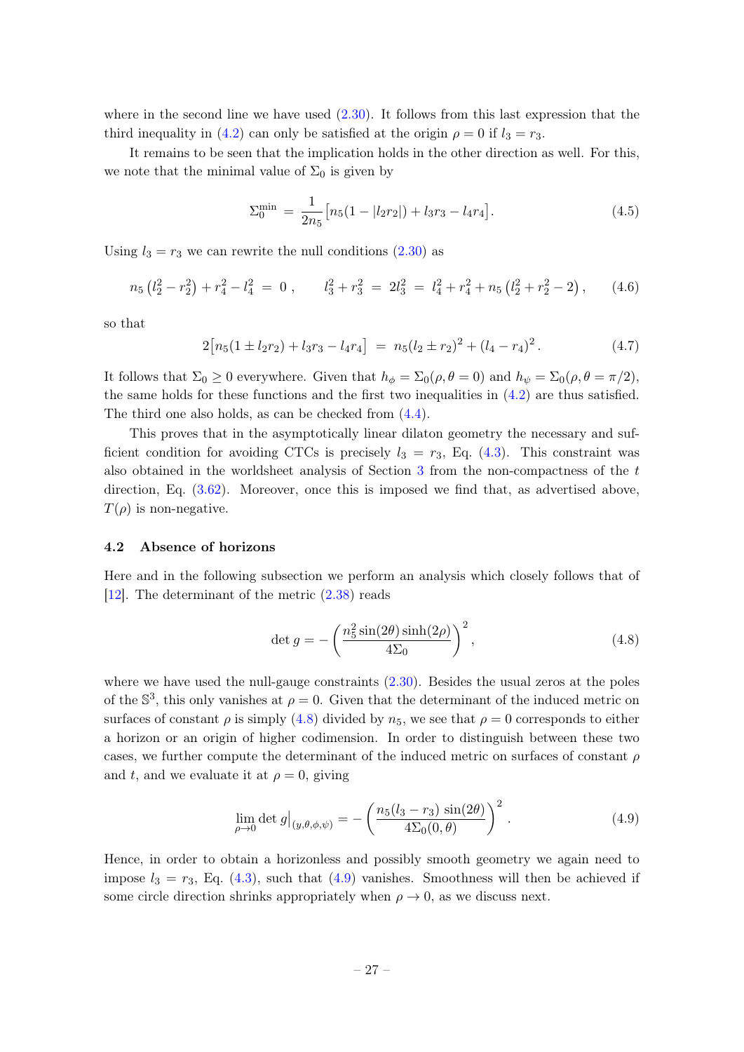where in the second line we have used (2.30). It follows from this last expression that the third inequality in (4.2) can only be satisfied at the origin $\rho = 0$ if $l_3 = r_3$.

It remains to be seen that the implication holds in the other direction as well. For this, we note that the minimal value of $\Sigma_0$ is given by

$$
\Sigma_0^{\text{min}} = \frac{1}{2n_5}\big[n_5(1-|l_2 r_2|) + l_3 r_3 - l_4 r_4\big]. \tag{4.5}
$$

Using $l_3 = r_3$ we can rewrite the null conditions (2.30) as

$$
n_5\left(l_2^2 - r_2^2\right) + r_4^2 - l_4^2 = 0 \,, \qquad l_3^2 + r_3^2 = 2l_3^2 = l_4^2 + r_4^2 + n_5\left(l_2^2 + r_2^2 - 2\right), \tag{4.6}
$$

so that

$$
2\big[n_5(1 \pm l_2 r_2) + l_3 r_3 - l_4 r_4\big] = n_5(l_2 \pm r_2)^2 + (l_4 - r_4)^2 \,. \tag{4.7}
$$

It follows that $\Sigma_0 \geq 0$ everywhere. Given that $h_\phi = \Sigma_0(\rho, \theta = 0)$ and $h_\psi = \Sigma_0(\rho, \theta = \pi/2)$, the same holds for these functions and the first two inequalities in (4.2) are thus satisfied. The third one also holds, as can be checked from (4.4).

This proves that in the asymptotically linear dilaton geometry the necessary and sufficient condition for avoiding CTCs is precisely $l_3 = r_3$, Eq. (4.3). This constraint was also obtained in the worldsheet analysis of Section 3 from the non-compactness of the $t$ direction, Eq. (3.62). Moreover, once this is imposed we find that, as advertised above, $T(\rho)$ is non-negative.

### 4.2 Absence of horizons

Here and in the following subsection we perform an analysis which closely follows that of [12]. The determinant of the metric (2.38) reads

$$
\det g = -\left(\frac{n_5^2 \sin(2\theta)\sinh(2\rho)}{4\Sigma_0}\right)^2, \tag{4.8}
$$

where we have used the null-gauge constraints (2.30). Besides the usual zeros at the poles of the $\mathbb{S}^3$, this only vanishes at $\rho = 0$. Given that the determinant of the induced metric on surfaces of constant $\rho$ is simply (4.8) divided by $n_5$, we see that $\rho = 0$ corresponds to either a horizon or an origin of higher codimension. In order to distinguish between these two cases, we further compute the determinant of the induced metric on surfaces of constant $\rho$ and $t$, and we evaluate it at $\rho = 0$, giving

$$
\lim_{\rho \to 0} \det g\big|_{(y,\theta,\phi,\psi)} = -\left(\frac{n_5(l_3 - r_3)\sin(2\theta)}{4\Sigma_0(0,\theta)}\right)^2 . \tag{4.9}
$$

Hence, in order to obtain a horizonless and possibly smooth geometry we again need to impose $l_3 = r_3$, Eq. (4.3), such that (4.9) vanishes. Smoothness will then be achieved if some circle direction shrinks appropriately when $\rho \to 0$, as we discuss next.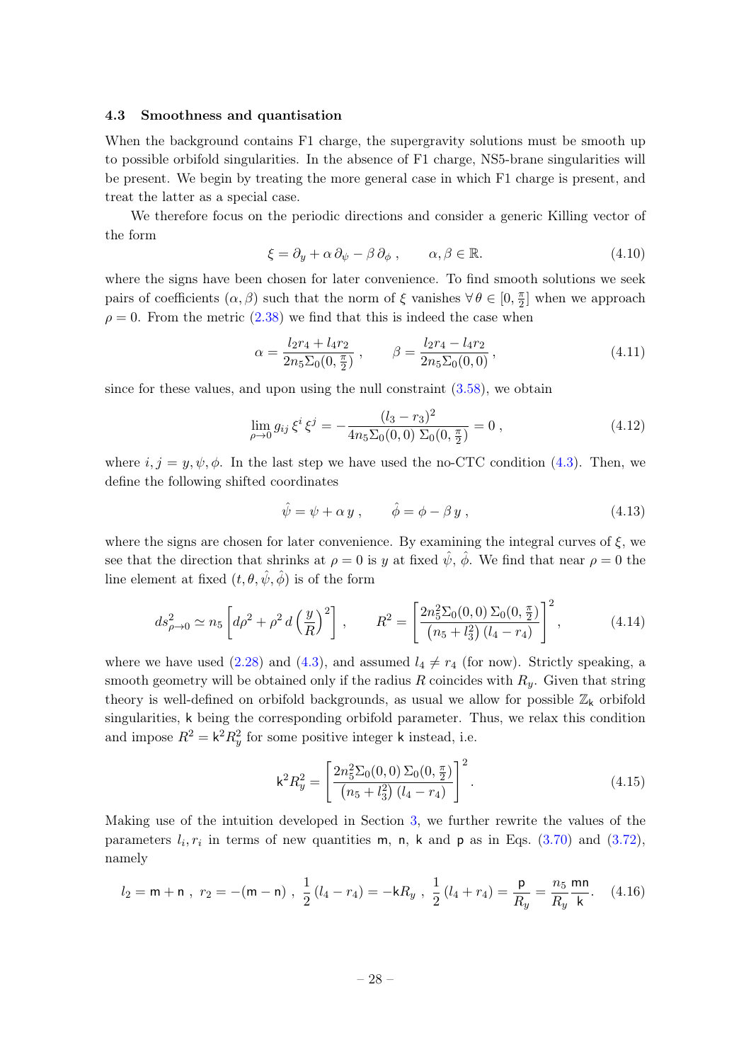### 4.3 Smoothness and quantisation

When the background contains F1 charge, the supergravity solutions must be smooth up to possible orbifold singularities. In the absence of F1 charge, NS5-brane singularities will be present. We begin by treating the more general case in which F1 charge is present, and treat the latter as a special case.

We therefore focus on the periodic directions and consider a generic Killing vector of the form

$$\xi = \partial_y + \alpha\, \partial_\psi - \beta\, \partial_\phi\ , \qquad \alpha, \beta \in \mathbb{R}. \tag{4.10}$$

where the signs have been chosen for later convenience. To find smooth solutions we seek pairs of coefficients $(\alpha, \beta)$ such that the norm of $\xi$ vanishes $\forall\, \theta \in [0, \frac{\pi}{2}]$ when we approach $\rho = 0$. From the metric (2.38) we find that this is indeed the case when

$$\alpha = \frac{l_2 r_4 + l_4 r_2}{2n_5 \Sigma_0(0, \frac{\pi}{2})}\ , \qquad \beta = \frac{l_2 r_4 - l_4 r_2}{2n_5 \Sigma_0(0, 0)}\ , \tag{4.11}$$

since for these values, and upon using the null constraint (3.58), we obtain

$$\lim_{\rho \to 0} g_{ij}\, \xi^i\, \xi^j = -\frac{(l_3 - r_3)^2}{4n_5 \Sigma_0(0, 0)\ \Sigma_0(0, \frac{\pi}{2})} = 0\ , \tag{4.12}$$

where $i, j = y, \psi, \phi$. In the last step we have used the no-CTC condition (4.3). Then, we define the following shifted coordinates

$$\hat{\psi} = \psi + \alpha\, y\ , \qquad \hat{\phi} = \phi - \beta\, y\ , \tag{4.13}$$

where the signs are chosen for later convenience. By examining the integral curves of $\xi$, we see that the direction that shrinks at $\rho = 0$ is $y$ at fixed $\hat{\psi}$, $\hat{\phi}$. We find that near $\rho = 0$ the line element at fixed $(t, \theta, \hat{\psi}, \hat{\phi})$ is of the form

$$ds^2_{\rho \to 0} \simeq n_5 \left[ d\rho^2 + \rho^2\, d\left(\frac{y}{R}\right)^2 \right]\ , \qquad R^2 = \left[ \frac{2n_5^2 \Sigma_0(0, 0)\ \Sigma_0(0, \frac{\pi}{2})}{\left(n_5 + l_3^2\right)(l_4 - r_4)} \right]^2\ , \tag{4.14}$$

where we have used (2.28) and (4.3), and assumed $l_4 \neq r_4$ (for now). Strictly speaking, a smooth geometry will be obtained only if the radius $R$ coincides with $R_y$. Given that string theory is well-defined on orbifold backgrounds, as usual we allow for possible $\mathbb{Z}_{\mathsf{k}}$ orbifold singularities, $\mathsf{k}$ being the corresponding orbifold parameter. Thus, we relax this condition and impose $R^2 = \mathsf{k}^2 R_y^2$ for some positive integer $\mathsf{k}$ instead, i.e.

$$\mathsf{k}^2 R_y^2 = \left[ \frac{2n_5^2 \Sigma_0(0, 0)\ \Sigma_0(0, \frac{\pi}{2})}{\left(n_5 + l_3^2\right)(l_4 - r_4)} \right]^2 . \tag{4.15}$$

Making use of the intuition developed in Section 3, we further rewrite the values of the parameters $l_i, r_i$ in terms of new quantities $\mathsf{m}$, $\mathsf{n}$, $\mathsf{k}$ and $\mathsf{p}$ as in Eqs. (3.70) and (3.72), namely

$$l_2 = \mathsf{m} + \mathsf{n}\ ,\ r_2 = -(\mathsf{m} - \mathsf{n})\ ,\ \frac{1}{2}(l_4 - r_4) = -\mathsf{k} R_y\ ,\ \frac{1}{2}(l_4 + r_4) = \frac{\mathsf{p}}{R_y} = \frac{n_5}{R_y}\frac{\mathsf{mn}}{\mathsf{k}}. \tag{4.16}$$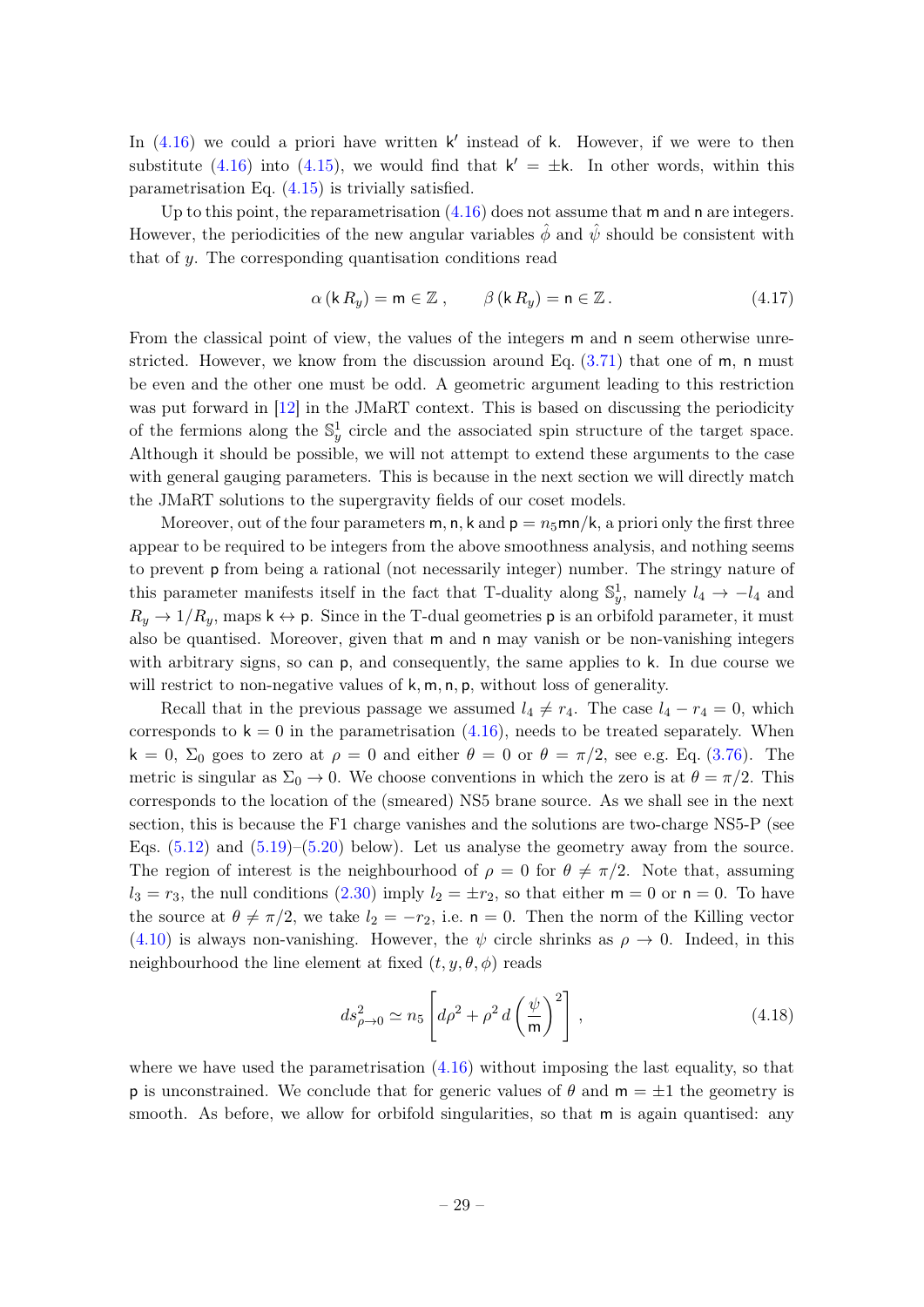In (4.16) we could a priori have written $\mathsf{k}'$ instead of $\mathsf{k}$. However, if we were to then substitute (4.16) into (4.15), we would find that $\mathsf{k}' = \pm\mathsf{k}$. In other words, within this parametrisation Eq. (4.15) is trivially satisfied.

Up to this point, the reparametrisation (4.16) does not assume that $\mathsf{m}$ and $\mathsf{n}$ are integers. However, the periodicities of the new angular variables $\hat{\phi}$ and $\hat{\psi}$ should be consistent with that of $y$. The corresponding quantisation conditions read

$$\alpha\left(\mathsf{k}\,R_y\right) = \mathsf{m} \in \mathbb{Z}\,, \qquad \beta\left(\mathsf{k}\,R_y\right) = \mathsf{n} \in \mathbb{Z}\,. \tag{4.17}$$

From the classical point of view, the values of the integers $\mathsf{m}$ and $\mathsf{n}$ seem otherwise unrestricted. However, we know from the discussion around Eq. (3.71) that one of $\mathsf{m}$, $\mathsf{n}$ must be even and the other one must be odd. A geometric argument leading to this restriction was put forward in [12] in the JMaRT context. This is based on discussing the periodicity of the fermions along the $\mathbb{S}^1_y$ circle and the associated spin structure of the target space. Although it should be possible, we will not attempt to extend these arguments to the case with general gauging parameters. This is because in the next section we will directly match the JMaRT solutions to the supergravity fields of our coset models.

Moreover, out of the four parameters $\mathsf{m}, \mathsf{n}, \mathsf{k}$ and $\mathsf{p} = n_5\mathsf{m}\mathsf{n}/\mathsf{k}$, a priori only the first three appear to be required to be integers from the above smoothness analysis, and nothing seems to prevent $\mathsf{p}$ from being a rational (not necessarily integer) number. The stringy nature of this parameter manifests itself in the fact that T-duality along $\mathbb{S}^1_y$, namely $l_4 \to -l_4$ and $R_y \to 1/R_y$, maps $\mathsf{k} \leftrightarrow \mathsf{p}$. Since in the T-dual geometries $\mathsf{p}$ is an orbifold parameter, it must also be quantised. Moreover, given that $\mathsf{m}$ and $\mathsf{n}$ may vanish or be non-vanishing integers with arbitrary signs, so can $\mathsf{p}$, and consequently, the same applies to $\mathsf{k}$. In due course we will restrict to non-negative values of $\mathsf{k}, \mathsf{m}, \mathsf{n}, \mathsf{p}$, without loss of generality.

Recall that in the previous passage we assumed $l_4 \neq r_4$. The case $l_4 - r_4 = 0$, which corresponds to $\mathsf{k} = 0$ in the parametrisation (4.16), needs to be treated separately. When $\mathsf{k} = 0$, $\Sigma_0$ goes to zero at $\rho = 0$ and either $\theta = 0$ or $\theta = \pi/2$, see e.g. Eq. (3.76). The metric is singular as $\Sigma_0 \to 0$. We choose conventions in which the zero is at $\theta = \pi/2$. This corresponds to the location of the (smeared) NS5 brane source. As we shall see in the next section, this is because the F1 charge vanishes and the solutions are two-charge NS5-P (see Eqs. (5.12) and (5.19)–(5.20) below). Let us analyse the geometry away from the source. The region of interest is the neighbourhood of $\rho = 0$ for $\theta \neq \pi/2$. Note that, assuming $l_3 = r_3$, the null conditions (2.30) imply $l_2 = \pm r_2$, so that either $\mathsf{m} = 0$ or $\mathsf{n} = 0$. To have the source at $\theta \neq \pi/2$, we take $l_2 = -r_2$, i.e. $\mathsf{n} = 0$. Then the norm of the Killing vector (4.10) is always non-vanishing. However, the $\psi$ circle shrinks as $\rho \to 0$. Indeed, in this neighbourhood the line element at fixed $(t, y, \theta, \phi)$ reads

$$ds^2_{\rho\to 0} \simeq n_5\left[d\rho^2 + \rho^2\, d\left(\frac{\psi}{\mathsf{m}}\right)^2\right]\,, \tag{4.18}$$

where we have used the parametrisation (4.16) without imposing the last equality, so that $\mathsf{p}$ is unconstrained. We conclude that for generic values of $\theta$ and $\mathsf{m} = \pm 1$ the geometry is smooth. As before, we allow for orbifold singularities, so that $\mathsf{m}$ is again quantised: any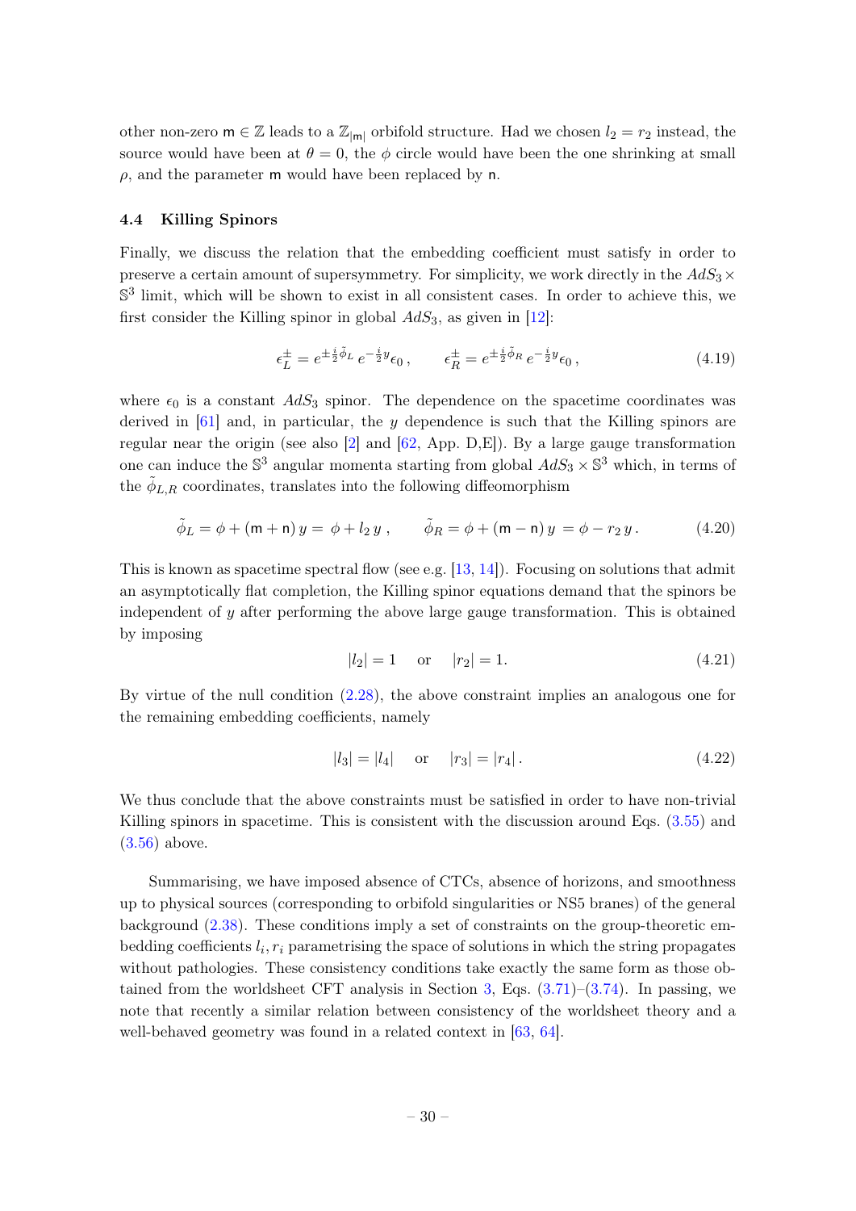other non-zero $\mathsf{m} \in \mathbb{Z}$ leads to a $\mathbb{Z}_{|\mathsf{m}|}$ orbifold structure. Had we chosen $l_2 = r_2$ instead, the source would have been at $\theta = 0$, the $\phi$ circle would have been the one shrinking at small $\rho$, and the parameter $\mathsf{m}$ would have been replaced by $\mathsf{n}$.

### 4.4 Killing Spinors

Finally, we discuss the relation that the embedding coefficient must satisfy in order to preserve a certain amount of supersymmetry. For simplicity, we work directly in the $AdS_3 \times \mathbb{S}^3$ limit, which will be shown to exist in all consistent cases. In order to achieve this, we first consider the Killing spinor in global $AdS_3$, as given in [12]:

$$\epsilon_L^{\pm} = e^{\pm \frac{i}{2}\tilde{\phi}_L}\, e^{-\frac{i}{2}y}\epsilon_0\,, \qquad \epsilon_R^{\pm} = e^{\pm \frac{i}{2}\tilde{\phi}_R}\, e^{-\frac{i}{2}y}\epsilon_0\,, \tag{4.19}$$

where $\epsilon_0$ is a constant $AdS_3$ spinor. The dependence on the spacetime coordinates was derived in [61] and, in particular, the $y$ dependence is such that the Killing spinors are regular near the origin (see also [2] and [62, App. D,E]). By a large gauge transformation one can induce the $\mathbb{S}^3$ angular momenta starting from global $AdS_3 \times \mathbb{S}^3$ which, in terms of the $\tilde{\phi}_{L,R}$ coordinates, translates into the following diffeomorphism

$$\tilde{\phi}_L = \phi + (\mathsf{m} + \mathsf{n})\, y = \phi + l_2\, y\,, \qquad \tilde{\phi}_R = \phi + (\mathsf{m} - \mathsf{n})\, y = \phi - r_2\, y\,. \tag{4.20}$$

This is known as spacetime spectral flow (see e.g. [13, 14]). Focusing on solutions that admit an asymptotically flat completion, the Killing spinor equations demand that the spinors be independent of $y$ after performing the above large gauge transformation. This is obtained by imposing

$$|l_2| = 1 \quad \text{ or } \quad |r_2| = 1. \tag{4.21}$$

By virtue of the null condition (2.28), the above constraint implies an analogous one for the remaining embedding coefficients, namely

$$|l_3| = |l_4| \quad \text{ or } \quad |r_3| = |r_4|\,. \tag{4.22}$$

We thus conclude that the above constraints must be satisfied in order to have non-trivial Killing spinors in spacetime. This is consistent with the discussion around Eqs. (3.55) and (3.56) above.

Summarising, we have imposed absence of CTCs, absence of horizons, and smoothness up to physical sources (corresponding to orbifold singularities or NS5 branes) of the general background (2.38). These conditions imply a set of constraints on the group-theoretic embedding coefficients $l_i, r_i$ parametrising the space of solutions in which the string propagates without pathologies. These consistency conditions take exactly the same form as those obtained from the worldsheet CFT analysis in Section 3, Eqs. (3.71)–(3.74). In passing, we note that recently a similar relation between consistency of the worldsheet theory and a well-behaved geometry was found in a related context in [63, 64].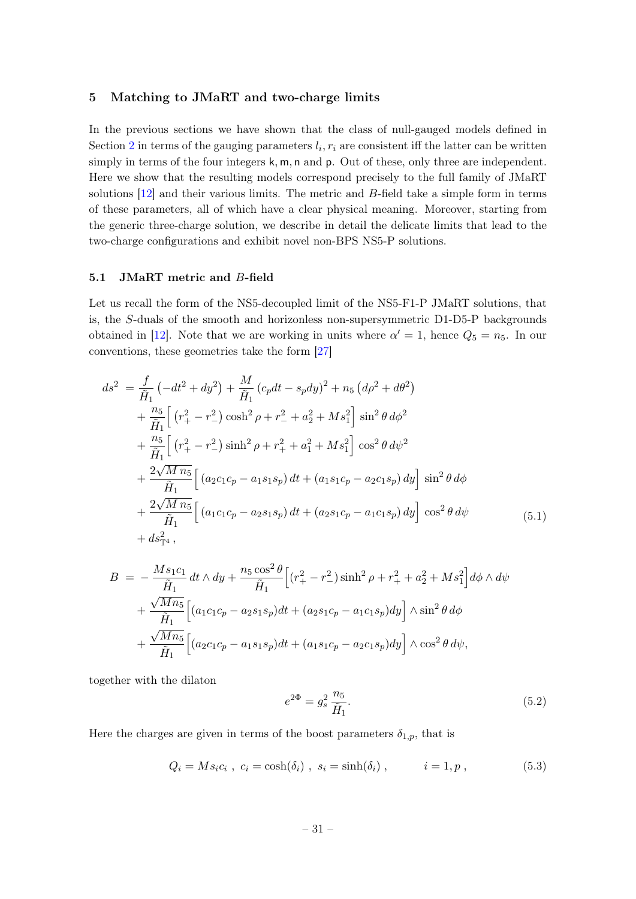## 5 Matching to JMaRT and two-charge limits

In the previous sections we have shown that the class of null-gauged models defined in Section 2 in terms of the gauging parameters $l_i, r_i$ are consistent iff the latter can be written simply in terms of the four integers $\mathsf{k}, \mathsf{m}, \mathsf{n}$ and $\mathsf{p}$. Out of these, only three are independent. Here we show that the resulting models correspond precisely to the full family of JMaRT solutions [12] and their various limits. The metric and $B$-field take a simple form in terms of these parameters, all of which have a clear physical meaning. Moreover, starting from the generic three-charge solution, we describe in detail the delicate limits that lead to the two-charge configurations and exhibit novel non-BPS NS5-P solutions.

### 5.1 JMaRT metric and $B$-field

Let us recall the form of the NS5-decoupled limit of the NS5-F1-P JMaRT solutions, that is, the $S$-duals of the smooth and horizonless non-supersymmetric D1-D5-P backgrounds obtained in [12]. Note that we are working in units where $\alpha' = 1$, hence $Q_5 = n_5$. In our conventions, these geometries take the form [27]

$$
\begin{aligned}
ds^2 =\ & \frac{f}{\tilde{H}_1}\left(-dt^2 + dy^2\right) + \frac{M}{\tilde{H}_1}\left(c_p dt - s_p dy\right)^2 + n_5\left(d\rho^2 + d\theta^2\right) \\
& + \frac{n_5}{\tilde{H}_1}\Big[\left(r_+^2 - r_-^2\right)\cosh^2\rho + r_-^2 + a_2^2 + M s_1^2\Big]\, \sin^2\theta\, d\phi^2 \\
& + \frac{n_5}{\tilde{H}_1}\Big[\left(r_+^2 - r_-^2\right)\sinh^2\rho + r_+^2 + a_1^2 + M s_1^2\Big]\, \cos^2\theta\, d\psi^2 \\
& + \frac{2\sqrt{M\, n_5}}{\tilde{H}_1}\Big[\left(a_2 c_1 c_p - a_1 s_1 s_p\right) dt + \left(a_1 s_1 c_p - a_2 c_1 s_p\right) dy\Big]\, \sin^2\theta\, d\phi \\
& + \frac{2\sqrt{M\, n_5}}{\tilde{H}_1}\Big[\left(a_1 c_1 c_p - a_2 s_1 s_p\right) dt + \left(a_2 s_1 c_p - a_1 c_1 s_p\right) dy\Big]\, \cos^2\theta\, d\psi \\
& + ds^2_{\mathbb{T}^4}\,,
\end{aligned}
\tag{5.1}
$$

$$
\begin{aligned}
B\ =\ & -\frac{M s_1 c_1}{\tilde{H}_1}\, dt\wedge dy + \frac{n_5 \cos^2\theta}{\tilde{H}_1}\Big[\left(r_+^2 - r_-^2\right)\sinh^2\rho + r_+^2 + a_2^2 + M s_1^2\Big] d\phi\wedge d\psi \\
& + \frac{\sqrt{M n_5}}{\tilde{H}_1}\Big[(a_1 c_1 c_p - a_2 s_1 s_p)dt + (a_2 s_1 c_p - a_1 c_1 s_p)dy\Big]\wedge \sin^2\theta\, d\phi \\
& + \frac{\sqrt{M n_5}}{\tilde{H}_1}\Big[(a_2 c_1 c_p - a_1 s_1 s_p)dt + (a_1 s_1 c_p - a_2 c_1 s_p)dy\Big]\wedge \cos^2\theta\, d\psi,
\end{aligned}
$$

together with the dilaton

$$
e^{2\Phi} = g_s^2\, \frac{n_5}{\tilde{H}_1}. \tag{5.2}
$$

Here the charges are given in terms of the boost parameters $\delta_{1,p}$, that is

$$
Q_i = M s_i c_i\ ,\ \ c_i = \cosh(\delta_i)\ ,\ \ s_i = \sinh(\delta_i)\ , \qquad i = 1, p\ , \tag{5.3}
$$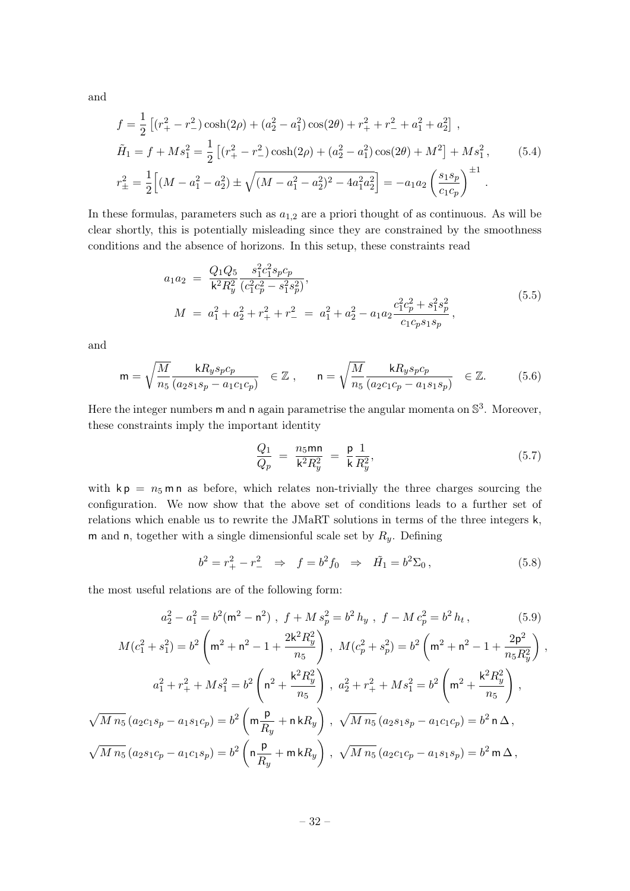and

$$
\begin{aligned}
f &= \frac{1}{2}\left[(r_+^2 - r_-^2)\cosh(2\rho) + (a_2^2 - a_1^2)\cos(2\theta) + r_+^2 + r_-^2 + a_1^2 + a_2^2\right] , \\
\tilde{H}_1 &= f + M s_1^2 = \frac{1}{2}\left[(r_+^2 - r_-^2)\cosh(2\rho) + (a_2^2 - a_1^2)\cos(2\theta) + M^2\right] + M s_1^2 , \\
r_\pm^2 &= \frac{1}{2}\Big[(M - a_1^2 - a_2^2) \pm \sqrt{(M - a_1^2 - a_2^2)^2 - 4a_1^2 a_2^2}\Big] = -a_1 a_2 \left(\frac{s_1 s_p}{c_1 c_p}\right)^{\pm 1} .
\end{aligned}
\tag{5.4}
$$

In these formulas, parameters such as $a_{1,2}$ are a priori thought of as continuous. As will be clear shortly, this is potentially misleading since they are constrained by the smoothness conditions and the absence of horizons. In this setup, these constraints read

$$
\begin{aligned}
a_1 a_2 &= \frac{Q_1 Q_5}{\mathsf{k}^2 R_y^2} \frac{s_1^2 c_1^2 s_p c_p}{(c_1^2 c_p^2 - s_1^2 s_p^2)}, \\
M &= a_1^2 + a_2^2 + r_+^2 + r_-^2 = a_1^2 + a_2^2 - a_1 a_2 \frac{c_1^2 c_p^2 + s_1^2 s_p^2}{c_1 c_p s_1 s_p} ,
\end{aligned}
\tag{5.5}
$$

and

$$
\mathsf{m} = \sqrt{\frac{M}{n_5}} \frac{\mathsf{k} R_y s_p c_p}{(a_2 s_1 s_p - a_1 c_1 c_p)} \quad \in \mathbb{Z} , \qquad \mathsf{n} = \sqrt{\frac{M}{n_5}} \frac{\mathsf{k} R_y s_p c_p}{(a_2 c_1 c_p - a_1 s_1 s_p)} \quad \in \mathbb{Z}. \tag{5.6}
$$

Here the integer numbers $\mathsf{m}$ and $\mathsf{n}$ again parametrise the angular momenta on $\mathbb{S}^3$. Moreover, these constraints imply the important identity

$$
\frac{Q_1}{Q_p} = \frac{n_5 \mathsf{m}\mathsf{n}}{\mathsf{k}^2 R_y^2} = \frac{\mathsf{p}}{\mathsf{k}} \frac{1}{R_y^2}, \tag{5.7}
$$

with $\mathsf{k}\,\mathsf{p} = n_5\,\mathsf{m}\,\mathsf{n}$ as before, which relates non-trivially the three charges sourcing the configuration. We now show that the above set of conditions leads to a further set of relations which enable us to rewrite the JMaRT solutions in terms of the three integers $\mathsf{k}$, $\mathsf{m}$ and $\mathsf{n}$, together with a single dimensionful scale set by $R_y$. Defining

$$
b^2 = r_+^2 - r_-^2 \quad \Rightarrow \quad f = b^2 f_0 \quad \Rightarrow \quad \tilde{H}_1 = b^2 \Sigma_0 , \tag{5.8}
$$

the most useful relations are of the following form:

$$
\begin{gathered}
a_2^2 - a_1^2 = b^2(\mathsf{m}^2 - \mathsf{n}^2) \ , \ f + M\, s_p^2 = b^2\, h_y \ , \ f - M\, c_p^2 = b^2\, h_t , \qquad (5.9) \\
M(c_1^2 + s_1^2) = b^2 \left(\mathsf{m}^2 + \mathsf{n}^2 - 1 + \frac{2\mathsf{k}^2 R_y^2}{n_5}\right) \ , \ M(c_p^2 + s_p^2) = b^2 \left(\mathsf{m}^2 + \mathsf{n}^2 - 1 + \frac{2\mathsf{p}^2}{n_5 R_y^2}\right) , \\
a_1^2 + r_+^2 + M s_1^2 = b^2 \left(\mathsf{n}^2 + \frac{\mathsf{k}^2 R_y^2}{n_5}\right) \ , \ a_2^2 + r_+^2 + M s_1^2 = b^2 \left(\mathsf{m}^2 + \frac{\mathsf{k}^2 R_y^2}{n_5}\right) , \\
\sqrt{M\, n_5}\, (a_2 c_1 s_p - a_1 s_1 c_p) = b^2 \left(\mathsf{m} \frac{\mathsf{p}}{R_y} + \mathsf{n}\, \mathsf{k} R_y\right) \ , \ \sqrt{M\, n_5}\, (a_2 s_1 s_p - a_1 c_1 c_p) = b^2\, \mathsf{n}\, \Delta , \\
\sqrt{M\, n_5}\, (a_2 s_1 c_p - a_1 c_1 s_p) = b^2 \left(\mathsf{n} \frac{\mathsf{p}}{R_y} + \mathsf{m}\, \mathsf{k} R_y\right) \ , \ \sqrt{M\, n_5}\, (a_2 c_1 c_p - a_1 s_1 s_p) = b^2\, \mathsf{m}\, \Delta ,
\end{gathered}
$$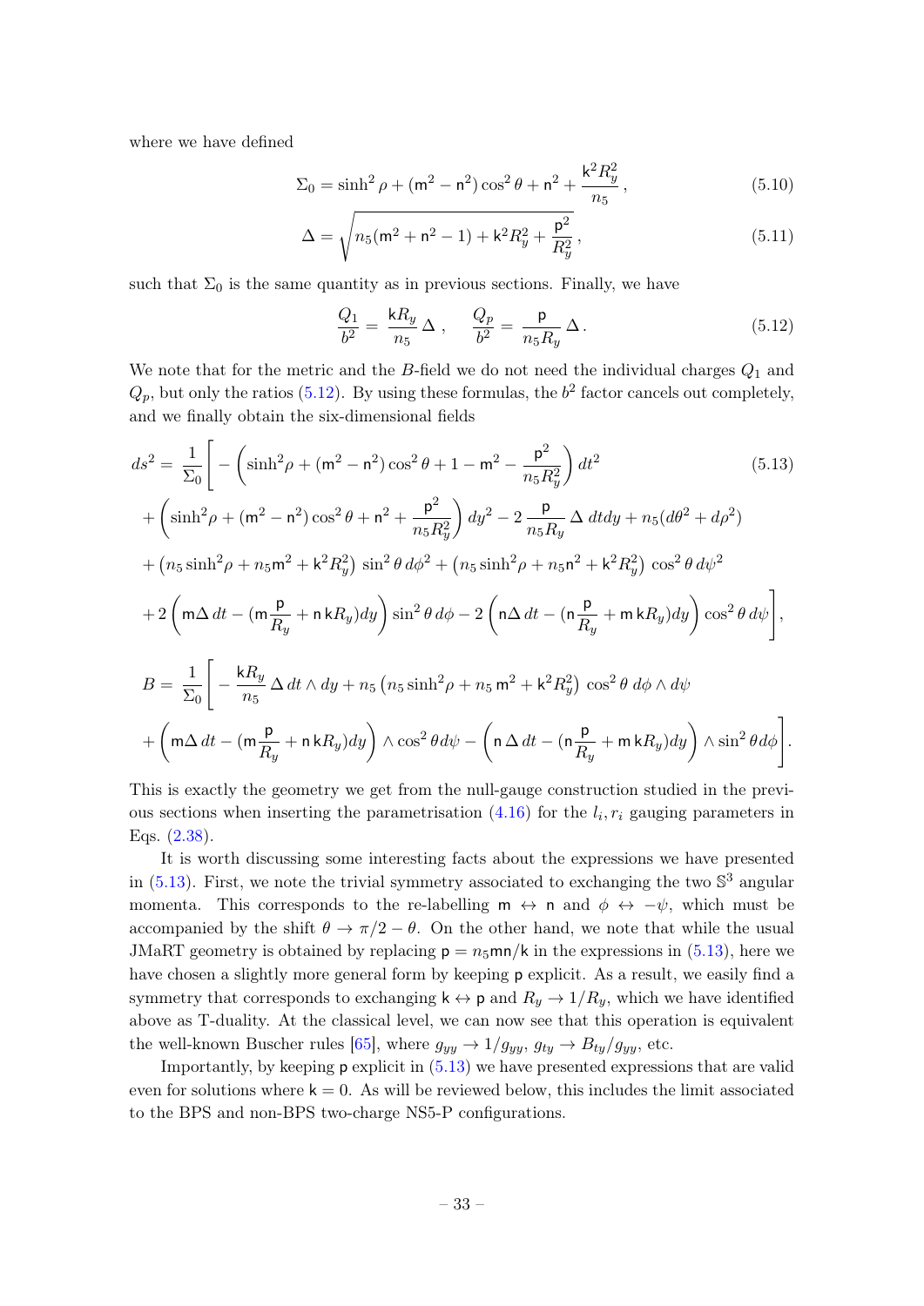where we have defined

$$\Sigma_0 = \sinh^2\rho + (\mathsf{m}^2 - \mathsf{n}^2)\cos^2\theta + \mathsf{n}^2 + \frac{\mathsf{k}^2 R_y^2}{n_5}\,, \tag{5.10}$$

$$\Delta = \sqrt{n_5(\mathsf{m}^2 + \mathsf{n}^2 - 1) + \mathsf{k}^2 R_y^2 + \frac{\mathsf{p}^2}{R_y^2}}\,, \tag{5.11}$$

such that $\Sigma_0$ is the same quantity as in previous sections. Finally, we have

$$\frac{Q_1}{b^2} = \frac{\mathsf{k} R_y}{n_5}\,\Delta\,, \qquad \frac{Q_p}{b^2} = \frac{\mathsf{p}}{n_5 R_y}\,\Delta\,. \tag{5.12}$$

We note that for the metric and the $B$-field we do not need the individual charges $Q_1$ and $Q_p$, but only the ratios (5.12). By using these formulas, the $b^2$ factor cancels out completely, and we finally obtain the six-dimensional fields

$$\begin{aligned}
ds^2 = \frac{1}{\Sigma_0}\Bigg[ &-\left(\sinh^2\!\rho + (\mathsf{m}^2 - \mathsf{n}^2)\cos^2\theta + 1 - \mathsf{m}^2 - \frac{\mathsf{p}^2}{n_5 R_y^2}\right) dt^2 \\
&+ \left(\sinh^2\!\rho + (\mathsf{m}^2 - \mathsf{n}^2)\cos^2\theta + \mathsf{n}^2 + \frac{\mathsf{p}^2}{n_5 R_y^2}\right) dy^2 - 2\,\frac{\mathsf{p}}{n_5 R_y}\,\Delta\; dt dy + n_5(d\theta^2 + d\rho^2) \\
&+ \left(n_5 \sinh^2\!\rho + n_5 \mathsf{m}^2 + \mathsf{k}^2 R_y^2\right)\,\sin^2\theta\, d\phi^2 + \left(n_5 \sinh^2\!\rho + n_5 \mathsf{n}^2 + \mathsf{k}^2 R_y^2\right)\,\cos^2\theta\, d\psi^2 \\
&+ 2\left(\mathsf{m}\Delta\, dt - (\mathsf{m}\frac{\mathsf{p}}{R_y} + \mathsf{n}\,\mathsf{k} R_y) dy\right)\sin^2\theta\, d\phi - 2\left(\mathsf{n}\Delta\, dt - (\mathsf{n}\frac{\mathsf{p}}{R_y} + \mathsf{m}\,\mathsf{k} R_y) dy\right)\cos^2\theta\, d\psi\Bigg],
\end{aligned} \tag{5.13}$$

$$\begin{aligned}
B = \frac{1}{\Sigma_0}\Bigg[ &-\frac{\mathsf{k} R_y}{n_5}\,\Delta\, dt \wedge dy + n_5\left(n_5 \sinh^2\!\rho + n_5\, \mathsf{m}^2 + \mathsf{k}^2 R_y^2\right)\,\cos^2\theta\; d\phi \wedge d\psi \\
&+ \left(\mathsf{m}\Delta\, dt - (\mathsf{m}\frac{\mathsf{p}}{R_y} + \mathsf{n}\,\mathsf{k} R_y) dy\right) \wedge \cos^2\theta d\psi - \left(\mathsf{n}\,\Delta\, dt - (\mathsf{n}\frac{\mathsf{p}}{R_y} + \mathsf{m}\,\mathsf{k} R_y) dy\right) \wedge \sin^2\theta d\phi\Bigg].
\end{aligned}$$

This is exactly the geometry we get from the null-gauge construction studied in the previous sections when inserting the parametrisation (4.16) for the $l_i, r_i$ gauging parameters in Eqs. (2.38).

It is worth discussing some interesting facts about the expressions we have presented in (5.13). First, we note the trivial symmetry associated to exchanging the two $\mathbb{S}^3$ angular momenta. This corresponds to the re-labelling $\mathsf{m} \leftrightarrow \mathsf{n}$ and $\phi \leftrightarrow -\psi$, which must be accompanied by the shift $\theta \to \pi/2 - \theta$. On the other hand, we note that while the usual JMaRT geometry is obtained by replacing $\mathsf{p} = n_5 \mathsf{m}\mathsf{n}/\mathsf{k}$ in the expressions in (5.13), here we have chosen a slightly more general form by keeping $\mathsf{p}$ explicit. As a result, we easily find a symmetry that corresponds to exchanging $\mathsf{k} \leftrightarrow \mathsf{p}$ and $R_y \to 1/R_y$, which we have identified above as T-duality. At the classical level, we can now see that this operation is equivalent the well-known Buscher rules [65], where $g_{yy} \to 1/g_{yy}$, $g_{ty} \to B_{ty}/g_{yy}$, etc.

Importantly, by keeping $\mathsf{p}$ explicit in (5.13) we have presented expressions that are valid even for solutions where $\mathsf{k} = 0$. As will be reviewed below, this includes the limit associated to the BPS and non-BPS two-charge NS5-P configurations.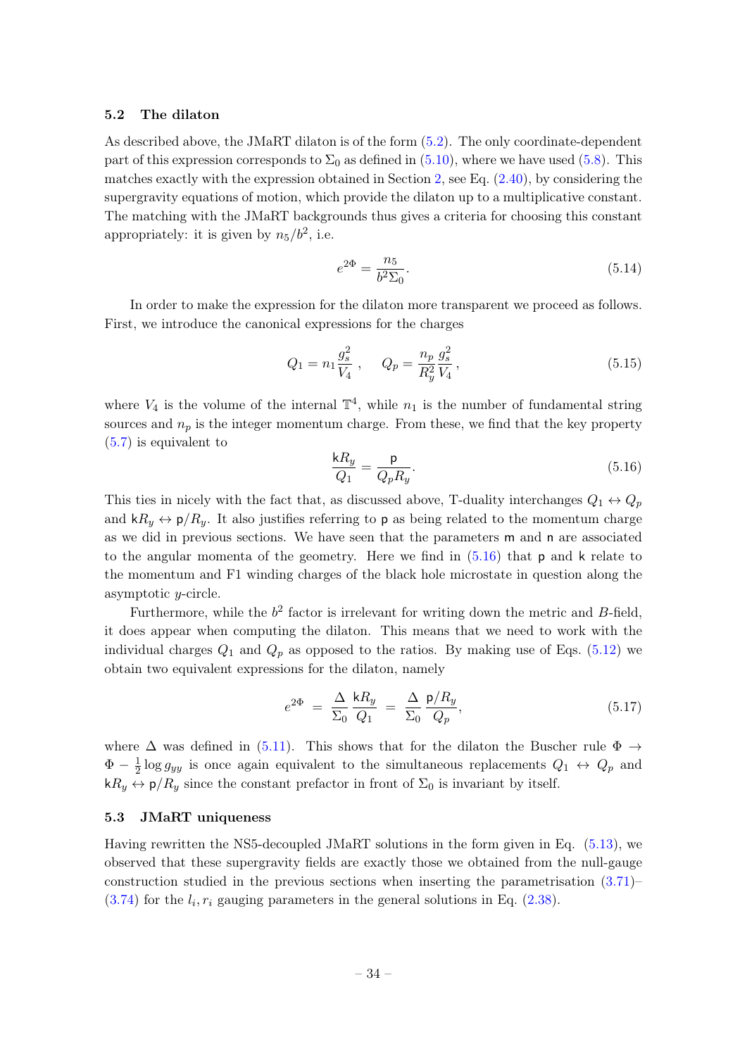### 5.2 The dilaton

As described above, the JMaRT dilaton is of the form (5.2). The only coordinate-dependent part of this expression corresponds to $\Sigma_0$ as defined in (5.10), where we have used (5.8). This matches exactly with the expression obtained in Section 2, see Eq. (2.40), by considering the supergravity equations of motion, which provide the dilaton up to a multiplicative constant. The matching with the JMaRT backgrounds thus gives a criteria for choosing this constant appropriately: it is given by $n_5/b^2$, i.e.

$$
e^{2\Phi} = \frac{n_5}{b^2 \Sigma_0}. \tag{5.14}
$$

In order to make the expression for the dilaton more transparent we proceed as follows. First, we introduce the canonical expressions for the charges

$$
Q_1 = n_1 \frac{g_s^2}{V_4}\,, \qquad Q_p = \frac{n_p}{R_y^2}\frac{g_s^2}{V_4}\,, \tag{5.15}
$$

where $V_4$ is the volume of the internal $\mathbb{T}^4$, while $n_1$ is the number of fundamental string sources and $n_p$ is the integer momentum charge. From these, we find that the key property (5.7) is equivalent to

$$
\frac{\mathsf{k} R_y}{Q_1} = \frac{\mathsf{p}}{Q_p R_y}. \tag{5.16}
$$

This ties in nicely with the fact that, as discussed above, T-duality interchanges $Q_1 \leftrightarrow Q_p$ and $\mathsf{k}R_y \leftrightarrow \mathsf{p}/R_y$. It also justifies referring to $\mathsf{p}$ as being related to the momentum charge as we did in previous sections. We have seen that the parameters $\mathsf{m}$ and $\mathsf{n}$ are associated to the angular momenta of the geometry. Here we find in (5.16) that $\mathsf{p}$ and $\mathsf{k}$ relate to the momentum and F1 winding charges of the black hole microstate in question along the asymptotic $y$-circle.

Furthermore, while the $b^2$ factor is irrelevant for writing down the metric and $B$-field, it does appear when computing the dilaton. This means that we need to work with the individual charges $Q_1$ and $Q_p$ as opposed to the ratios. By making use of Eqs. (5.12) we obtain two equivalent expressions for the dilaton, namely

$$
e^{2\Phi} \;=\; \frac{\Delta}{\Sigma_0}\,\frac{\mathsf{k}R_y}{Q_1} \;=\; \frac{\Delta}{\Sigma_0}\,\frac{\mathsf{p}/R_y}{Q_p}, \tag{5.17}
$$

where $\Delta$ was defined in (5.11). This shows that for the dilaton the Buscher rule $\Phi \to \Phi - \frac{1}{2}\log g_{yy}$ is once again equivalent to the simultaneous replacements $Q_1 \leftrightarrow Q_p$ and $\mathsf{k}R_y \leftrightarrow \mathsf{p}/R_y$ since the constant prefactor in front of $\Sigma_0$ is invariant by itself.

### 5.3 JMaRT uniqueness

Having rewritten the NS5-decoupled JMaRT solutions in the form given in Eq. (5.13), we observed that these supergravity fields are exactly those we obtained from the null-gauge construction studied in the previous sections when inserting the parametrisation (3.71)–(3.74) for the $l_i, r_i$ gauging parameters in the general solutions in Eq. (2.38).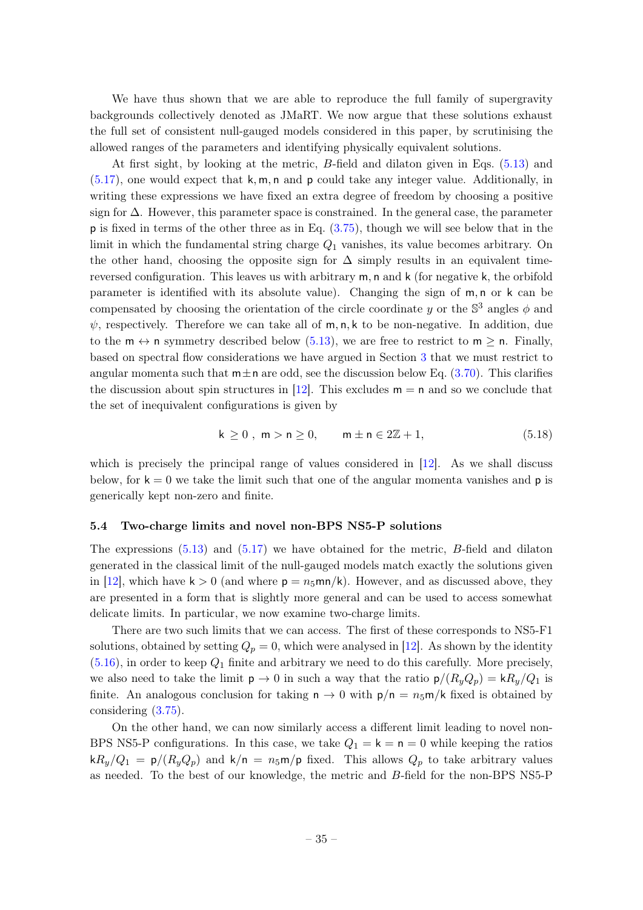We have thus shown that we are able to reproduce the full family of supergravity backgrounds collectively denoted as JMaRT. We now argue that these solutions exhaust the full set of consistent null-gauged models considered in this paper, by scrutinising the allowed ranges of the parameters and identifying physically equivalent solutions.

At first sight, by looking at the metric, $B$-field and dilaton given in Eqs. (5.13) and (5.17), one would expect that $\mathsf{k}, \mathsf{m}, \mathsf{n}$ and $\mathsf{p}$ could take any integer value. Additionally, in writing these expressions we have fixed an extra degree of freedom by choosing a positive sign for $\Delta$. However, this parameter space is constrained. In the general case, the parameter $\mathsf{p}$ is fixed in terms of the other three as in Eq. (3.75), though we will see below that in the limit in which the fundamental string charge $Q_1$ vanishes, its value becomes arbitrary. On the other hand, choosing the opposite sign for $\Delta$ simply results in an equivalent time-reversed configuration. This leaves us with arbitrary $\mathsf{m}, \mathsf{n}$ and $\mathsf{k}$ (for negative $\mathsf{k}$, the orbifold parameter is identified with its absolute value). Changing the sign of $\mathsf{m}, \mathsf{n}$ or $\mathsf{k}$ can be compensated by choosing the orientation of the circle coordinate $y$ or the $\mathbb{S}^3$ angles $\phi$ and $\psi$, respectively. Therefore we can take all of $\mathsf{m}, \mathsf{n}, \mathsf{k}$ to be non-negative. In addition, due to the $\mathsf{m} \leftrightarrow \mathsf{n}$ symmetry described below (5.13), we are free to restrict to $\mathsf{m} \geq \mathsf{n}$. Finally, based on spectral flow considerations we have argued in Section 3 that we must restrict to angular momenta such that $\mathsf{m} \pm \mathsf{n}$ are odd, see the discussion below Eq. (3.70). This clarifies the discussion about spin structures in [12]. This excludes $\mathsf{m} = \mathsf{n}$ and so we conclude that the set of inequivalent configurations is given by

$$
\mathsf{k} \geq 0\,, \;\; \mathsf{m} > \mathsf{n} \geq 0, \qquad \mathsf{m} \pm \mathsf{n} \in 2\mathbb{Z}+1, \tag{5.18}
$$

which is precisely the principal range of values considered in [12]. As we shall discuss below, for $\mathsf{k} = 0$ we take the limit such that one of the angular momenta vanishes and $\mathsf{p}$ is generically kept non-zero and finite.

### 5.4 Two-charge limits and novel non-BPS NS5-P solutions

The expressions (5.13) and (5.17) we have obtained for the metric, $B$-field and dilaton generated in the classical limit of the null-gauged models match exactly the solutions given in [12], which have $\mathsf{k} > 0$ (and where $\mathsf{p} = n_5 \mathsf{m}\mathsf{n}/\mathsf{k}$). However, and as discussed above, they are presented in a form that is slightly more general and can be used to access somewhat delicate limits. In particular, we now examine two-charge limits.

There are two such limits that we can access. The first of these corresponds to NS5-F1 solutions, obtained by setting $Q_p = 0$, which were analysed in [12]. As shown by the identity (5.16), in order to keep $Q_1$ finite and arbitrary we need to do this carefully. More precisely, we also need to take the limit $\mathsf{p} \to 0$ in such a way that the ratio $\mathsf{p}/(R_y Q_p) = \mathsf{k} R_y/Q_1$ is finite. An analogous conclusion for taking $\mathsf{n} \to 0$ with $\mathsf{p}/\mathsf{n} = n_5 \mathsf{m}/\mathsf{k}$ fixed is obtained by considering (3.75).

On the other hand, we can now similarly access a different limit leading to novel non-BPS NS5-P configurations. In this case, we take $Q_1 = \mathsf{k} = \mathsf{n} = 0$ while keeping the ratios $\mathsf{k} R_y/Q_1 = \mathsf{p}/(R_y Q_p)$ and $\mathsf{k}/\mathsf{n} = n_5 \mathsf{m}/\mathsf{p}$ fixed. This allows $Q_p$ to take arbitrary values as needed. To the best of our knowledge, the metric and $B$-field for the non-BPS NS5-P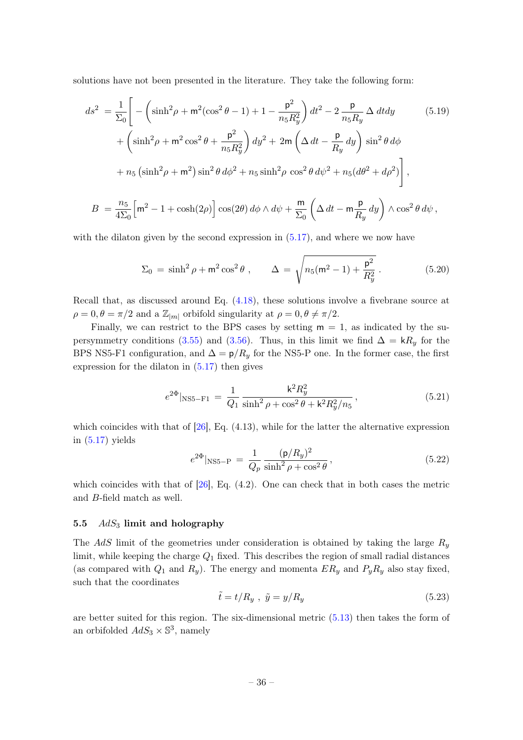solutions have not been presented in the literature. They take the following form:

$$
\begin{aligned}
ds^2 \;=\; \frac{1}{\Sigma_0}\Bigg[ &-\left(\sinh^2\!\rho + \mathsf{m}^2(\cos^2\theta - 1) + 1 - \frac{\mathsf{p}^2}{n_5 R_y^2}\right) dt^2 - 2\,\frac{\mathsf{p}}{n_5 R_y}\,\Delta\, dt dy \\
&+ \left(\sinh^2\!\rho + \mathsf{m}^2\cos^2\theta + \frac{\mathsf{p}^2}{n_5 R_y^2}\right) dy^2 + 2\mathsf{m}\left(\Delta\, dt - \frac{\mathsf{p}}{R_y}\, dy\right)\,\sin^2\theta\, d\phi \\
&+ n_5\left(\sinh^2\!\rho + \mathsf{m}^2\right)\sin^2\theta\, d\phi^2 + n_5 \sinh^2\!\rho\, \cos^2\theta\, d\psi^2 + n_5(d\theta^2 + d\rho^2)\Bigg]\,,
\end{aligned}
\tag{5.19}
$$

$$
B \;=\; \frac{n_5}{4\Sigma_0}\Big[\mathsf{m}^2 - 1 + \cosh(2\rho)\Big]\cos(2\theta)\, d\phi \wedge d\psi + \frac{\mathsf{m}}{\Sigma_0}\left(\Delta\, dt - \mathsf{m}\frac{\mathsf{p}}{R_y}\, dy\right)\wedge \cos^2\theta\, d\psi\,,
$$

with the dilaton given by the second expression in (5.17), and where we now have

$$
\Sigma_0 \;=\; \sinh^2\rho + \mathsf{m}^2\cos^2\theta\,, \qquad \Delta \;=\; \sqrt{n_5(\mathsf{m}^2-1) + \frac{\mathsf{p}^2}{R_y^2}}\,. \tag{5.20}
$$

Recall that, as discussed around Eq. (4.18), these solutions involve a fivebrane source at $\rho = 0, \theta = \pi/2$ and a $\mathbb{Z}_{|m|}$ orbifold singularity at $\rho = 0, \theta \neq \pi/2$.

Finally, we can restrict to the BPS cases by setting $\mathsf{m} = 1$, as indicated by the supersymmetry conditions (3.55) and (3.56). Thus, in this limit we find $\Delta = \mathsf{k}R_y$ for the BPS NS5-F1 configuration, and $\Delta = \mathsf{p}/R_y$ for the NS5-P one. In the former case, the first expression for the dilaton in (5.17) then gives

$$
e^{2\Phi}|_{\mathrm{NS5-F1}} \;=\; \frac{1}{Q_1}\,\frac{\mathsf{k}^2 R_y^2}{\sinh^2\rho + \cos^2\theta + \mathsf{k}^2 R_y^2/n_5}\,, \tag{5.21}
$$

which coincides with that of [26], Eq. (4.13), while for the latter the alternative expression in (5.17) yields

$$
e^{2\Phi}|_{\mathrm{NS5-P}} \;=\; \frac{1}{Q_p}\,\frac{(\mathsf{p}/R_y)^2}{\sinh^2\rho + \cos^2\theta}\,, \tag{5.22}
$$

which coincides with that of [26], Eq. (4.2). One can check that in both cases the metric and $B$-field match as well.

### 5.5 $AdS_3$ limit and holography

The $AdS$ limit of the geometries under consideration is obtained by taking the large $R_y$ limit, while keeping the charge $Q_1$ fixed. This describes the region of small radial distances (as compared with $Q_1$ and $R_y$). The energy and momenta $ER_y$ and $P_yR_y$ also stay fixed, such that the coordinates

$$
\tilde{t} = t/R_y\ ,\ \ \tilde{y} = y/R_y \tag{5.23}
$$

are better suited for this region. The six-dimensional metric (5.13) then takes the form of an orbifolded $AdS_3 \times \mathbb{S}^3$, namely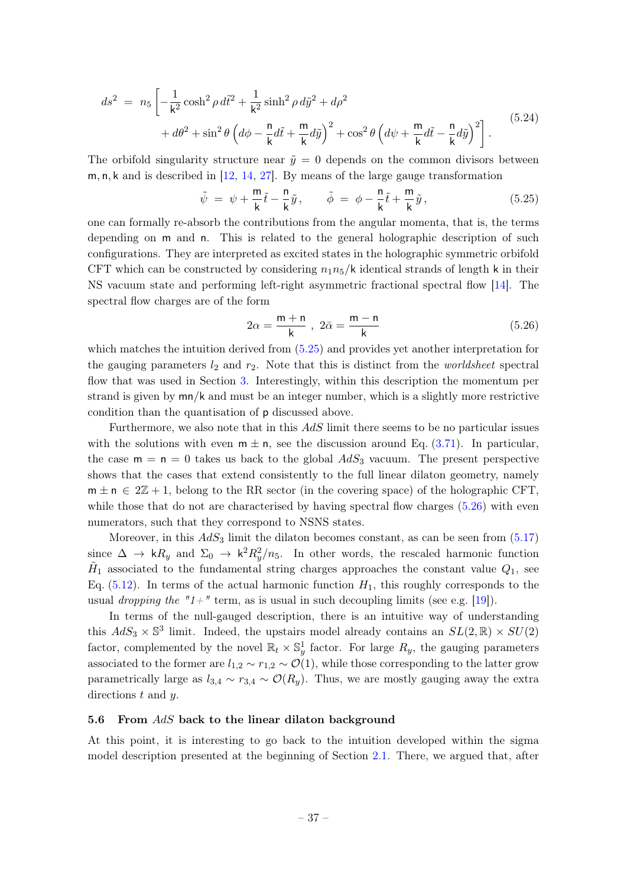$$
\begin{aligned}
ds^2 \;=\; n_5 \bigg[ & -\frac{1}{\mathsf{k}^2}\cosh^2\rho\, d\tilde{t}^2 + \frac{1}{\mathsf{k}^2}\sinh^2\rho\, d\tilde{y}^2 + d\rho^2 \\
& + d\theta^2 + \sin^2\theta \left( d\phi - \frac{\mathsf{n}}{\mathsf{k}} d\tilde{t} + \frac{\mathsf{m}}{\mathsf{k}} d\tilde{y} \right)^2 + \cos^2\theta \left( d\psi + \frac{\mathsf{m}}{\mathsf{k}} d\tilde{t} - \frac{\mathsf{n}}{\mathsf{k}} d\tilde{y} \right)^2 \bigg] .
\end{aligned}
\tag{5.24}
$$

The orbifold singularity structure near $\tilde{y} = 0$ depends on the common divisors between $\mathsf{m}, \mathsf{n}, \mathsf{k}$ and is described in [12, 14, 27]. By means of the large gauge transformation

$$
\tilde{\psi} \;=\; \psi + \frac{\mathsf{m}}{\mathsf{k}}\tilde{t} - \frac{\mathsf{n}}{\mathsf{k}}\tilde{y}\,, \qquad \tilde{\phi} \;=\; \phi - \frac{\mathsf{n}}{\mathsf{k}}\tilde{t} + \frac{\mathsf{m}}{\mathsf{k}}\tilde{y}\,,
\tag{5.25}
$$

one can formally re-absorb the contributions from the angular momenta, that is, the terms depending on $\mathsf{m}$ and $\mathsf{n}$. This is related to the general holographic description of such configurations. They are interpreted as excited states in the holographic symmetric orbifold CFT which can be constructed by considering $n_1 n_5/\mathsf{k}$ identical strands of length $\mathsf{k}$ in their NS vacuum state and performing left-right asymmetric fractional spectral flow [14]. The spectral flow charges are of the form

$$
2\alpha = \frac{\mathsf{m}+\mathsf{n}}{\mathsf{k}}\ ,\ 2\bar{\alpha} = \frac{\mathsf{m}-\mathsf{n}}{\mathsf{k}}
\tag{5.26}
$$

which matches the intuition derived from (5.25) and provides yet another interpretation for the gauging parameters $l_2$ and $r_2$. Note that this is distinct from the *worldsheet* spectral flow that was used in Section 3. Interestingly, within this description the momentum per strand is given by $\mathsf{mn}/\mathsf{k}$ and must be an integer number, which is a slightly more restrictive condition than the quantisation of $\mathsf{p}$ discussed above.

Furthermore, we also note that in this $AdS$ limit there seems to be no particular issues with the solutions with even $\mathsf{m} \pm \mathsf{n}$, see the discussion around Eq. (3.71). In particular, the case $\mathsf{m} = \mathsf{n} = 0$ takes us back to the global $AdS_3$ vacuum. The present perspective shows that the cases that extend consistently to the full linear dilaton geometry, namely $\mathsf{m} \pm \mathsf{n} \in 2\mathbb{Z}+1$, belong to the RR sector (in the covering space) of the holographic CFT, while those that do not are characterised by having spectral flow charges (5.26) with even numerators, such that they correspond to NSNS states.

Moreover, in this $AdS_3$ limit the dilaton becomes constant, as can be seen from (5.17) since $\Delta \to \mathsf{k}R_y$ and $\Sigma_0 \to \mathsf{k}^2 R_y^2/n_5$. In other words, the rescaled harmonic function $\tilde{H}_1$ associated to the fundamental string charges approaches the constant value $Q_1$, see Eq. (5.12). In terms of the actual harmonic function $H_1$, this roughly corresponds to the usual *dropping the "1+" term*, as is usual in such decoupling limits (see e.g. [19]).

In terms of the null-gauged description, there is an intuitive way of understanding this $AdS_3 \times \mathbb{S}^3$ limit. Indeed, the upstairs model already contains an $SL(2,\mathbb{R}) \times SU(2)$ factor, complemented by the novel $\mathbb{R}_t \times \mathbb{S}^1_y$ factor. For large $R_y$, the gauging parameters associated to the former are $l_{1,2} \sim r_{1,2} \sim \mathcal{O}(1)$, while those corresponding to the latter grow parametrically large as $l_{3,4} \sim r_{3,4} \sim \mathcal{O}(R_y)$. Thus, we are mostly gauging away the extra directions $t$ and $y$.

### 5.6 From $AdS$ back to the linear dilaton background

At this point, it is interesting to go back to the intuition developed within the sigma model description presented at the beginning of Section 2.1. There, we argued that, after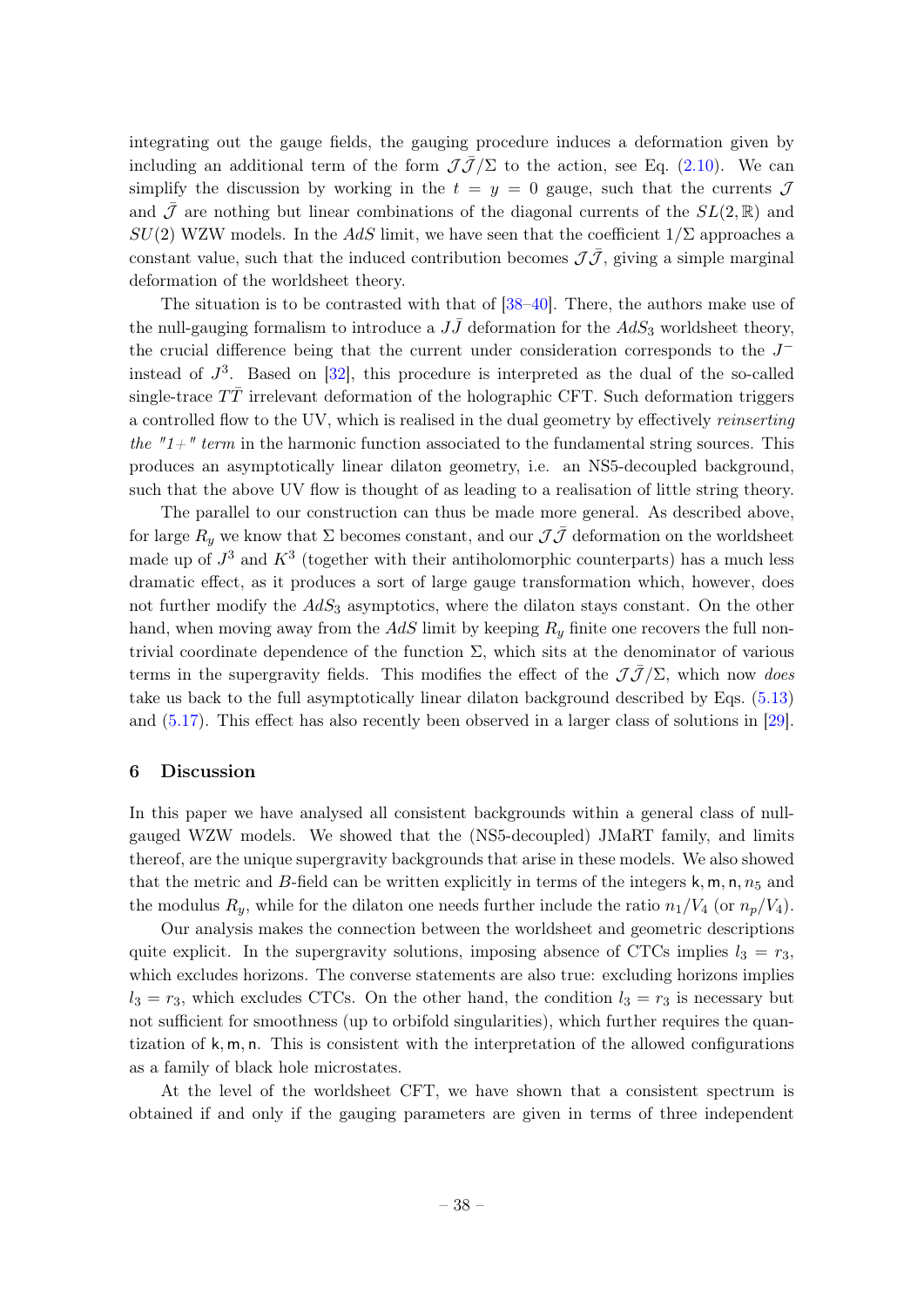integrating out the gauge fields, the gauging procedure induces a deformation given by including an additional term of the form $\mathcal{J}\bar{\mathcal{J}}/\Sigma$ to the action, see Eq. (2.10). We can simplify the discussion by working in the $t = y = 0$ gauge, such that the currents $\mathcal{J}$ and $\bar{\mathcal{J}}$ are nothing but linear combinations of the diagonal currents of the $SL(2,\mathbb{R})$ and $SU(2)$ WZW models. In the $AdS$ limit, we have seen that the coefficient $1/\Sigma$ approaches a constant value, such that the induced contribution becomes $\mathcal{J}\bar{\mathcal{J}}$, giving a simple marginal deformation of the worldsheet theory.

The situation is to be contrasted with that of [38–40]. There, the authors make use of the null-gauging formalism to introduce a $J\bar{J}$ deformation for the $AdS_3$ worldsheet theory, the crucial difference being that the current under consideration corresponds to the $J^-$ instead of $J^3$. Based on [32], this procedure is interpreted as the dual of the so-called single-trace $T\bar{T}$ irrelevant deformation of the holographic CFT. Such deformation triggers a controlled flow to the UV, which is realised in the dual geometry by effectively *reinserting the "1+" term* in the harmonic function associated to the fundamental string sources. This produces an asymptotically linear dilaton geometry, i.e. an NS5-decoupled background, such that the above UV flow is thought of as leading to a realisation of little string theory.

The parallel to our construction can thus be made more general. As described above, for large $R_y$ we know that $\Sigma$ becomes constant, and our $\mathcal{J}\bar{\mathcal{J}}$ deformation on the worldsheet made up of $J^3$ and $K^3$ (together with their antiholomorphic counterparts) has a much less dramatic effect, as it produces a sort of large gauge transformation which, however, does not further modify the $AdS_3$ asymptotics, where the dilaton stays constant. On the other hand, when moving away from the $AdS$ limit by keeping $R_y$ finite one recovers the full non-trivial coordinate dependence of the function $\Sigma$, which sits at the denominator of various terms in the supergravity fields. This modifies the effect of the $\mathcal{J}\bar{\mathcal{J}}/\Sigma$, which now *does* take us back to the full asymptotically linear dilaton background described by Eqs. (5.13) and (5.17). This effect has also recently been observed in a larger class of solutions in [29].

## 6 Discussion

In this paper we have analysed all consistent backgrounds within a general class of null-gauged WZW models. We showed that the (NS5-decoupled) JMaRT family, and limits thereof, are the unique supergravity backgrounds that arise in these models. We also showed that the metric and $B$-field can be written explicitly in terms of the integers $\mathsf{k}, \mathsf{m}, \mathsf{n}, n_5$ and the modulus $R_y$, while for the dilaton one needs further include the ratio $n_1/V_4$ (or $n_p/V_4$).

Our analysis makes the connection between the worldsheet and geometric descriptions quite explicit. In the supergravity solutions, imposing absence of CTCs implies $l_3 = r_3$, which excludes horizons. The converse statements are also true: excluding horizons implies $l_3 = r_3$, which excludes CTCs. On the other hand, the condition $l_3 = r_3$ is necessary but not sufficient for smoothness (up to orbifold singularities), which further requires the quantization of $\mathsf{k}, \mathsf{m}, \mathsf{n}$. This is consistent with the interpretation of the allowed configurations as a family of black hole microstates.

At the level of the worldsheet CFT, we have shown that a consistent spectrum is obtained if and only if the gauging parameters are given in terms of three independent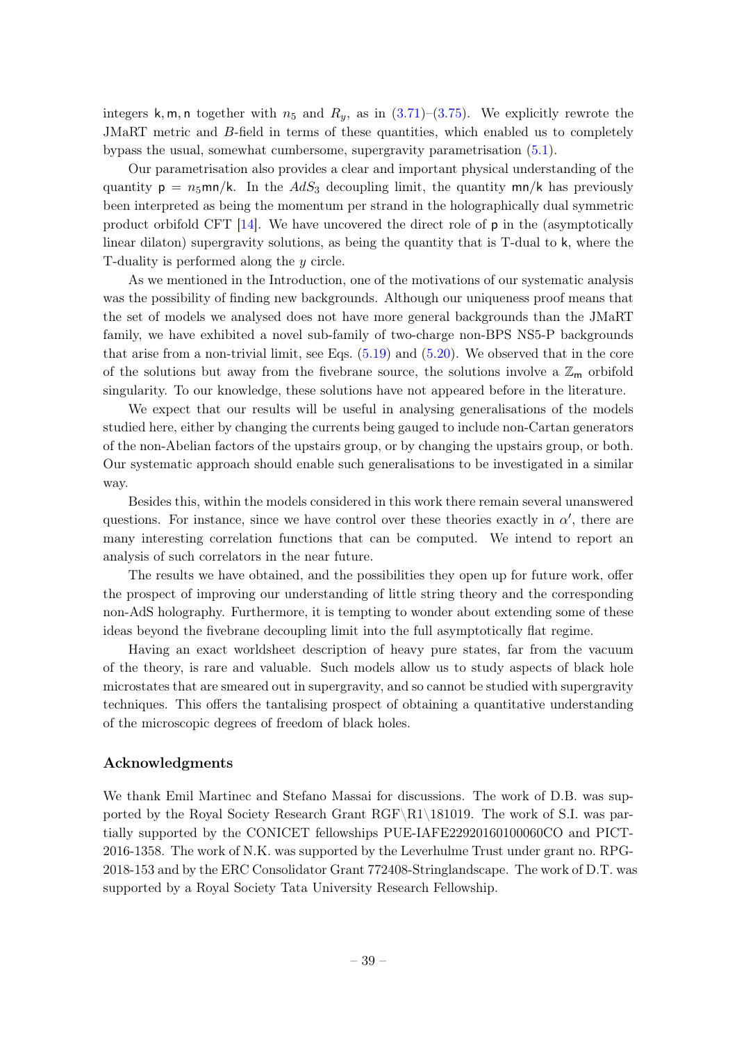integers $\mathsf{k}, \mathsf{m}, \mathsf{n}$ together with $n_5$ and $R_y$, as in (3.71)–(3.75). We explicitly rewrote the JMaRT metric and $B$-field in terms of these quantities, which enabled us to completely bypass the usual, somewhat cumbersome, supergravity parametrisation (5.1).

Our parametrisation also provides a clear and important physical understanding of the quantity $\mathsf{p} = n_5\mathsf{mn}/\mathsf{k}$. In the $AdS_3$ decoupling limit, the quantity $\mathsf{mn}/\mathsf{k}$ has previously been interpreted as being the momentum per strand in the holographically dual symmetric product orbifold CFT [14]. We have uncovered the direct role of $\mathsf{p}$ in the (asymptotically linear dilaton) supergravity solutions, as being the quantity that is T-dual to $\mathsf{k}$, where the T-duality is performed along the $y$ circle.

As we mentioned in the Introduction, one of the motivations of our systematic analysis was the possibility of finding new backgrounds. Although our uniqueness proof means that the set of models we analysed does not have more general backgrounds than the JMaRT family, we have exhibited a novel sub-family of two-charge non-BPS NS5-P backgrounds that arise from a non-trivial limit, see Eqs. (5.19) and (5.20). We observed that in the core of the solutions but away from the fivebrane source, the solutions involve a $\mathbb{Z}_{\mathsf{m}}$ orbifold singularity. To our knowledge, these solutions have not appeared before in the literature.

We expect that our results will be useful in analysing generalisations of the models studied here, either by changing the currents being gauged to include non-Cartan generators of the non-Abelian factors of the upstairs group, or by changing the upstairs group, or both. Our systematic approach should enable such generalisations to be investigated in a similar way.

Besides this, within the models considered in this work there remain several unanswered questions. For instance, since we have control over these theories exactly in $\alpha'$, there are many interesting correlation functions that can be computed. We intend to report an analysis of such correlators in the near future.

The results we have obtained, and the possibilities they open up for future work, offer the prospect of improving our understanding of little string theory and the corresponding non-AdS holography. Furthermore, it is tempting to wonder about extending some of these ideas beyond the fivebrane decoupling limit into the full asymptotically flat regime.

Having an exact worldsheet description of heavy pure states, far from the vacuum of the theory, is rare and valuable. Such models allow us to study aspects of black hole microstates that are smeared out in supergravity, and so cannot be studied with supergravity techniques. This offers the tantalising prospect of obtaining a quantitative understanding of the microscopic degrees of freedom of black holes.

### Acknowledgments

We thank Emil Martinec and Stefano Massai for discussions. The work of D.B. was supported by the Royal Society Research Grant RGF\R1\181019. The work of S.I. was partially supported by the CONICET fellowships PUE-IAFE22920160100060CO and PICT-2016-1358. The work of N.K. was supported by the Leverhulme Trust under grant no. RPG-2018-153 and by the ERC Consolidator Grant 772408-Stringlandscape. The work of D.T. was supported by a Royal Society Tata University Research Fellowship.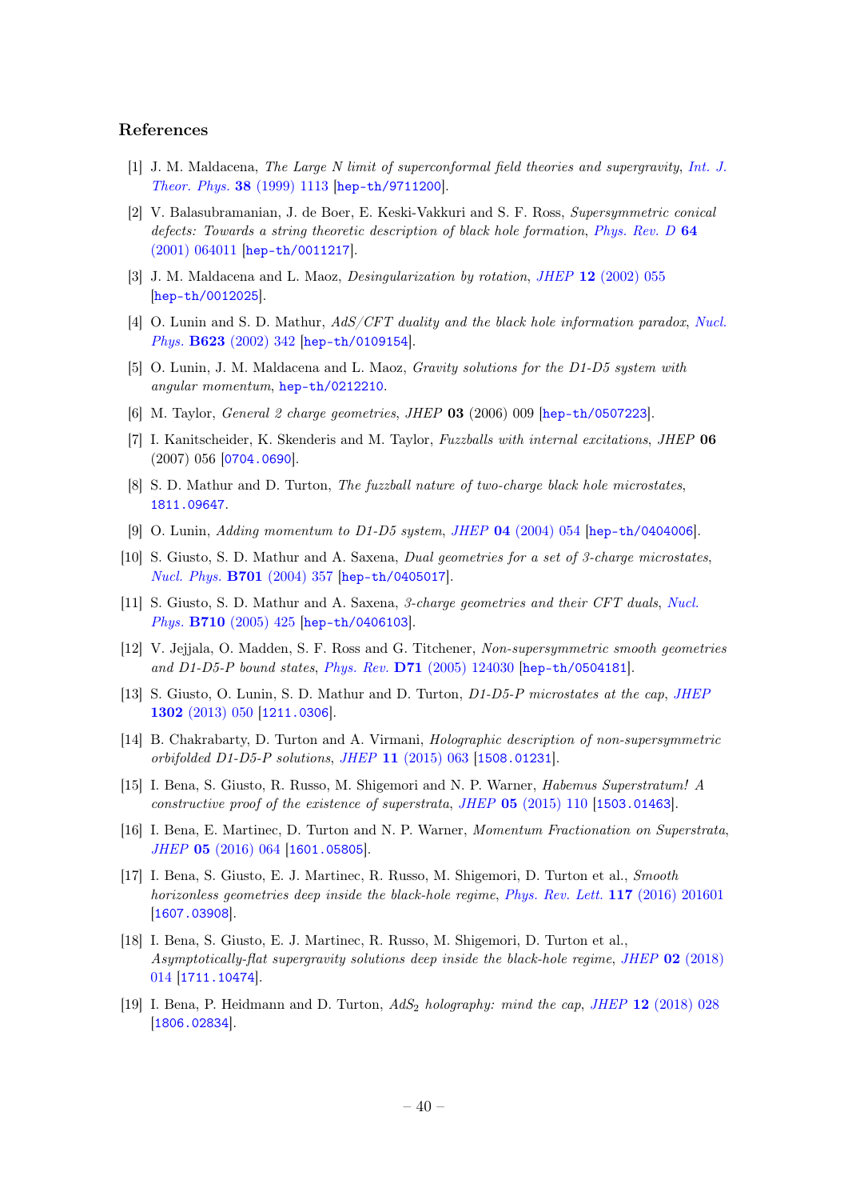## References

[1] J. M. Maldacena, *The Large N limit of superconformal field theories and supergravity*, *Int. J. Theor. Phys.* **38** (1999) 1113 [hep-th/9711200].

[2] V. Balasubramanian, J. de Boer, E. Keski-Vakkuri and S. F. Ross, *Supersymmetric conical defects: Towards a string theoretic description of black hole formation*, *Phys. Rev. D* **64** (2001) 064011 [hep-th/0011217].

[3] J. M. Maldacena and L. Maoz, *Desingularization by rotation*, *JHEP* **12** (2002) 055 [hep-th/0012025].

[4] O. Lunin and S. D. Mathur, *AdS/CFT duality and the black hole information paradox*, *Nucl. Phys.* **B623** (2002) 342 [hep-th/0109154].

[5] O. Lunin, J. M. Maldacena and L. Maoz, *Gravity solutions for the D1-D5 system with angular momentum*, hep-th/0212210.

[6] M. Taylor, *General 2 charge geometries*, *JHEP* **03** (2006) 009 [hep-th/0507223].

[7] I. Kanitscheider, K. Skenderis and M. Taylor, *Fuzzballs with internal excitations*, *JHEP* **06** (2007) 056 [0704.0690].

[8] S. D. Mathur and D. Turton, *The fuzzball nature of two-charge black hole microstates*, 1811.09647.

[9] O. Lunin, *Adding momentum to D1-D5 system*, *JHEP* **04** (2004) 054 [hep-th/0404006].

[10] S. Giusto, S. D. Mathur and A. Saxena, *Dual geometries for a set of 3-charge microstates*, *Nucl. Phys.* **B701** (2004) 357 [hep-th/0405017].

[11] S. Giusto, S. D. Mathur and A. Saxena, *3-charge geometries and their CFT duals*, *Nucl. Phys.* **B710** (2005) 425 [hep-th/0406103].

[12] V. Jejjala, O. Madden, S. F. Ross and G. Titchener, *Non-supersymmetric smooth geometries and D1-D5-P bound states*, *Phys. Rev.* **D71** (2005) 124030 [hep-th/0504181].

[13] S. Giusto, O. Lunin, S. D. Mathur and D. Turton, *D1-D5-P microstates at the cap*, *JHEP* **1302** (2013) 050 [1211.0306].

[14] B. Chakrabarty, D. Turton and A. Virmani, *Holographic description of non-supersymmetric orbifolded D1-D5-P solutions*, *JHEP* **11** (2015) 063 [1508.01231].

[15] I. Bena, S. Giusto, R. Russo, M. Shigemori and N. P. Warner, *Habemus Superstratum! A constructive proof of the existence of superstrata*, *JHEP* **05** (2015) 110 [1503.01463].

[16] I. Bena, E. Martinec, D. Turton and N. P. Warner, *Momentum Fractionation on Superstrata*, *JHEP* **05** (2016) 064 [1601.05805].

[17] I. Bena, S. Giusto, E. J. Martinec, R. Russo, M. Shigemori, D. Turton et al., *Smooth horizonless geometries deep inside the black-hole regime*, *Phys. Rev. Lett.* **117** (2016) 201601 [1607.03908].

[18] I. Bena, S. Giusto, E. J. Martinec, R. Russo, M. Shigemori, D. Turton et al., *Asymptotically-flat supergravity solutions deep inside the black-hole regime*, *JHEP* **02** (2018) 014 [1711.10474].

[19] I. Bena, P. Heidmann and D. Turton, *$AdS_2$ holography: mind the cap*, *JHEP* **12** (2018) 028 [1806.02834].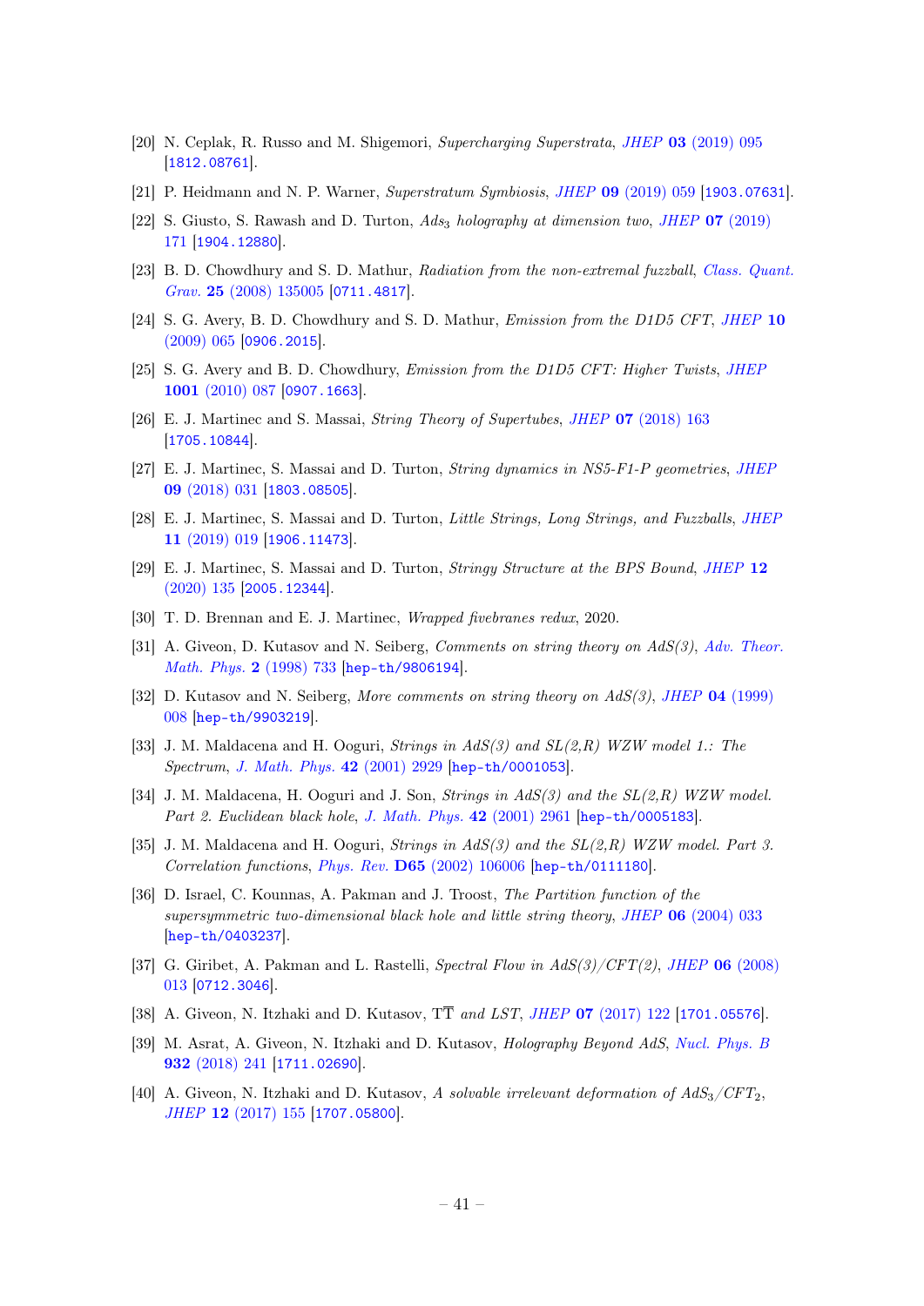[20] N. Ceplak, R. Russo and M. Shigemori, *Supercharging Superstrata*, JHEP **03** (2019) 095 [1812.08761].

[21] P. Heidmann and N. P. Warner, *Superstratum Symbiosis*, JHEP **09** (2019) 059 [1903.07631].

[22] S. Giusto, S. Rawash and D. Turton, *$Ads_3$ holography at dimension two*, JHEP **07** (2019) 171 [1904.12880].

[23] B. D. Chowdhury and S. D. Mathur, *Radiation from the non-extremal fuzzball*, Class. Quant. Grav. **25** (2008) 135005 [0711.4817].

[24] S. G. Avery, B. D. Chowdhury and S. D. Mathur, *Emission from the D1D5 CFT*, JHEP **10** (2009) 065 [0906.2015].

[25] S. G. Avery and B. D. Chowdhury, *Emission from the D1D5 CFT: Higher Twists*, JHEP **1001** (2010) 087 [0907.1663].

[26] E. J. Martinec and S. Massai, *String Theory of Supertubes*, JHEP **07** (2018) 163 [1705.10844].

[27] E. J. Martinec, S. Massai and D. Turton, *String dynamics in NS5-F1-P geometries*, JHEP **09** (2018) 031 [1803.08505].

[28] E. J. Martinec, S. Massai and D. Turton, *Little Strings, Long Strings, and Fuzzballs*, JHEP **11** (2019) 019 [1906.11473].

[29] E. J. Martinec, S. Massai and D. Turton, *Stringy Structure at the BPS Bound*, JHEP **12** (2020) 135 [2005.12344].

[30] T. D. Brennan and E. J. Martinec, *Wrapped fivebranes redux*, 2020.

[31] A. Giveon, D. Kutasov and N. Seiberg, *Comments on string theory on AdS(3)*, Adv. Theor. Math. Phys. **2** (1998) 733 [hep-th/9806194].

[32] D. Kutasov and N. Seiberg, *More comments on string theory on AdS(3)*, JHEP **04** (1999) 008 [hep-th/9903219].

[33] J. M. Maldacena and H. Ooguri, *Strings in AdS(3) and SL(2,R) WZW model 1.: The Spectrum*, J. Math. Phys. **42** (2001) 2929 [hep-th/0001053].

[34] J. M. Maldacena, H. Ooguri and J. Son, *Strings in AdS(3) and the SL(2,R) WZW model. Part 2. Euclidean black hole*, J. Math. Phys. **42** (2001) 2961 [hep-th/0005183].

[35] J. M. Maldacena and H. Ooguri, *Strings in AdS(3) and the SL(2,R) WZW model. Part 3. Correlation functions*, Phys. Rev. **D65** (2002) 106006 [hep-th/0111180].

[36] D. Israel, C. Kounnas, A. Pakman and J. Troost, *The Partition function of the supersymmetric two-dimensional black hole and little string theory*, JHEP **06** (2004) 033 [hep-th/0403237].

[37] G. Giribet, A. Pakman and L. Rastelli, *Spectral Flow in AdS(3)/CFT(2)*, JHEP **06** (2008) 013 [0712.3046].

[38] A. Giveon, N. Itzhaki and D. Kutasov, *$\mathrm{T}\overline{\mathrm{T}}$ and LST*, JHEP **07** (2017) 122 [1701.05576].

[39] M. Asrat, A. Giveon, N. Itzhaki and D. Kutasov, *Holography Beyond AdS*, Nucl. Phys. B **932** (2018) 241 [1711.02690].

[40] A. Giveon, N. Itzhaki and D. Kutasov, *A solvable irrelevant deformation of $AdS_3/CFT_2$*, JHEP **12** (2017) 155 [1707.05800].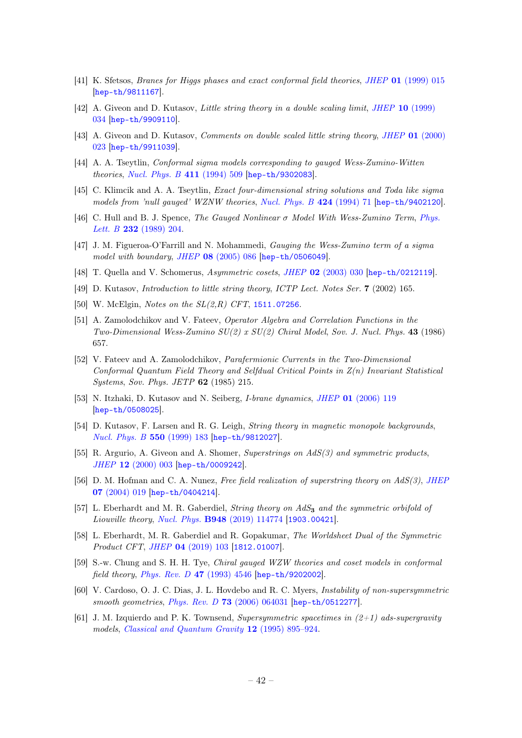[41] K. Sfetsos, *Branes for Higgs phases and exact conformal field theories*, JHEP **01** (1999) 015 [hep-th/9811167].

[42] A. Giveon and D. Kutasov, *Little string theory in a double scaling limit*, JHEP **10** (1999) 034 [hep-th/9909110].

[43] A. Giveon and D. Kutasov, *Comments on double scaled little string theory*, JHEP **01** (2000) 023 [hep-th/9911039].

[44] A. A. Tseytlin, *Conformal sigma models corresponding to gauged Wess-Zumino-Witten theories*, Nucl. Phys. B **411** (1994) 509 [hep-th/9302083].

[45] C. Klimcik and A. A. Tseytlin, *Exact four-dimensional string solutions and Toda like sigma models from 'null gauged' WZNW theories*, Nucl. Phys. B **424** (1994) 71 [hep-th/9402120].

[46] C. Hull and B. J. Spence, *The Gauged Nonlinear σ Model With Wess-Zumino Term*, Phys. Lett. B **232** (1989) 204.

[47] J. M. Figueroa-O'Farrill and N. Mohammedi, *Gauging the Wess-Zumino term of a sigma model with boundary*, JHEP **08** (2005) 086 [hep-th/0506049].

[48] T. Quella and V. Schomerus, *Asymmetric cosets*, JHEP **02** (2003) 030 [hep-th/0212119].

[49] D. Kutasov, *Introduction to little string theory*, *ICTP Lect. Notes Ser.* **7** (2002) 165.

[50] W. McElgin, *Notes on the SL(2,R) CFT*, 1511.07256.

[51] A. Zamolodchikov and V. Fateev, *Operator Algebra and Correlation Functions in the Two-Dimensional Wess-Zumino SU(2) x SU(2) Chiral Model*, *Sov. J. Nucl. Phys.* **43** (1986) 657.

[52] V. Fateev and A. Zamolodchikov, *Parafermionic Currents in the Two-Dimensional Conformal Quantum Field Theory and Selfdual Critical Points in Z(n) Invariant Statistical Systems*, *Sov. Phys. JETP* **62** (1985) 215.

[53] N. Itzhaki, D. Kutasov and N. Seiberg, *I-brane dynamics*, JHEP **01** (2006) 119 [hep-th/0508025].

[54] D. Kutasov, F. Larsen and R. G. Leigh, *String theory in magnetic monopole backgrounds*, Nucl. Phys. B **550** (1999) 183 [hep-th/9812027].

[55] R. Argurio, A. Giveon and A. Shomer, *Superstrings on AdS(3) and symmetric products*, JHEP **12** (2000) 003 [hep-th/0009242].

[56] D. M. Hofman and C. A. Nunez, *Free field realization of superstring theory on AdS(3)*, JHEP **07** (2004) 019 [hep-th/0404214].

[57] L. Eberhardt and M. R. Gaberdiel, *String theory on $AdS_3$ and the symmetric orbifold of Liouville theory*, Nucl. Phys. **B948** (2019) 114774 [1903.00421].

[58] L. Eberhardt, M. R. Gaberdiel and R. Gopakumar, *The Worldsheet Dual of the Symmetric Product CFT*, JHEP **04** (2019) 103 [1812.01007].

[59] S.-w. Chung and S. H. H. Tye, *Chiral gauged WZW theories and coset models in conformal field theory*, Phys. Rev. D **47** (1993) 4546 [hep-th/9202002].

[60] V. Cardoso, O. J. C. Dias, J. L. Hovdebo and R. C. Myers, *Instability of non-supersymmetric smooth geometries*, Phys. Rev. D **73** (2006) 064031 [hep-th/0512277].

[61] J. M. Izquierdo and P. K. Townsend, *Supersymmetric spacetimes in (2+1) ads-supergravity models*, Classical and Quantum Gravity **12** (1995) 895–924.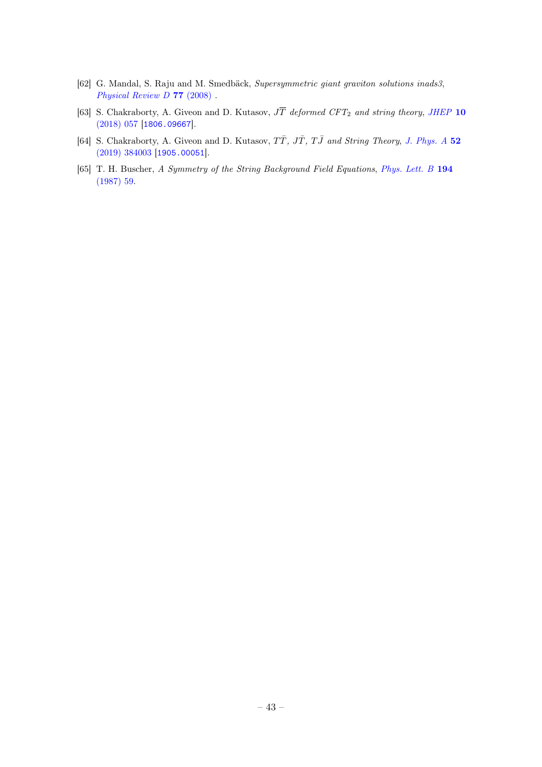[62] G. Mandal, S. Raju and M. Smedbäck, *Supersymmetric giant graviton solutions inads3*, *Physical Review D* **77** (2008) .

[63] S. Chakraborty, A. Giveon and D. Kutasov, *$J\overline{T}$ deformed CFT$_2$ and string theory*, *JHEP* **10** (2018) 057 [1806.09667].

[64] S. Chakraborty, A. Giveon and D. Kutasov, *$T\bar{T}$, $J\bar{T}$, $T\bar{J}$ and String Theory*, *J. Phys. A* **52** (2019) 384003 [1905.00051].

[65] T. H. Buscher, *A Symmetry of the String Background Field Equations*, *Phys. Lett. B* **194** (1987) 59.